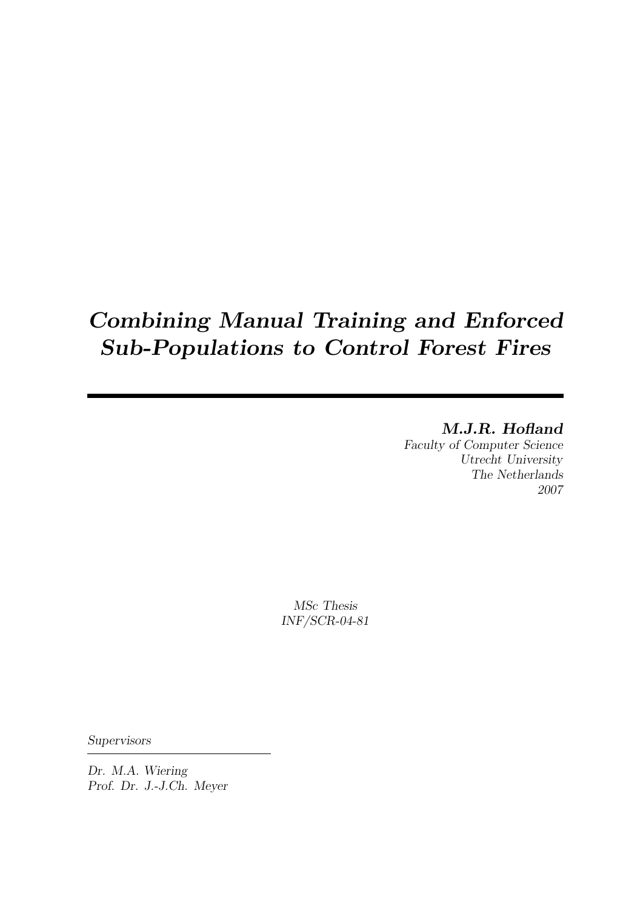# *Combining Manual Training and Enforced Sub-Populations to Control Forest Fires*

---

***M.J.R. Hofland***

*Faculty of Computer Science*
*Utrecht University*
*The Netherlands*
*2007*

*MSc Thesis*
*INF/SCR-04-81*

*Supervisors*

---

*Dr. M.A. Wiering*
*Prof. Dr. J.-J.Ch. Meyer*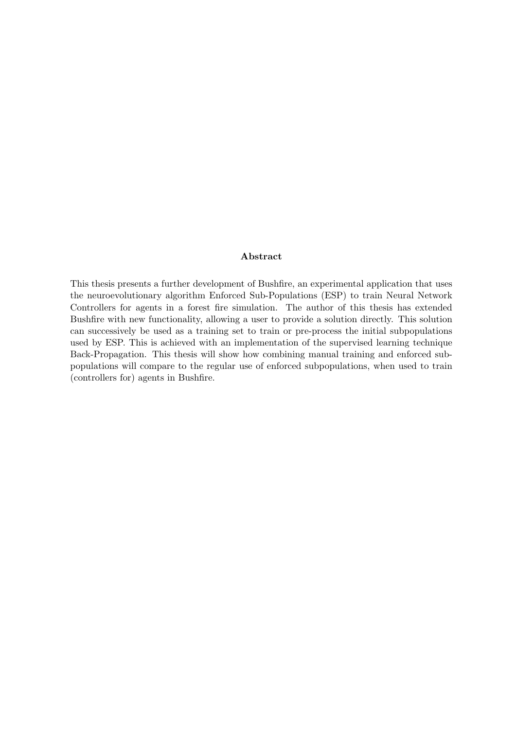## Abstract

This thesis presents a further development of Bushfire, an experimental application that uses the neuroevolutionary algorithm Enforced Sub-Populations (ESP) to train Neural Network Controllers for agents in a forest fire simulation. The author of this thesis has extended Bushfire with new functionality, allowing a user to provide a solution directly. This solution can successively be used as a training set to train or pre-process the initial subpopulations used by ESP. This is achieved with an implementation of the supervised learning technique Back-Propagation. This thesis will show how combining manual training and enforced subpopulations will compare to the regular use of enforced subpopulations, when used to train (controllers for) agents in Bushfire.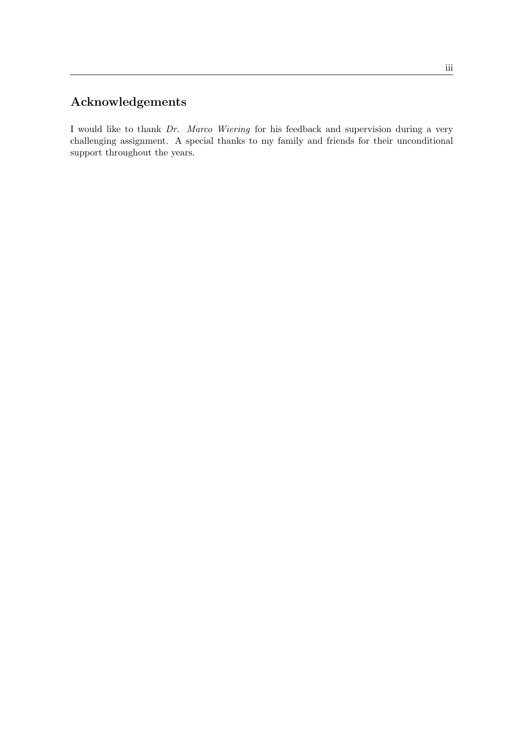## Acknowledgements

I would like to thank *Dr. Marco Wiering* for his feedback and supervision during a very challenging assignment. A special thanks to my family and friends for their unconditional support throughout the years.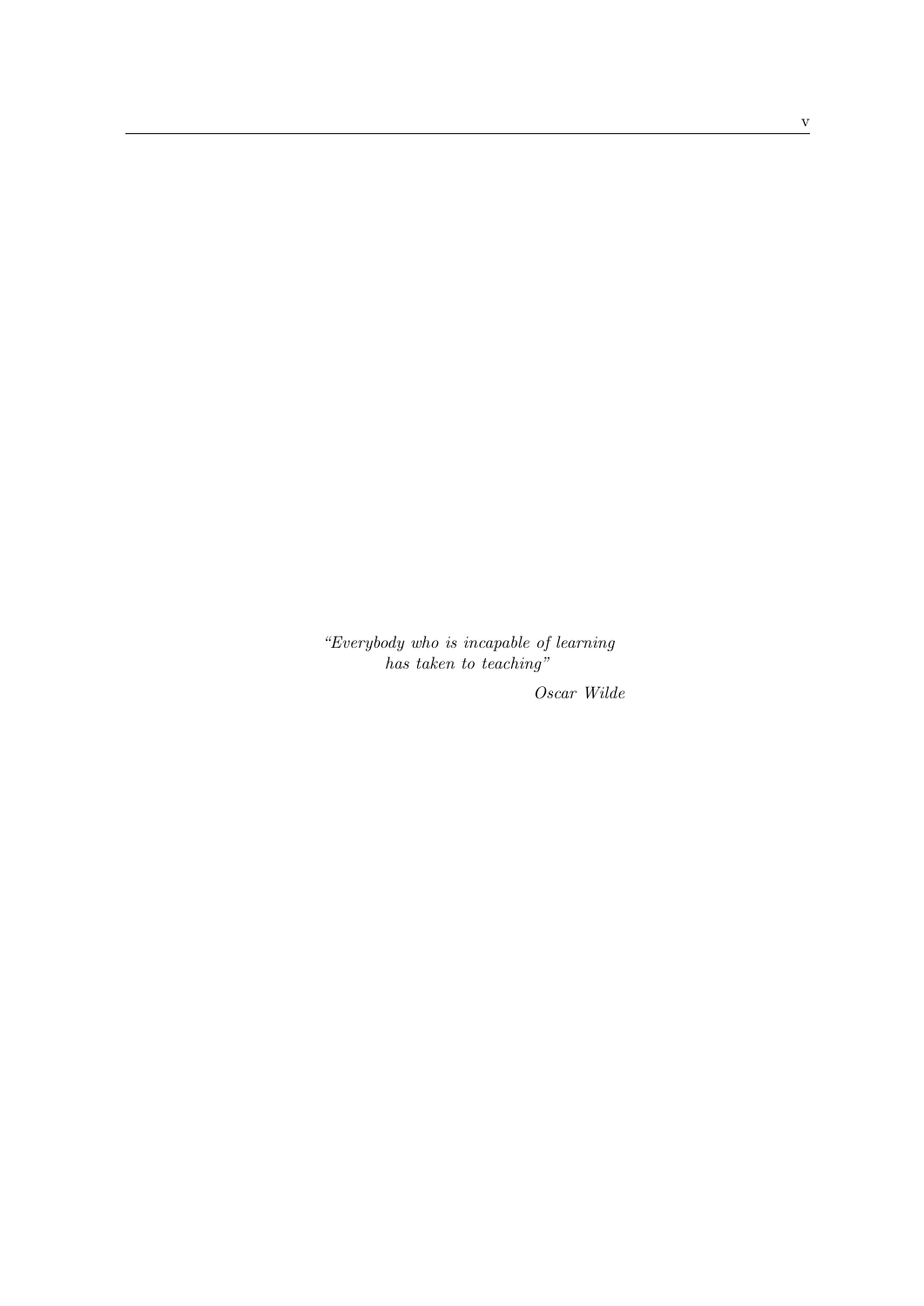*"Everybody who is incapable of learning has taken to teaching"*

*Oscar Wilde*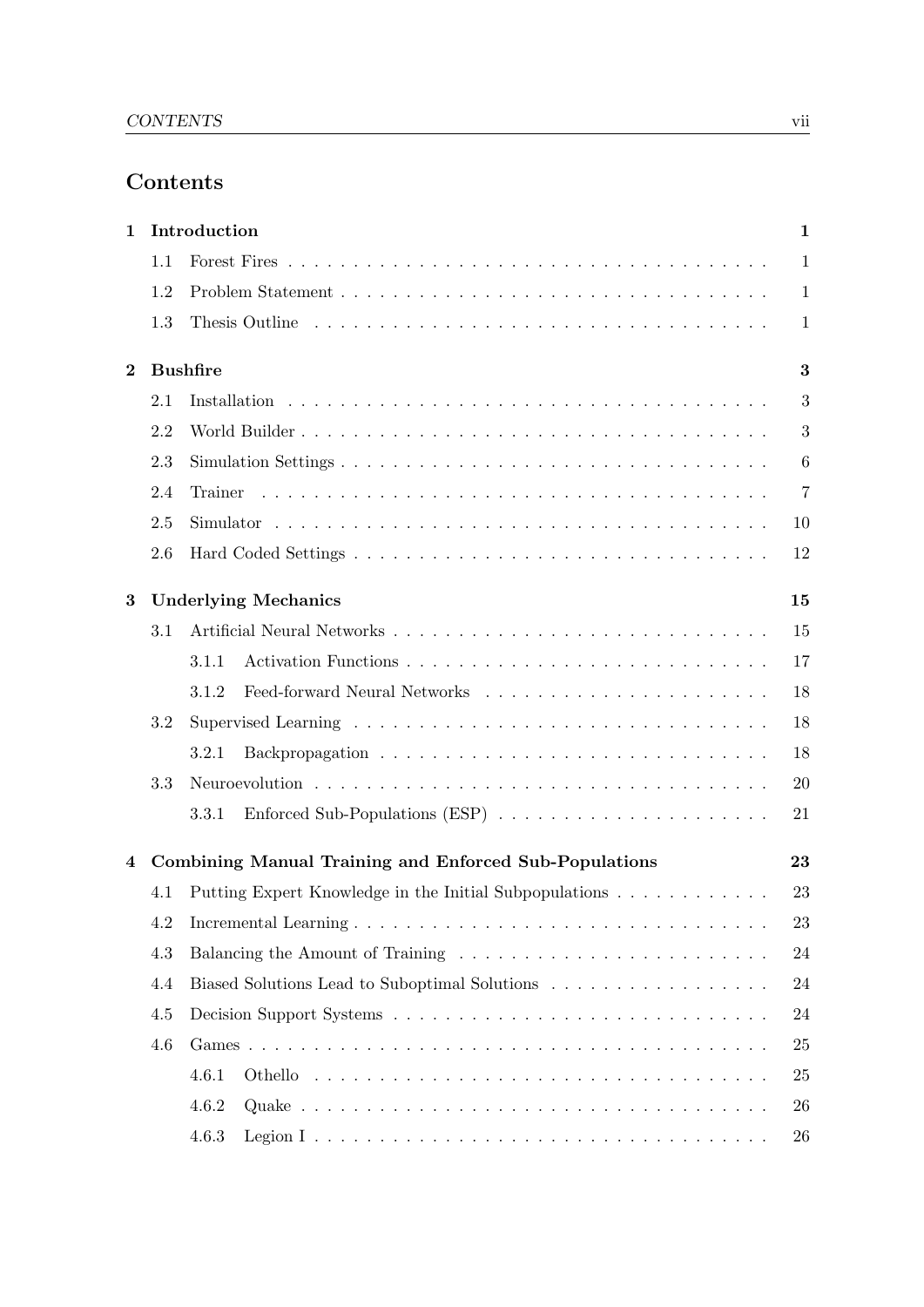# Contents

**1 Introduction** **1**

- 1.1 Forest Fires . . . . . . . . . . . . . . . . . . . . . . . . . . . . . . . . . . . . . 1
- 1.2 Problem Statement . . . . . . . . . . . . . . . . . . . . . . . . . . . . . . . . . 1
- 1.3 Thesis Outline . . . . . . . . . . . . . . . . . . . . . . . . . . . . . . . . . . . . 1

**2 Bushfire** **3**

- 2.1 Installation . . . . . . . . . . . . . . . . . . . . . . . . . . . . . . . . . . . . . 3
- 2.2 World Builder . . . . . . . . . . . . . . . . . . . . . . . . . . . . . . . . . . . . 3
- 2.3 Simulation Settings . . . . . . . . . . . . . . . . . . . . . . . . . . . . . . . . . 6
- 2.4 Trainer . . . . . . . . . . . . . . . . . . . . . . . . . . . . . . . . . . . . . . . 7
- 2.5 Simulator . . . . . . . . . . . . . . . . . . . . . . . . . . . . . . . . . . . . . . 10
- 2.6 Hard Coded Settings . . . . . . . . . . . . . . . . . . . . . . . . . . . . . . . . 12

**3 Underlying Mechanics** **15**

- 3.1 Artificial Neural Networks . . . . . . . . . . . . . . . . . . . . . . . . . . . . . 15
  - 3.1.1 Activation Functions . . . . . . . . . . . . . . . . . . . . . . . . . . . . 17
  - 3.1.2 Feed-forward Neural Networks . . . . . . . . . . . . . . . . . . . . . . . 18
- 3.2 Supervised Learning . . . . . . . . . . . . . . . . . . . . . . . . . . . . . . . . 18
  - 3.2.1 Backpropagation . . . . . . . . . . . . . . . . . . . . . . . . . . . . . . 18
- 3.3 Neuroevolution . . . . . . . . . . . . . . . . . . . . . . . . . . . . . . . . . . . 20
  - 3.3.1 Enforced Sub-Populations (ESP) . . . . . . . . . . . . . . . . . . . . . 21

**4 Combining Manual Training and Enforced Sub-Populations** **23**

- 4.1 Putting Expert Knowledge in the Initial Subpopulations . . . . . . . . . . . . 23
- 4.2 Incremental Learning . . . . . . . . . . . . . . . . . . . . . . . . . . . . . . . . 23
- 4.3 Balancing the Amount of Training . . . . . . . . . . . . . . . . . . . . . . . . 24
- 4.4 Biased Solutions Lead to Suboptimal Solutions . . . . . . . . . . . . . . . . . 24
- 4.5 Decision Support Systems . . . . . . . . . . . . . . . . . . . . . . . . . . . . . 24
- 4.6 Games . . . . . . . . . . . . . . . . . . . . . . . . . . . . . . . . . . . . . . . . 25
  - 4.6.1 Othello . . . . . . . . . . . . . . . . . . . . . . . . . . . . . . . . . . . 25
  - 4.6.2 Quake . . . . . . . . . . . . . . . . . . . . . . . . . . . . . . . . . . . . 26
  - 4.6.3 Legion I . . . . . . . . . . . . . . . . . . . . . . . . . . . . . . . . . . . 26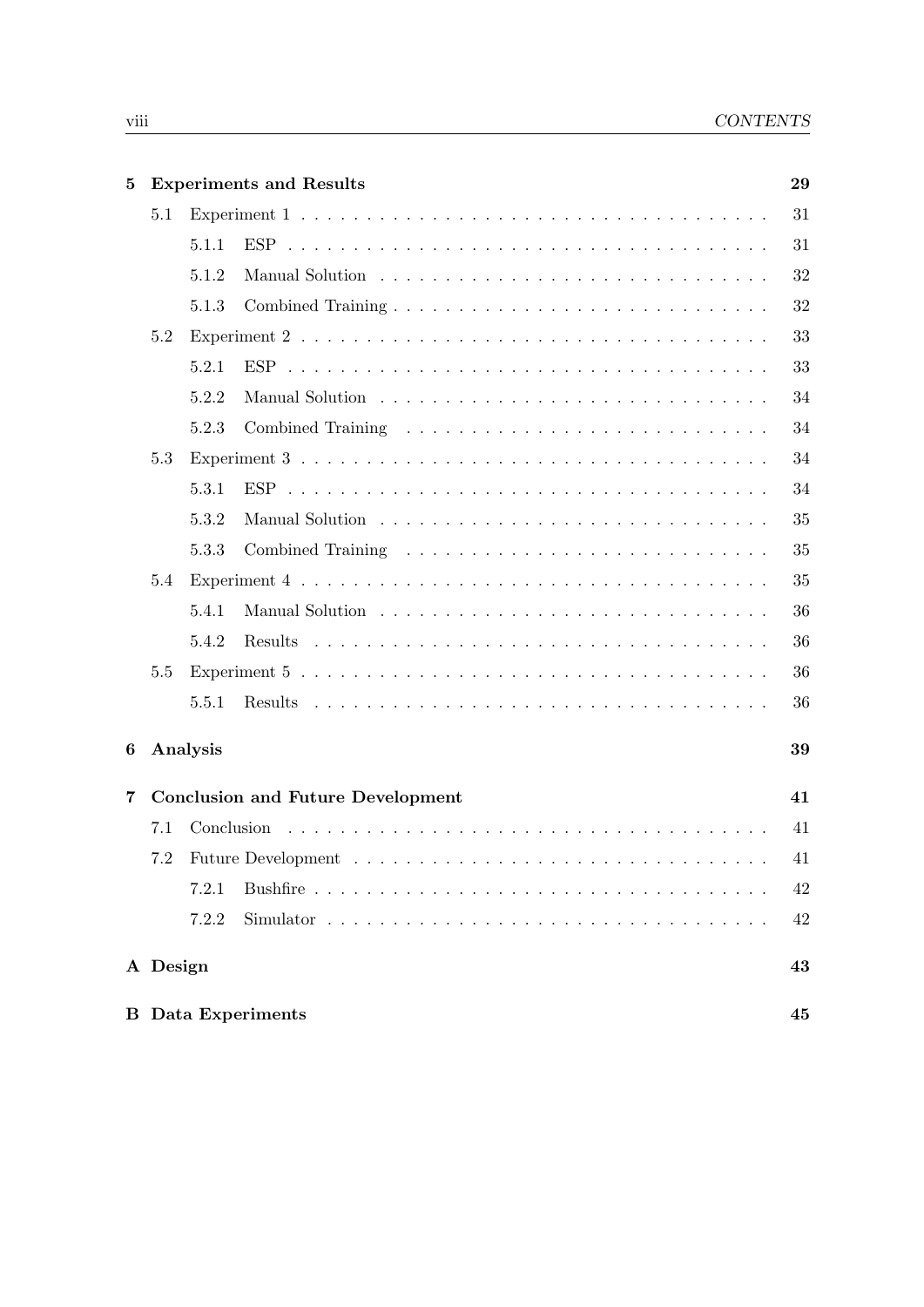| | | |
|---|---|---|
| **5** | **Experiments and Results** | **29** |
| 5.1 | Experiment 1 | 31 |
| 5.1.1 | ESP | 31 |
| 5.1.2 | Manual Solution | 32 |
| 5.1.3 | Combined Training | 32 |
| 5.2 | Experiment 2 | 33 |
| 5.2.1 | ESP | 33 |
| 5.2.2 | Manual Solution | 34 |
| 5.2.3 | Combined Training | 34 |
| 5.3 | Experiment 3 | 34 |
| 5.3.1 | ESP | 34 |
| 5.3.2 | Manual Solution | 35 |
| 5.3.3 | Combined Training | 35 |
| 5.4 | Experiment 4 | 35 |
| 5.4.1 | Manual Solution | 36 |
| 5.4.2 | Results | 36 |
| 5.5 | Experiment 5 | 36 |
| 5.5.1 | Results | 36 |
| **6** | **Analysis** | **39** |
| **7** | **Conclusion and Future Development** | **41** |
| 7.1 | Conclusion | 41 |
| 7.2 | Future Development | 41 |
| 7.2.1 | Bushfire | 42 |
| 7.2.2 | Simulator | 42 |
| **A** | **Design** | **43** |
| **B** | **Data Experiments** | **45** |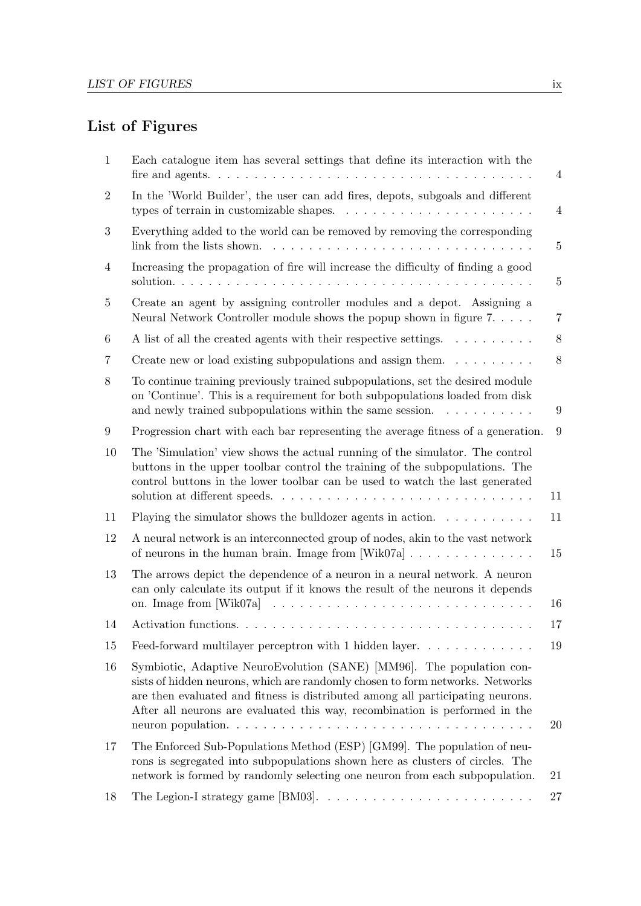# List of Figures

| | | |
|---|---|---|
| 1 | Each catalogue item has several settings that define its interaction with the fire and agents. | 4 |
| 2 | In the 'World Builder', the user can add fires, depots, subgoals and different types of terrain in customizable shapes. | 4 |
| 3 | Everything added to the world can be removed by removing the corresponding link from the lists shown. | 5 |
| 4 | Increasing the propagation of fire will increase the difficulty of finding a good solution. | 5 |
| 5 | Create an agent by assigning controller modules and a depot. Assigning a Neural Network Controller module shows the popup shown in figure 7. | 7 |
| 6 | A list of all the created agents with their respective settings. | 8 |
| 7 | Create new or load existing subpopulations and assign them. | 8 |
| 8 | To continue training previously trained subpopulations, set the desired module on 'Continue'. This is a requirement for both subpopulations loaded from disk and newly trained subpopulations within the same session. | 9 |
| 9 | Progression chart with each bar representing the average fitness of a generation. | 9 |
| 10 | The 'Simulation' view shows the actual running of the simulator. The control buttons in the upper toolbar control the training of the subpopulations. The control buttons in the lower toolbar can be used to watch the last generated solution at different speeds. | 11 |
| 11 | Playing the simulator shows the bulldozer agents in action. | 11 |
| 12 | A neural network is an interconnected group of nodes, akin to the vast network of neurons in the human brain. Image from [Wik07a] | 15 |
| 13 | The arrows depict the dependence of a neuron in a neural network. A neuron can only calculate its output if it knows the result of the neurons it depends on. Image from [Wik07a] | 16 |
| 14 | Activation functions. | 17 |
| 15 | Feed-forward multilayer perceptron with 1 hidden layer. | 19 |
| 16 | Symbiotic, Adaptive NeuroEvolution (SANE) [MM96]. The population consists of hidden neurons, which are randomly chosen to form networks. Networks are then evaluated and fitness is distributed among all participating neurons. After all neurons are evaluated this way, recombination is performed in the neuron population. | 20 |
| 17 | The Enforced Sub-Populations Method (ESP) [GM99]. The population of neurons is segregated into subpopulations shown here as clusters of circles. The network is formed by randomly selecting one neuron from each subpopulation. | 21 |
| 18 | The Legion-I strategy game [BM03]. | 27 |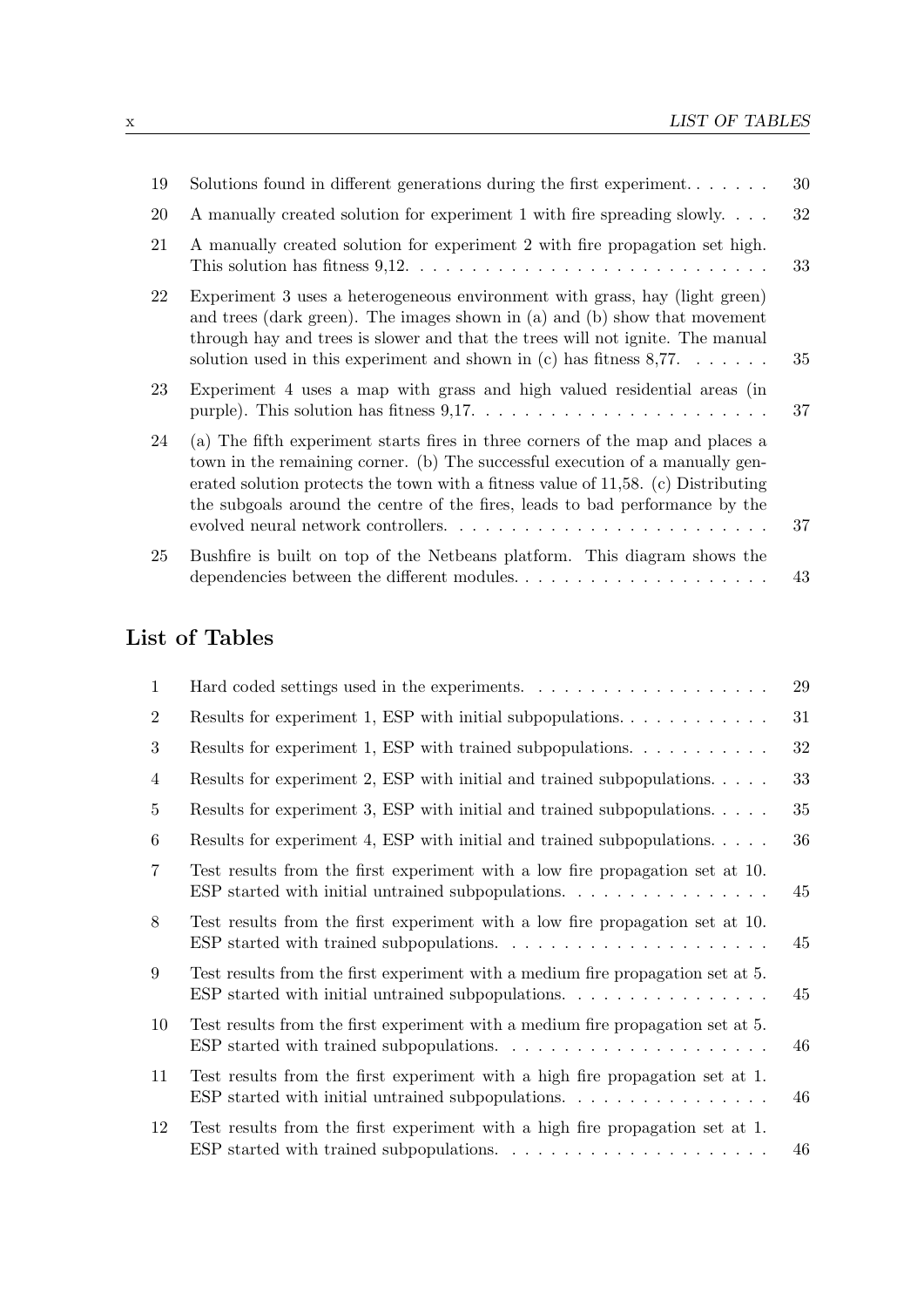| | | |
|---|---|---|
| 19 | Solutions found in different generations during the first experiment. | 30 |
| 20 | A manually created solution for experiment 1 with fire spreading slowly. | 32 |
| 21 | A manually created solution for experiment 2 with fire propagation set high. This solution has fitness 9,12. | 33 |
| 22 | Experiment 3 uses a heterogeneous environment with grass, hay (light green) and trees (dark green). The images shown in (a) and (b) show that movement through hay and trees is slower and that the trees will not ignite. The manual solution used in this experiment and shown in (c) has fitness 8,77. | 35 |
| 23 | Experiment 4 uses a map with grass and high valued residential areas (in purple). This solution has fitness 9,17. | 37 |
| 24 | (a) The fifth experiment starts fires in three corners of the map and places a town in the remaining corner. (b) The successful execution of a manually generated solution protects the town with a fitness value of 11,58. (c) Distributing the subgoals around the centre of the fires, leads to bad performance by the evolved neural network controllers. | 37 |
| 25 | Bushfire is built on top of the Netbeans platform. This diagram shows the dependencies between the different modules. | 43 |

## List of Tables

| | | |
|---|---|---|
| 1 | Hard coded settings used in the experiments. | 29 |
| 2 | Results for experiment 1, ESP with initial subpopulations. | 31 |
| 3 | Results for experiment 1, ESP with trained subpopulations. | 32 |
| 4 | Results for experiment 2, ESP with initial and trained subpopulations. | 33 |
| 5 | Results for experiment 3, ESP with initial and trained subpopulations. | 35 |
| 6 | Results for experiment 4, ESP with initial and trained subpopulations. | 36 |
| 7 | Test results from the first experiment with a low fire propagation set at 10. ESP started with initial untrained subpopulations. | 45 |
| 8 | Test results from the first experiment with a low fire propagation set at 10. ESP started with trained subpopulations. | 45 |
| 9 | Test results from the first experiment with a medium fire propagation set at 5. ESP started with initial untrained subpopulations. | 45 |
| 10 | Test results from the first experiment with a medium fire propagation set at 5. ESP started with trained subpopulations. | 46 |
| 11 | Test results from the first experiment with a high fire propagation set at 1. ESP started with initial untrained subpopulations. | 46 |
| 12 | Test results from the first experiment with a high fire propagation set at 1. ESP started with trained subpopulations. | 46 |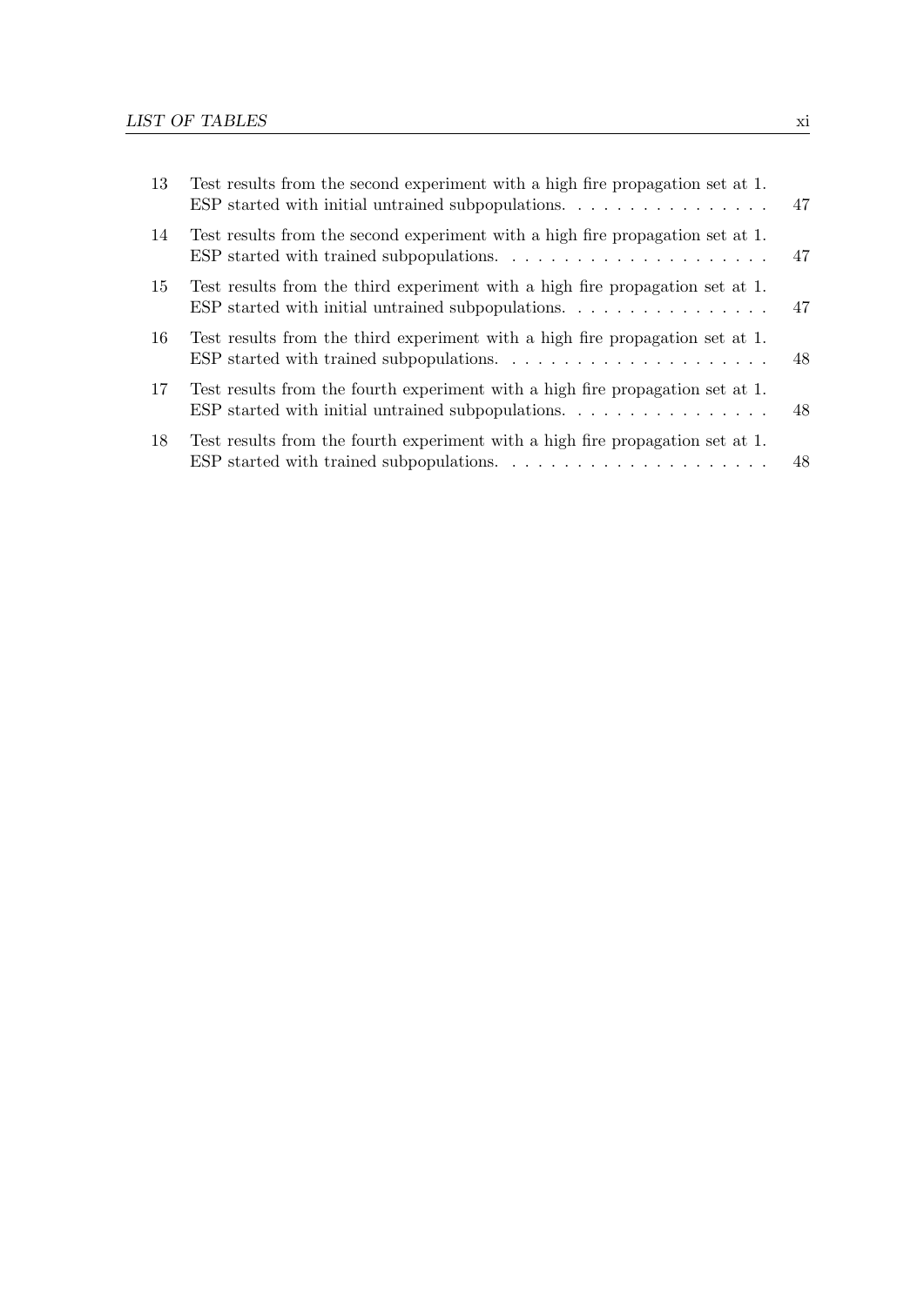| | | |
|---|---|---|
| 13 | Test results from the second experiment with a high fire propagation set at 1. ESP started with initial untrained subpopulations. | 47 |
| 14 | Test results from the second experiment with a high fire propagation set at 1. ESP started with trained subpopulations. | 47 |
| 15 | Test results from the third experiment with a high fire propagation set at 1. ESP started with initial untrained subpopulations. | 47 |
| 16 | Test results from the third experiment with a high fire propagation set at 1. ESP started with trained subpopulations. | 48 |
| 17 | Test results from the fourth experiment with a high fire propagation set at 1. ESP started with initial untrained subpopulations. | 48 |
| 18 | Test results from the fourth experiment with a high fire propagation set at 1. ESP started with trained subpopulations. | 48 |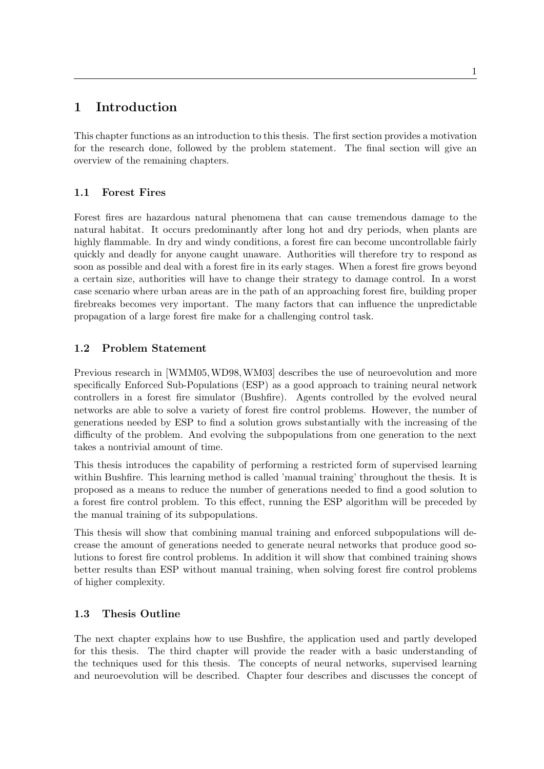# 1 Introduction

This chapter functions as an introduction to this thesis. The first section provides a motivation for the research done, followed by the problem statement. The final section will give an overview of the remaining chapters.

## 1.1 Forest Fires

Forest fires are hazardous natural phenomena that can cause tremendous damage to the natural habitat. It occurs predominantly after long hot and dry periods, when plants are highly flammable. In dry and windy conditions, a forest fire can become uncontrollable fairly quickly and deadly for anyone caught unaware. Authorities will therefore try to respond as soon as possible and deal with a forest fire in its early stages. When a forest fire grows beyond a certain size, authorities will have to change their strategy to damage control. In a worst case scenario where urban areas are in the path of an approaching forest fire, building proper firebreaks becomes very important. The many factors that can influence the unpredictable propagation of a large forest fire make for a challenging control task.

## 1.2 Problem Statement

Previous research in [WMM05, WD98, WM03] describes the use of neuroevolution and more specifically Enforced Sub-Populations (ESP) as a good approach to training neural network controllers in a forest fire simulator (Bushfire). Agents controlled by the evolved neural networks are able to solve a variety of forest fire control problems. However, the number of generations needed by ESP to find a solution grows substantially with the increasing of the difficulty of the problem. And evolving the subpopulations from one generation to the next takes a nontrivial amount of time.

This thesis introduces the capability of performing a restricted form of supervised learning within Bushfire. This learning method is called 'manual training' throughout the thesis. It is proposed as a means to reduce the number of generations needed to find a good solution to a forest fire control problem. To this effect, running the ESP algorithm will be preceded by the manual training of its subpopulations.

This thesis will show that combining manual training and enforced subpopulations will decrease the amount of generations needed to generate neural networks that produce good solutions to forest fire control problems. In addition it will show that combined training shows better results than ESP without manual training, when solving forest fire control problems of higher complexity.

## 1.3 Thesis Outline

The next chapter explains how to use Bushfire, the application used and partly developed for this thesis. The third chapter will provide the reader with a basic understanding of the techniques used for this thesis. The concepts of neural networks, supervised learning and neuroevolution will be described. Chapter four describes and discusses the concept of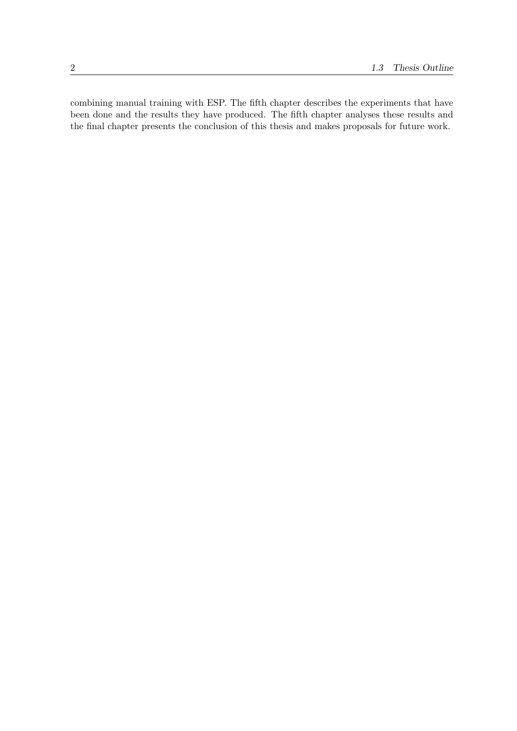combining manual training with ESP. The fifth chapter describes the experiments that have been done and the results they have produced. The fifth chapter analyses these results and the final chapter presents the conclusion of this thesis and makes proposals for future work.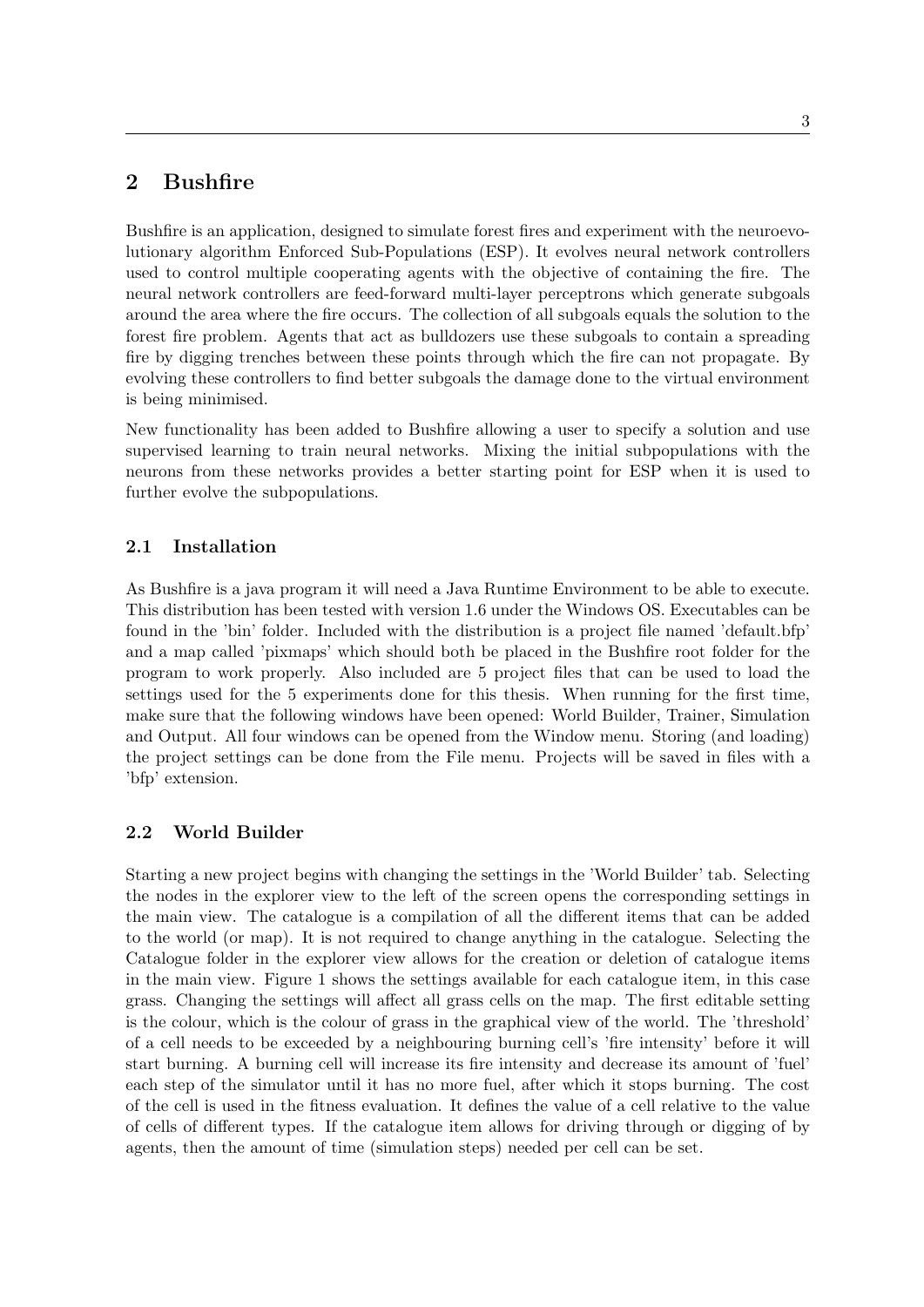## 2 Bushfire

Bushfire is an application, designed to simulate forest fires and experiment with the neuroevolutionary algorithm Enforced Sub-Populations (ESP). It evolves neural network controllers used to control multiple cooperating agents with the objective of containing the fire. The neural network controllers are feed-forward multi-layer perceptrons which generate subgoals around the area where the fire occurs. The collection of all subgoals equals the solution to the forest fire problem. Agents that act as bulldozers use these subgoals to contain a spreading fire by digging trenches between these points through which the fire can not propagate. By evolving these controllers to find better subgoals the damage done to the virtual environment is being minimised.

New functionality has been added to Bushfire allowing a user to specify a solution and use supervised learning to train neural networks. Mixing the initial subpopulations with the neurons from these networks provides a better starting point for ESP when it is used to further evolve the subpopulations.

### 2.1 Installation

As Bushfire is a java program it will need a Java Runtime Environment to be able to execute. This distribution has been tested with version 1.6 under the Windows OS. Executables can be found in the 'bin' folder. Included with the distribution is a project file named 'default.bfp' and a map called 'pixmaps' which should both be placed in the Bushfire root folder for the program to work properly. Also included are 5 project files that can be used to load the settings used for the 5 experiments done for this thesis. When running for the first time, make sure that the following windows have been opened: World Builder, Trainer, Simulation and Output. All four windows can be opened from the Window menu. Storing (and loading) the project settings can be done from the File menu. Projects will be saved in files with a 'bfp' extension.

### 2.2 World Builder

Starting a new project begins with changing the settings in the 'World Builder' tab. Selecting the nodes in the explorer view to the left of the screen opens the corresponding settings in the main view. The catalogue is a compilation of all the different items that can be added to the world (or map). It is not required to change anything in the catalogue. Selecting the Catalogue folder in the explorer view allows for the creation or deletion of catalogue items in the main view. Figure 1 shows the settings available for each catalogue item, in this case grass. Changing the settings will affect all grass cells on the map. The first editable setting is the colour, which is the colour of grass in the graphical view of the world. The 'threshold' of a cell needs to be exceeded by a neighbouring burning cell's 'fire intensity' before it will start burning. A burning cell will increase its fire intensity and decrease its amount of 'fuel' each step of the simulator until it has no more fuel, after which it stops burning. The cost of the cell is used in the fitness evaluation. It defines the value of a cell relative to the value of cells of different types. If the catalogue item allows for driving through or digging of by agents, then the amount of time (simulation steps) needed per cell can be set.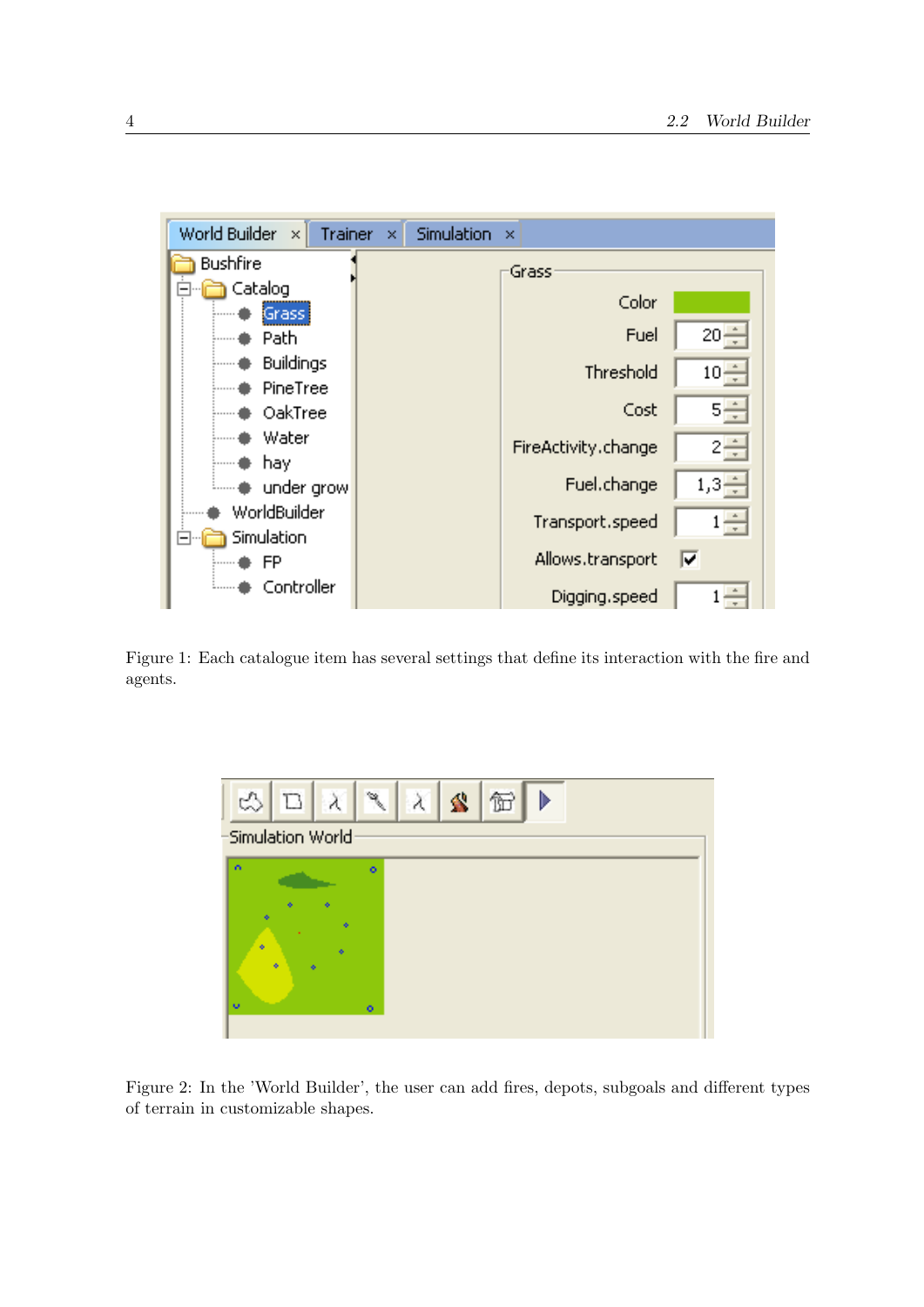Figure 1: Each catalogue item has several settings that define its interaction with the fire and agents.

Figure 2: In the 'World Builder', the user can add fires, depots, subgoals and different types of terrain in customizable shapes.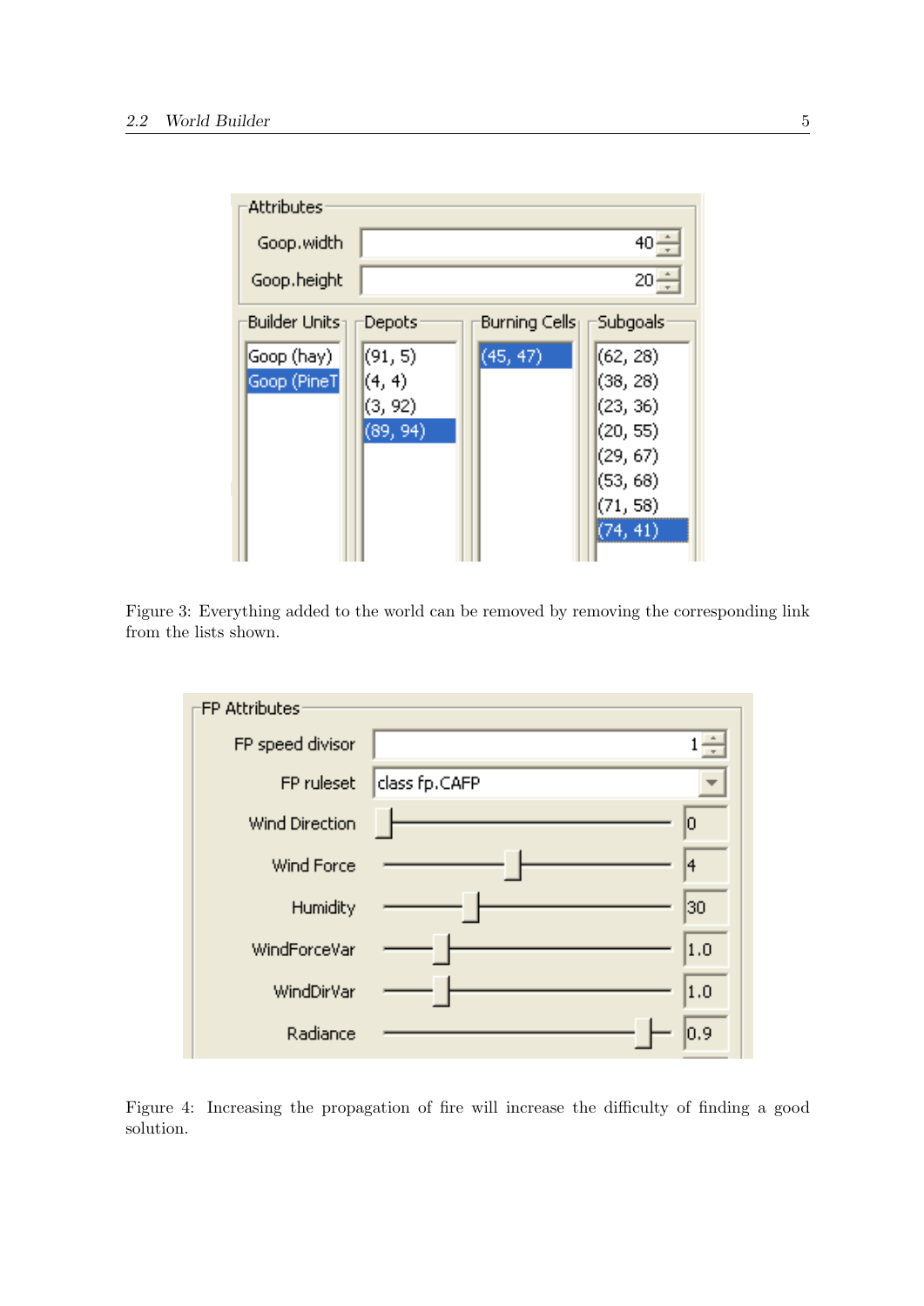Figure 3: Everything added to the world can be removed by removing the corresponding link from the lists shown.

Figure 4: Increasing the propagation of fire will increase the difficulty of finding a good solution.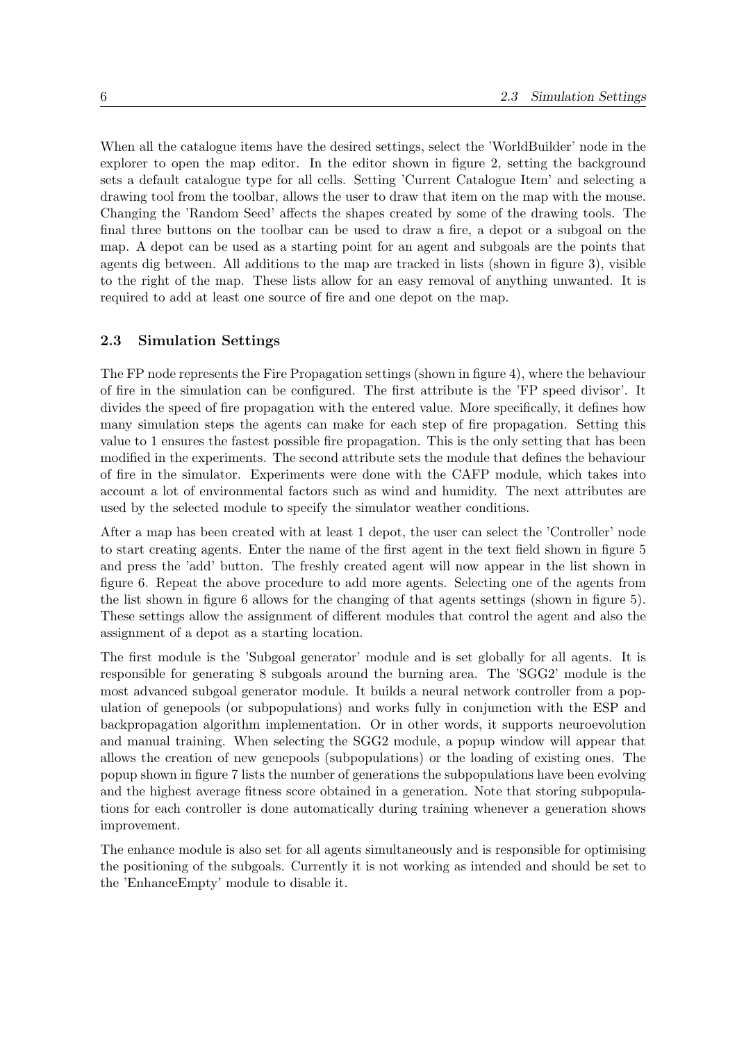When all the catalogue items have the desired settings, select the 'WorldBuilder' node in the explorer to open the map editor. In the editor shown in figure 2, setting the background sets a default catalogue type for all cells. Setting 'Current Catalogue Item' and selecting a drawing tool from the toolbar, allows the user to draw that item on the map with the mouse. Changing the 'Random Seed' affects the shapes created by some of the drawing tools. The final three buttons on the toolbar can be used to draw a fire, a depot or a subgoal on the map. A depot can be used as a starting point for an agent and subgoals are the points that agents dig between. All additions to the map are tracked in lists (shown in figure 3), visible to the right of the map. These lists allow for an easy removal of anything unwanted. It is required to add at least one source of fire and one depot on the map.

### 2.3 Simulation Settings

The FP node represents the Fire Propagation settings (shown in figure 4), where the behaviour of fire in the simulation can be configured. The first attribute is the 'FP speed divisor'. It divides the speed of fire propagation with the entered value. More specifically, it defines how many simulation steps the agents can make for each step of fire propagation. Setting this value to 1 ensures the fastest possible fire propagation. This is the only setting that has been modified in the experiments. The second attribute sets the module that defines the behaviour of fire in the simulator. Experiments were done with the CAFP module, which takes into account a lot of environmental factors such as wind and humidity. The next attributes are used by the selected module to specify the simulator weather conditions.

After a map has been created with at least 1 depot, the user can select the 'Controller' node to start creating agents. Enter the name of the first agent in the text field shown in figure 5 and press the 'add' button. The freshly created agent will now appear in the list shown in figure 6. Repeat the above procedure to add more agents. Selecting one of the agents from the list shown in figure 6 allows for the changing of that agents settings (shown in figure 5). These settings allow the assignment of different modules that control the agent and also the assignment of a depot as a starting location.

The first module is the 'Subgoal generator' module and is set globally for all agents. It is responsible for generating 8 subgoals around the burning area. The 'SGG2' module is the most advanced subgoal generator module. It builds a neural network controller from a population of genepools (or subpopulations) and works fully in conjunction with the ESP and backpropagation algorithm implementation. Or in other words, it supports neuroevolution and manual training. When selecting the SGG2 module, a popup window will appear that allows the creation of new genepools (subpopulations) or the loading of existing ones. The popup shown in figure 7 lists the number of generations the subpopulations have been evolving and the highest average fitness score obtained in a generation. Note that storing subpopulations for each controller is done automatically during training whenever a generation shows improvement.

The enhance module is also set for all agents simultaneously and is responsible for optimising the positioning of the subgoals. Currently it is not working as intended and should be set to the 'EnhanceEmpty' module to disable it.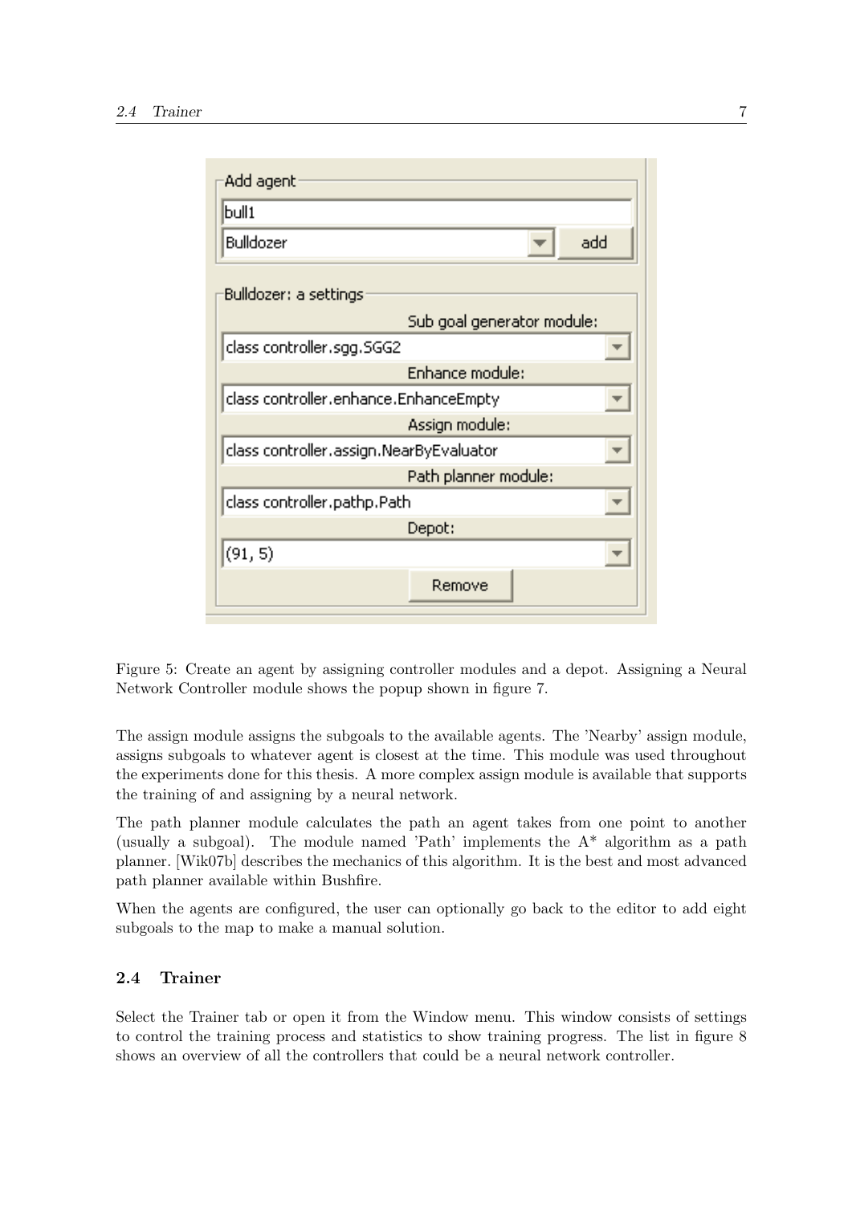Figure 5: Create an agent by assigning controller modules and a depot. Assigning a Neural Network Controller module shows the popup shown in figure 7.

The assign module assigns the subgoals to the available agents. The 'Nearby' assign module, assigns subgoals to whatever agent is closest at the time. This module was used throughout the experiments done for this thesis. A more complex assign module is available that supports the training of and assigning by a neural network.

The path planner module calculates the path an agent takes from one point to another (usually a subgoal). The module named 'Path' implements the A* algorithm as a path planner. [Wik07b] describes the mechanics of this algorithm. It is the best and most advanced path planner available within Bushfire.

When the agents are configured, the user can optionally go back to the editor to add eight subgoals to the map to make a manual solution.

### 2.4 Trainer

Select the Trainer tab or open it from the Window menu. This window consists of settings to control the training process and statistics to show training progress. The list in figure 8 shows an overview of all the controllers that could be a neural network controller.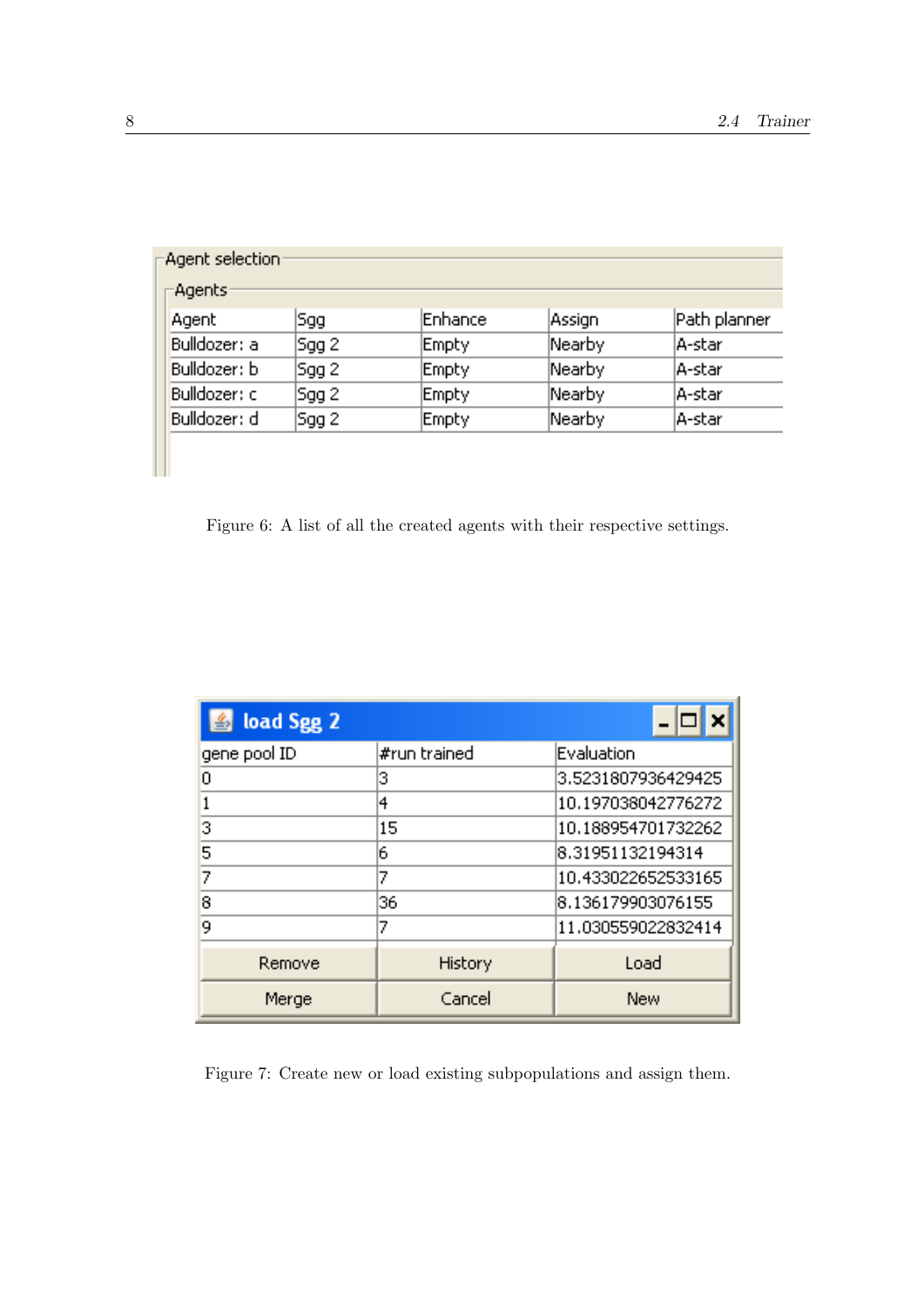Agent selection

Agents

| Agent | Sgg | Enhance | Assign | Path planner |
|---|---|---|---|---|
| Bulldozer: a | Sgg 2 | Empty | Nearby | A-star |
| Bulldozer: b | Sgg 2 | Empty | Nearby | A-star |
| Bulldozer: c | Sgg 2 | Empty | Nearby | A-star |
| Bulldozer: d | Sgg 2 | Empty | Nearby | A-star |

Figure 6: A list of all the created agents with their respective settings.

load Sgg 2

| gene pool ID | #run trained | Evaluation |
|---|---|---|
| 0 | 3 | 3.5231807936429425 |
| 1 | 4 | 10.197038042776272 |
| 3 | 15 | 10.188954701732262 |
| 5 | 6 | 8.31951132194314 |
| 7 | 7 | 10.433022652533165 |
| 8 | 36 | 8.136179903076155 |
| 9 | 7 | 11.030559022832414 |

Remove | History | Load

Merge | Cancel | New

Figure 7: Create new or load existing subpopulations and assign them.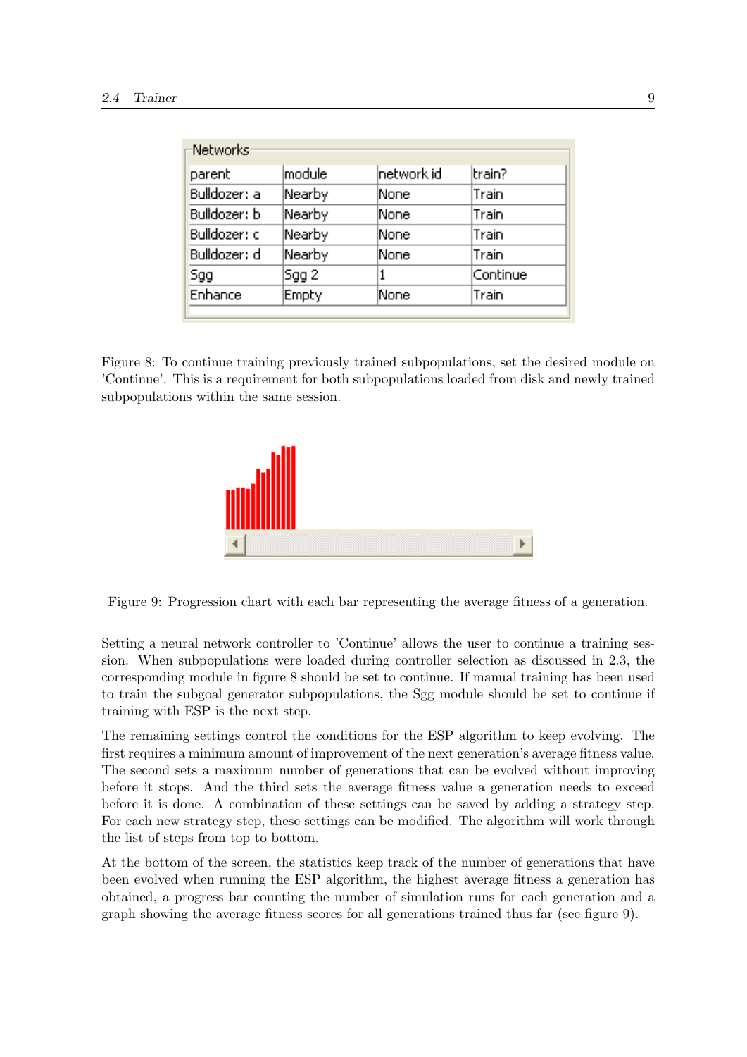| parent | module | network id | train? |
|---|---|---|---|
| Bulldozer: a | Nearby | None | Train |
| Bulldozer: b | Nearby | None | Train |
| Bulldozer: c | Nearby | None | Train |
| Bulldozer: d | Nearby | None | Train |
| Sgg | Sgg 2 | 1 | Continue |
| Enhance | Empty | None | Train |

Figure 8: To continue training previously trained subpopulations, set the desired module on 'Continue'. This is a requirement for both subpopulations loaded from disk and newly trained subpopulations within the same session.

Figure 9: Progression chart with each bar representing the average fitness of a generation.

Setting a neural network controller to 'Continue' allows the user to continue a training session. When subpopulations were loaded during controller selection as discussed in 2.3, the corresponding module in figure 8 should be set to continue. If manual training has been used to train the subgoal generator subpopulations, the Sgg module should be set to continue if training with ESP is the next step.

The remaining settings control the conditions for the ESP algorithm to keep evolving. The first requires a minimum amount of improvement of the next generation's average fitness value. The second sets a maximum number of generations that can be evolved without improving before it stops. And the third sets the average fitness value a generation needs to exceed before it is done. A combination of these settings can be saved by adding a strategy step. For each new strategy step, these settings can be modified. The algorithm will work through the list of steps from top to bottom.

At the bottom of the screen, the statistics keep track of the number of generations that have been evolved when running the ESP algorithm, the highest average fitness a generation has obtained, a progress bar counting the number of simulation runs for each generation and a graph showing the average fitness scores for all generations trained thus far (see figure 9).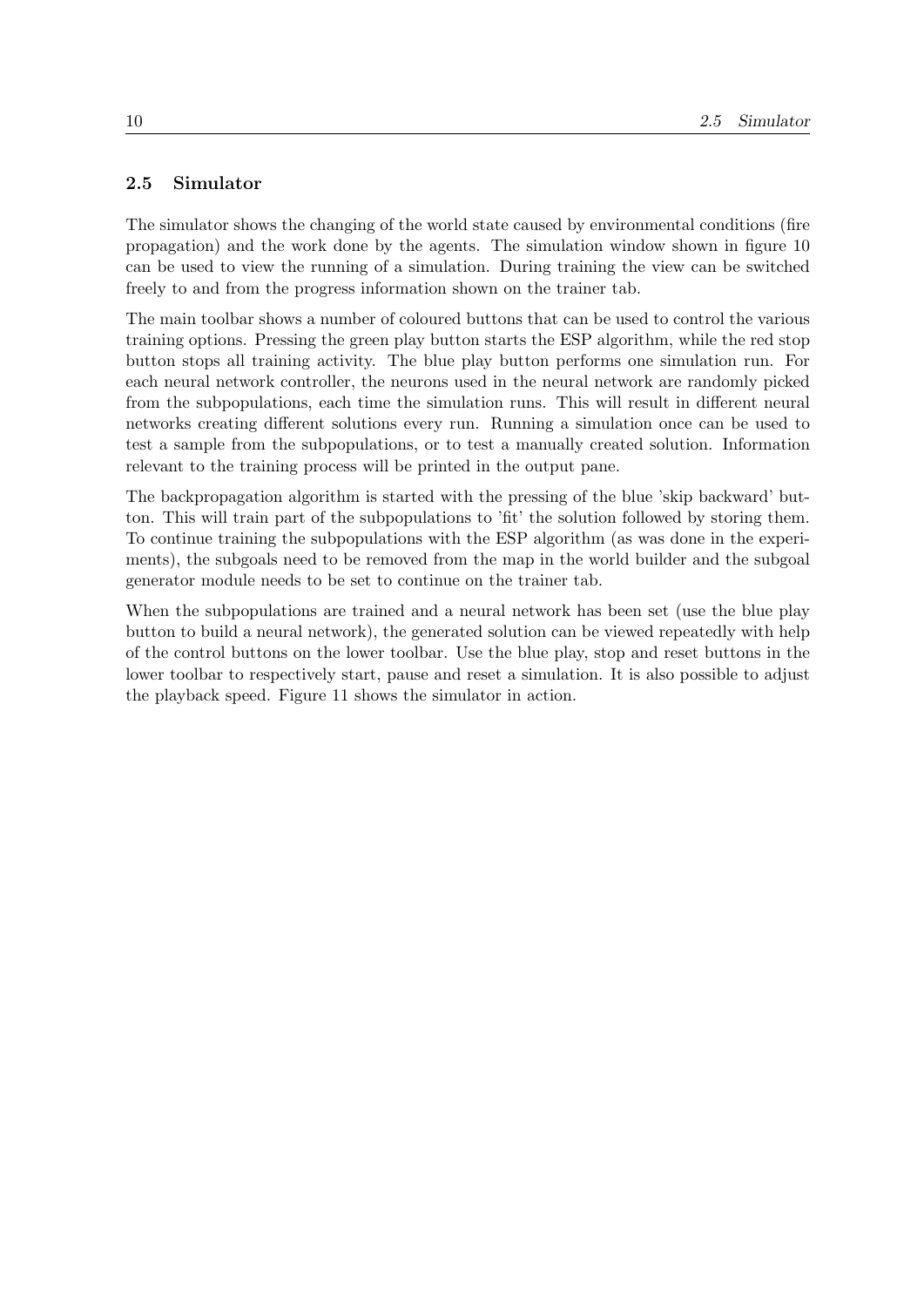## 2.5 Simulator

The simulator shows the changing of the world state caused by environmental conditions (fire propagation) and the work done by the agents. The simulation window shown in figure 10 can be used to view the running of a simulation. During training the view can be switched freely to and from the progress information shown on the trainer tab.

The main toolbar shows a number of coloured buttons that can be used to control the various training options. Pressing the green play button starts the ESP algorithm, while the red stop button stops all training activity. The blue play button performs one simulation run. For each neural network controller, the neurons used in the neural network are randomly picked from the subpopulations, each time the simulation runs. This will result in different neural networks creating different solutions every run. Running a simulation once can be used to test a sample from the subpopulations, or to test a manually created solution. Information relevant to the training process will be printed in the output pane.

The backpropagation algorithm is started with the pressing of the blue 'skip backward' button. This will train part of the subpopulations to 'fit' the solution followed by storing them. To continue training the subpopulations with the ESP algorithm (as was done in the experiments), the subgoals need to be removed from the map in the world builder and the subgoal generator module needs to be set to continue on the trainer tab.

When the subpopulations are trained and a neural network has been set (use the blue play button to build a neural network), the generated solution can be viewed repeatedly with help of the control buttons on the lower toolbar. Use the blue play, stop and reset buttons in the lower toolbar to respectively start, pause and reset a simulation. It is also possible to adjust the playback speed. Figure 11 shows the simulator in action.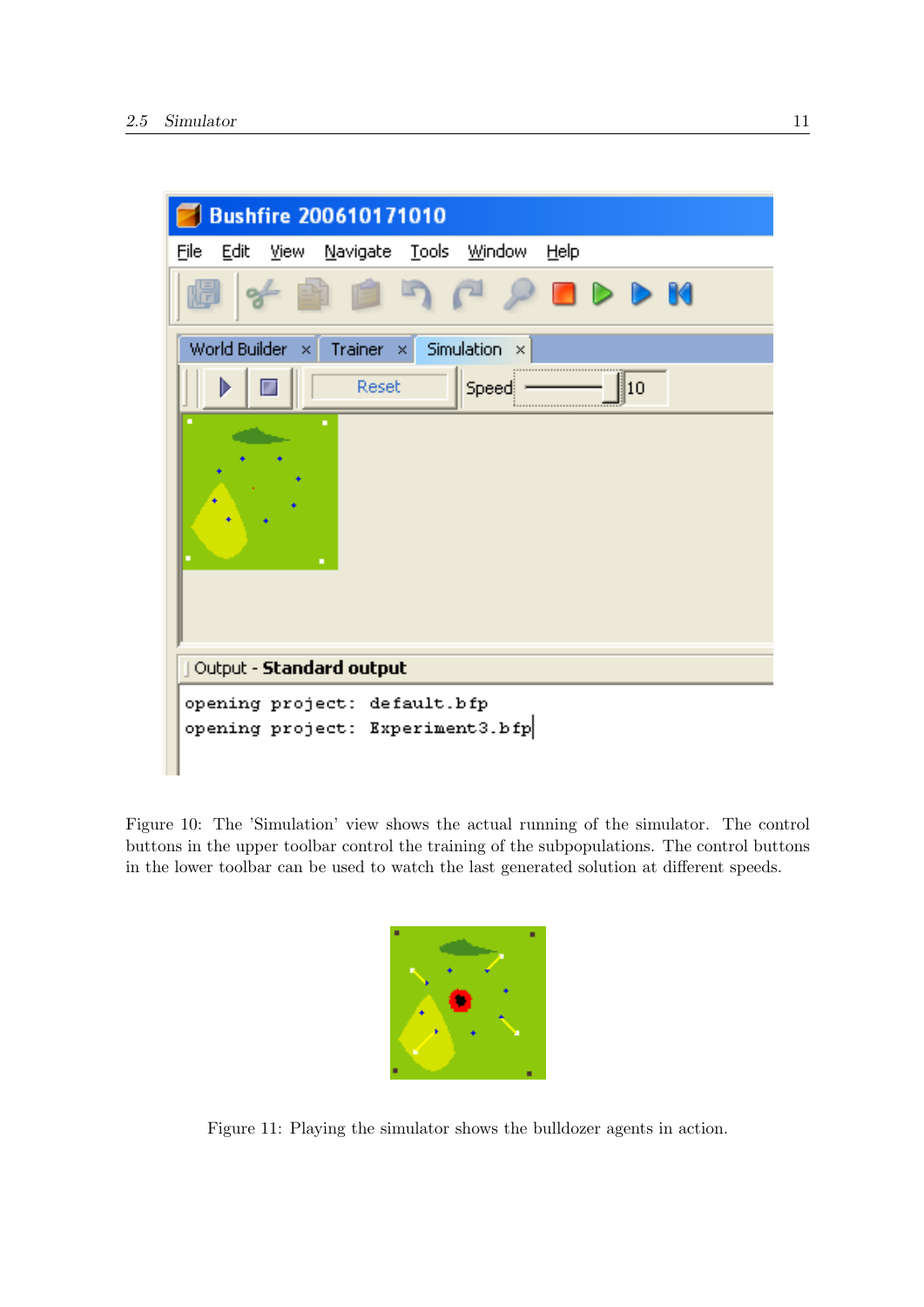Figure 10: The 'Simulation' view shows the actual running of the simulator. The control buttons in the upper toolbar control the training of the subpopulations. The control buttons in the lower toolbar can be used to watch the last generated solution at different speeds.

Figure 11: Playing the simulator shows the bulldozer agents in action.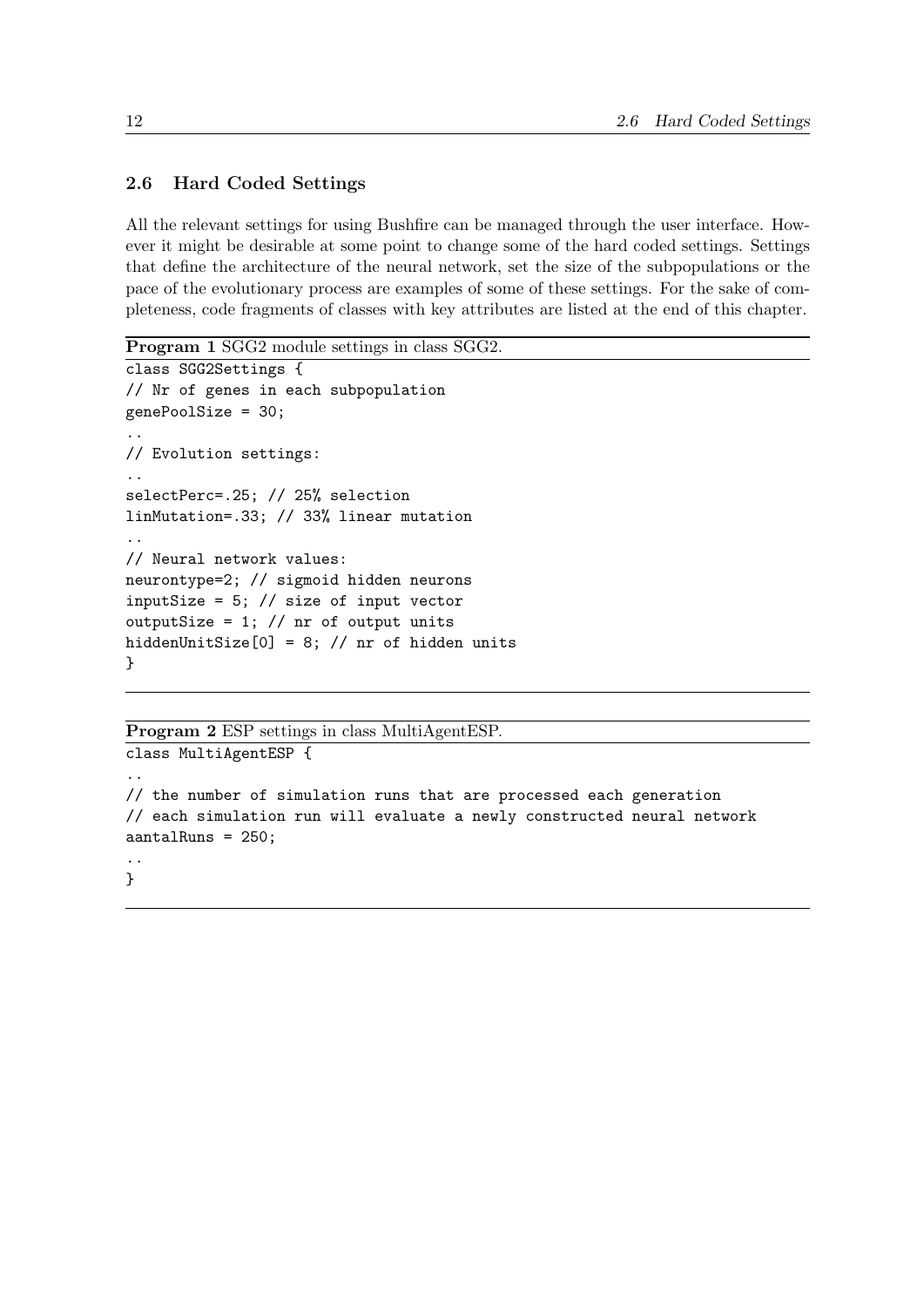## 2.6 Hard Coded Settings

All the relevant settings for using Bushfire can be managed through the user interface. However it might be desirable at some point to change some of the hard coded settings. Settings that define the architecture of the neural network, set the size of the subpopulations or the pace of the evolutionary process are examples of some of these settings. For the sake of completeness, code fragments of classes with key attributes are listed at the end of this chapter.

**Program 1** SGG2 module settings in class SGG2.

```
class SGG2Settings {
// Nr of genes in each subpopulation
genePoolSize = 30;
..
// Evolution settings:
..
selectPerc=.25; // 25% selection
linMutation=.33; // 33% linear mutation
..
// Neural network values:
neurontype=2; // sigmoid hidden neurons
inputSize = 5; // size of input vector
outputSize = 1; // nr of output units
hiddenUnitSize[0] = 8; // nr of hidden units
}
```

**Program 2** ESP settings in class MultiAgentESP.

```
class MultiAgentESP {
..
// the number of simulation runs that are processed each generation
// each simulation run will evaluate a newly constructed neural network
aantalRuns = 250;
..
}
```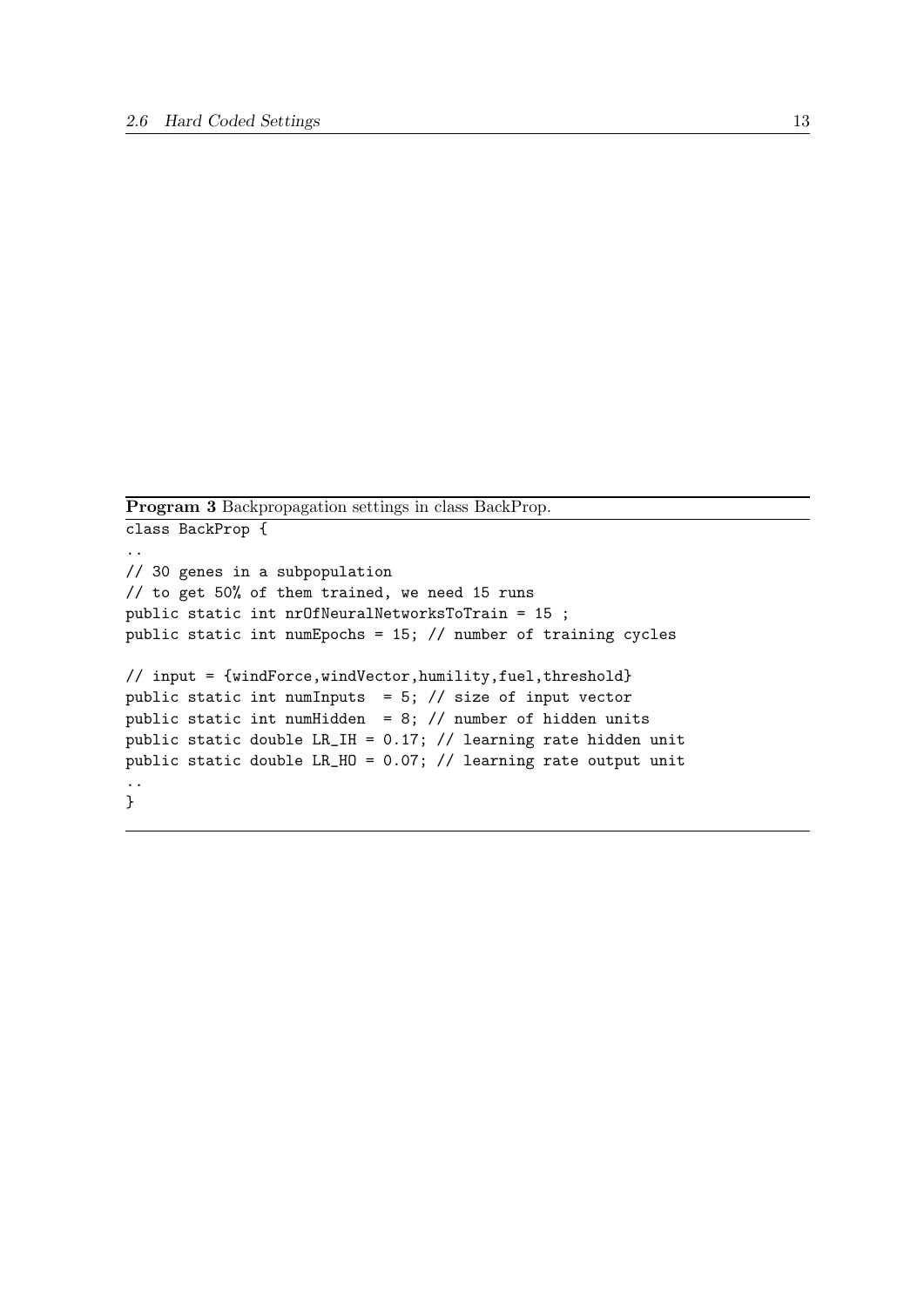**Program 3** Backpropagation settings in class BackProp.

```
class BackProp {
..
// 30 genes in a subpopulation
// to get 50% of them trained, we need 15 runs
public static int nrOfNeuralNetworksToTrain = 15 ;
public static int numEpochs = 15; // number of training cycles

// input = {windForce,windVector,humility,fuel,threshold}
public static int numInputs  = 5; // size of input vector
public static int numHidden  = 8; // number of hidden units
public static double LR_IH = 0.17; // learning rate hidden unit
public static double LR_HO = 0.07; // learning rate output unit
..
}
```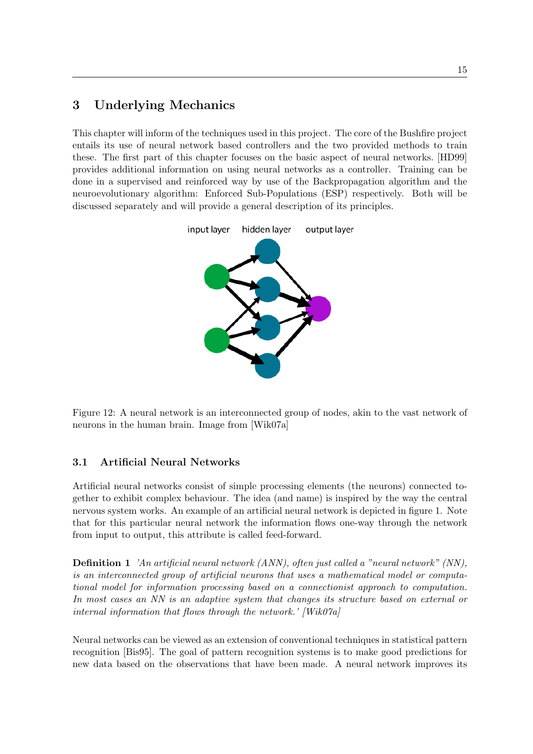## 3 Underlying Mechanics

This chapter will inform of the techniques used in this project. The core of the Bushfire project entails its use of neural network based controllers and the two provided methods to train these. The first part of this chapter focuses on the basic aspect of neural networks. [HD99] provides additional information on using neural networks as a controller. Training can be done in a supervised and reinforced way by use of the Backpropagation algorithm and the neuroevolutionary algorithm: Enforced Sub-Populations (ESP) respectively. Both will be discussed separately and will provide a general description of its principles.

Figure 12: A neural network is an interconnected group of nodes, akin to the vast network of neurons in the human brain. Image from [Wik07a]

### 3.1 Artificial Neural Networks

Artificial neural networks consist of simple processing elements (the neurons) connected together to exhibit complex behaviour. The idea (and name) is inspired by the way the central nervous system works. An example of an artificial neural network is depicted in figure 1. Note that for this particular neural network the information flows one-way through the network from input to output, this attribute is called feed-forward.

**Definition 1** *'An artificial neural network (ANN), often just called a "neural network" (NN), is an interconnected group of artificial neurons that uses a mathematical model or computational model for information processing based on a connectionist approach to computation. In most cases an NN is an adaptive system that changes its structure based on external or internal information that flows through the network.' [Wik07a]*

Neural networks can be viewed as an extension of conventional techniques in statistical pattern recognition [Bis95]. The goal of pattern recognition systems is to make good predictions for new data based on the observations that have been made. A neural network improves its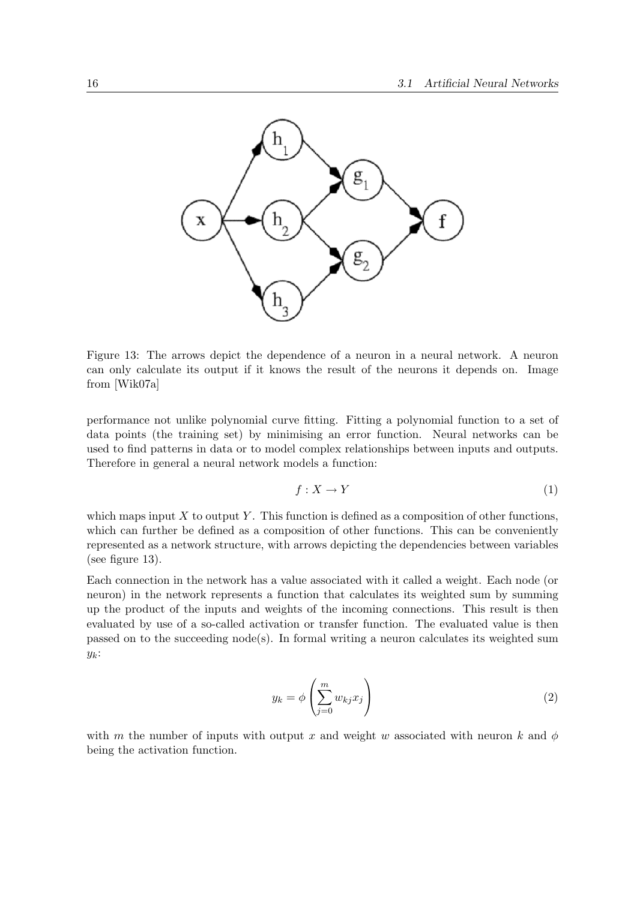Figure 13: The arrows depict the dependence of a neuron in a neural network. A neuron can only calculate its output if it knows the result of the neurons it depends on. Image from [Wik07a]

performance not unlike polynomial curve fitting. Fitting a polynomial function to a set of data points (the training set) by minimising an error function. Neural networks can be used to find patterns in data or to model complex relationships between inputs and outputs. Therefore in general a neural network models a function:

$$f : X \to Y \tag{1}$$

which maps input $X$ to output $Y$. This function is defined as a composition of other functions, which can further be defined as a composition of other functions. This can be conveniently represented as a network structure, with arrows depicting the dependencies between variables (see figure 13).

Each connection in the network has a value associated with it called a weight. Each node (or neuron) in the network represents a function that calculates its weighted sum by summing up the product of the inputs and weights of the incoming connections. This result is then evaluated by use of a so-called activation or transfer function. The evaluated value is then passed on to the succeeding node(s). In formal writing a neuron calculates its weighted sum $y_k$:

$$y_k = \phi \left( \sum_{j=0}^{m} w_{kj} x_j \right) \tag{2}$$

with $m$ the number of inputs with output $x$ and weight $w$ associated with neuron $k$ and $\phi$ being the activation function.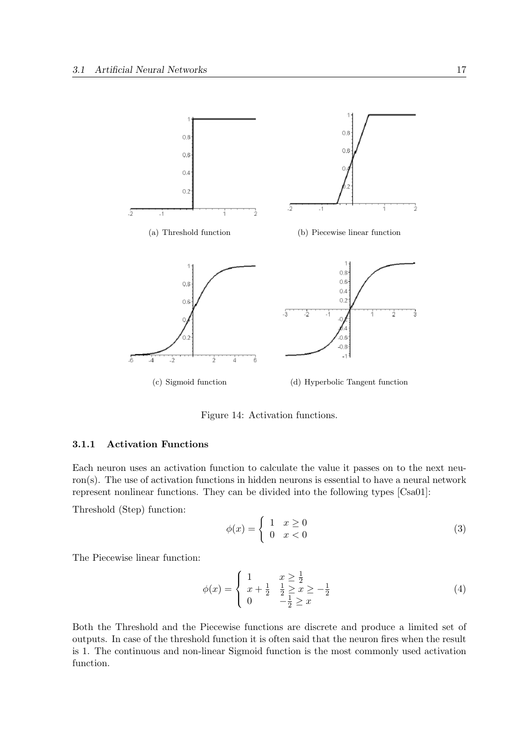(a) Threshold function

(b) Piecewise linear function

(c) Sigmoid function

(d) Hyperbolic Tangent function

Figure 14: Activation functions.

### 3.1.1 Activation Functions

Each neuron uses an activation function to calculate the value it passes on to the next neuron(s). The use of activation functions in hidden neurons is essential to have a neural network represent nonlinear functions. They can be divided into the following types [Csa01]:

Threshold (Step) function:

$$\phi(x) = \begin{cases} 1 & x \geq 0 \\ 0 & x < 0 \end{cases} \tag{3}$$

The Piecewise linear function:

$$\phi(x) = \begin{cases} 1 & x \geq \frac{1}{2} \\ x + \frac{1}{2} & \frac{1}{2} \geq x \geq -\frac{1}{2} \\ 0 & -\frac{1}{2} \geq x \end{cases} \tag{4}$$

Both the Threshold and the Piecewise functions are discrete and produce a limited set of outputs. In case of the threshold function it is often said that the neuron fires when the result is 1. The continuous and non-linear Sigmoid function is the most commonly used activation function.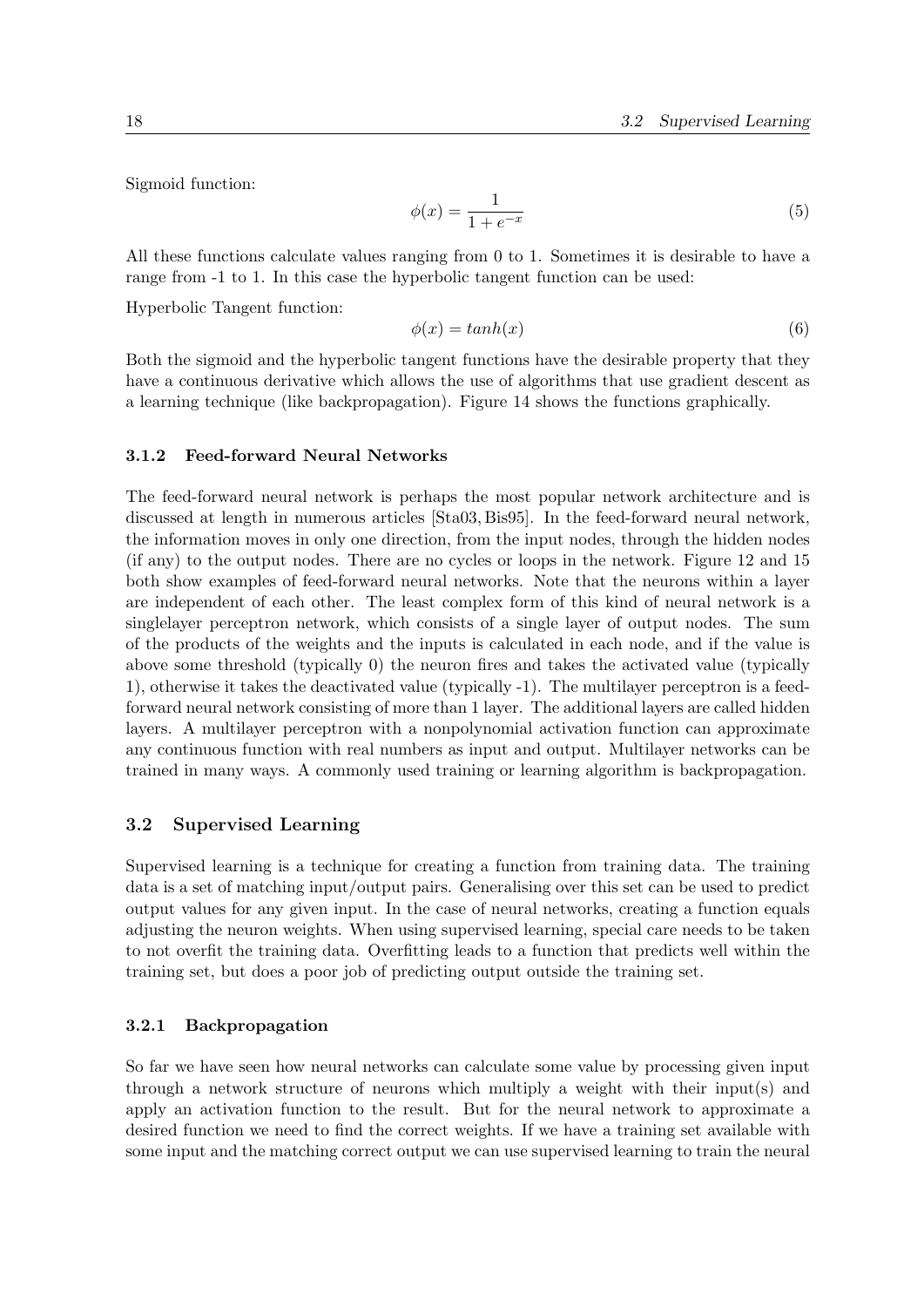Sigmoid function:

$$\phi(x) = \frac{1}{1 + e^{-x}} \tag{5}$$

All these functions calculate values ranging from 0 to 1. Sometimes it is desirable to have a range from -1 to 1. In this case the hyperbolic tangent function can be used:

Hyperbolic Tangent function:

$$\phi(x) = tanh(x) \tag{6}$$

Both the sigmoid and the hyperbolic tangent functions have the desirable property that they have a continuous derivative which allows the use of algorithms that use gradient descent as a learning technique (like backpropagation). Figure 14 shows the functions graphically.

### 3.1.2 Feed-forward Neural Networks

The feed-forward neural network is perhaps the most popular network architecture and is discussed at length in numerous articles [Sta03, Bis95]. In the feed-forward neural network, the information moves in only one direction, from the input nodes, through the hidden nodes (if any) to the output nodes. There are no cycles or loops in the network. Figure 12 and 15 both show examples of feed-forward neural networks. Note that the neurons within a layer are independent of each other. The least complex form of this kind of neural network is a singlelayer perceptron network, which consists of a single layer of output nodes. The sum of the products of the weights and the inputs is calculated in each node, and if the value is above some threshold (typically 0) the neuron fires and takes the activated value (typically 1), otherwise it takes the deactivated value (typically -1). The multilayer perceptron is a feed-forward neural network consisting of more than 1 layer. The additional layers are called hidden layers. A multilayer perceptron with a nonpolynomial activation function can approximate any continuous function with real numbers as input and output. Multilayer networks can be trained in many ways. A commonly used training or learning algorithm is backpropagation.

## 3.2 Supervised Learning

Supervised learning is a technique for creating a function from training data. The training data is a set of matching input/output pairs. Generalising over this set can be used to predict output values for any given input. In the case of neural networks, creating a function equals adjusting the neuron weights. When using supervised learning, special care needs to be taken to not overfit the training data. Overfitting leads to a function that predicts well within the training set, but does a poor job of predicting output outside the training set.

### 3.2.1 Backpropagation

So far we have seen how neural networks can calculate some value by processing given input through a network structure of neurons which multiply a weight with their input(s) and apply an activation function to the result. But for the neural network to approximate a desired function we need to find the correct weights. If we have a training set available with some input and the matching correct output we can use supervised learning to train the neural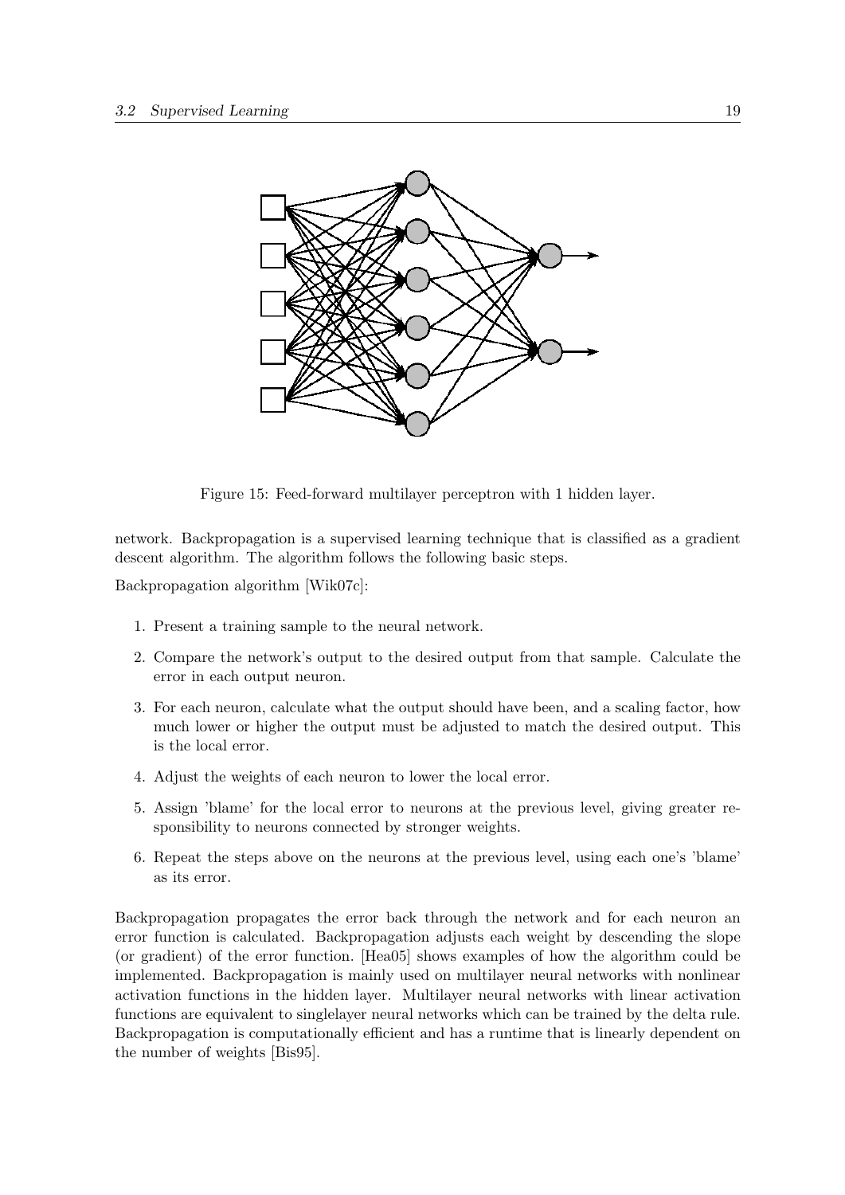Figure 15: Feed-forward multilayer perceptron with 1 hidden layer.

network. Backpropagation is a supervised learning technique that is classified as a gradient descent algorithm. The algorithm follows the following basic steps.

Backpropagation algorithm [Wik07c]:

1. Present a training sample to the neural network.
2. Compare the network's output to the desired output from that sample. Calculate the error in each output neuron.
3. For each neuron, calculate what the output should have been, and a scaling factor, how much lower or higher the output must be adjusted to match the desired output. This is the local error.
4. Adjust the weights of each neuron to lower the local error.
5. Assign 'blame' for the local error to neurons at the previous level, giving greater responsibility to neurons connected by stronger weights.
6. Repeat the steps above on the neurons at the previous level, using each one's 'blame' as its error.

Backpropagation propagates the error back through the network and for each neuron an error function is calculated. Backpropagation adjusts each weight by descending the slope (or gradient) of the error function. [Hea05] shows examples of how the algorithm could be implemented. Backpropagation is mainly used on multilayer neural networks with nonlinear activation functions in the hidden layer. Multilayer neural networks with linear activation functions are equivalent to singlelayer neural networks which can be trained by the delta rule. Backpropagation is computationally efficient and has a runtime that is linearly dependent on the number of weights [Bis95].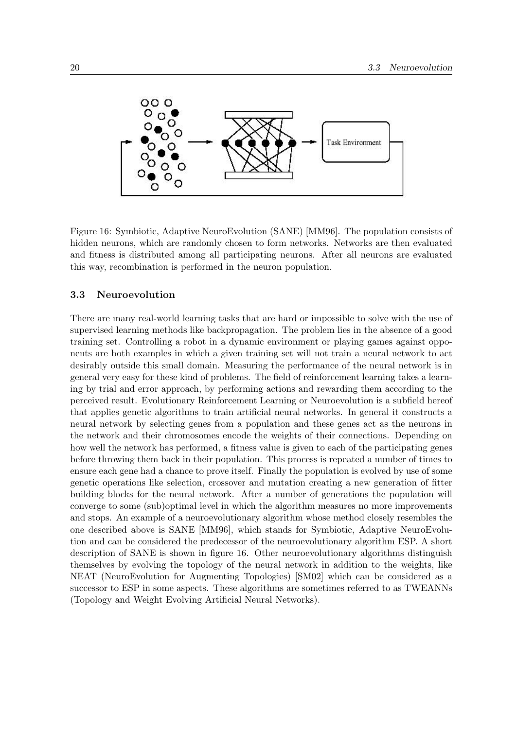Figure 16: Symbiotic, Adaptive NeuroEvolution (SANE) [MM96]. The population consists of hidden neurons, which are randomly chosen to form networks. Networks are then evaluated and fitness is distributed among all participating neurons. After all neurons are evaluated this way, recombination is performed in the neuron population.

### 3.3 Neuroevolution

There are many real-world learning tasks that are hard or impossible to solve with the use of supervised learning methods like backpropagation. The problem lies in the absence of a good training set. Controlling a robot in a dynamic environment or playing games against opponents are both examples in which a given training set will not train a neural network to act desirably outside this small domain. Measuring the performance of the neural network is in general very easy for these kind of problems. The field of reinforcement learning takes a learning by trial and error approach, by performing actions and rewarding them according to the perceived result. Evolutionary Reinforcement Learning or Neuroevolution is a subfield hereof that applies genetic algorithms to train artificial neural networks. In general it constructs a neural network by selecting genes from a population and these genes act as the neurons in the network and their chromosomes encode the weights of their connections. Depending on how well the network has performed, a fitness value is given to each of the participating genes before throwing them back in their population. This process is repeated a number of times to ensure each gene had a chance to prove itself. Finally the population is evolved by use of some genetic operations like selection, crossover and mutation creating a new generation of fitter building blocks for the neural network. After a number of generations the population will converge to some (sub)optimal level in which the algorithm measures no more improvements and stops. An example of a neuroevolutionary algorithm whose method closely resembles the one described above is SANE [MM96], which stands for Symbiotic, Adaptive NeuroEvolution and can be considered the predecessor of the neuroevolutionary algorithm ESP. A short description of SANE is shown in figure 16. Other neuroevolutionary algorithms distinguish themselves by evolving the topology of the neural network in addition to the weights, like NEAT (NeuroEvolution for Augmenting Topologies) [SM02] which can be considered as a successor to ESP in some aspects. These algorithms are sometimes referred to as TWEANNs (Topology and Weight Evolving Artificial Neural Networks).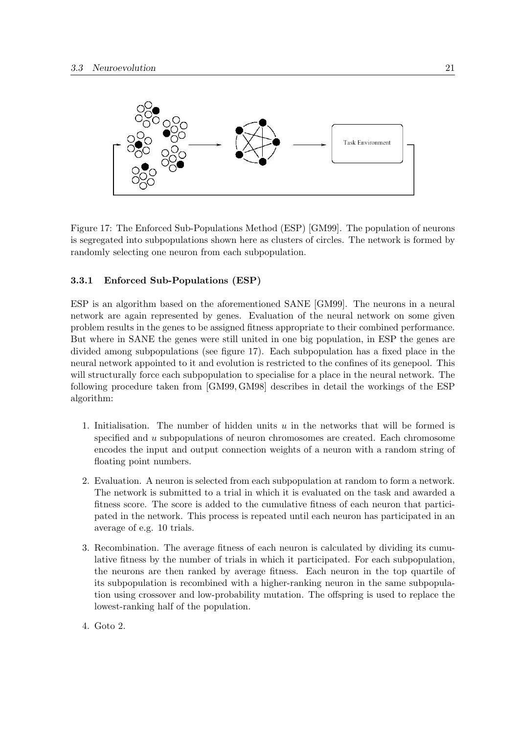Figure 17: The Enforced Sub-Populations Method (ESP) [GM99]. The population of neurons is segregated into subpopulations shown here as clusters of circles. The network is formed by randomly selecting one neuron from each subpopulation.

### 3.3.1 Enforced Sub-Populations (ESP)

ESP is an algorithm based on the aforementioned SANE [GM99]. The neurons in a neural network are again represented by genes. Evaluation of the neural network on some given problem results in the genes to be assigned fitness appropriate to their combined performance. But where in SANE the genes were still united in one big population, in ESP the genes are divided among subpopulations (see figure 17). Each subpopulation has a fixed place in the neural network appointed to it and evolution is restricted to the confines of its genepool. This will structurally force each subpopulation to specialise for a place in the neural network. The following procedure taken from [GM99, GM98] describes in detail the workings of the ESP algorithm:

1. Initialisation. The number of hidden units $u$ in the networks that will be formed is specified and $u$ subpopulations of neuron chromosomes are created. Each chromosome encodes the input and output connection weights of a neuron with a random string of floating point numbers.

2. Evaluation. A neuron is selected from each subpopulation at random to form a network. The network is submitted to a trial in which it is evaluated on the task and awarded a fitness score. The score is added to the cumulative fitness of each neuron that participated in the network. This process is repeated until each neuron has participated in an average of e.g. 10 trials.

3. Recombination. The average fitness of each neuron is calculated by dividing its cumulative fitness by the number of trials in which it participated. For each subpopulation, the neurons are then ranked by average fitness. Each neuron in the top quartile of its subpopulation is recombined with a higher-ranking neuron in the same subpopulation using crossover and low-probability mutation. The offspring is used to replace the lowest-ranking half of the population.

4. Goto 2.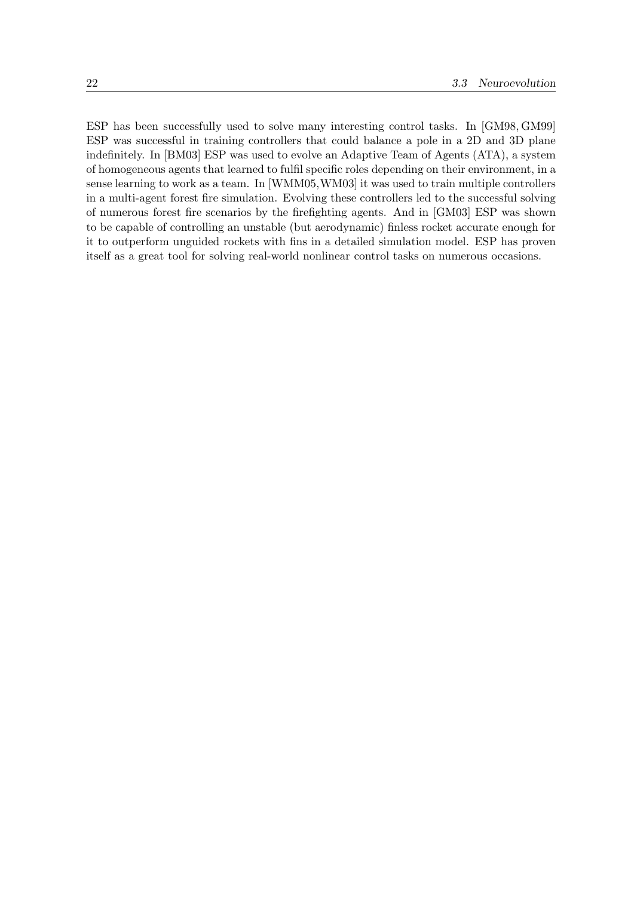ESP has been successfully used to solve many interesting control tasks. In [GM98, GM99] ESP was successful in training controllers that could balance a pole in a 2D and 3D plane indefinitely. In [BM03] ESP was used to evolve an Adaptive Team of Agents (ATA), a system of homogeneous agents that learned to fulfil specific roles depending on their environment, in a sense learning to work as a team. In [WMM05, WM03] it was used to train multiple controllers in a multi-agent forest fire simulation. Evolving these controllers led to the successful solving of numerous forest fire scenarios by the firefighting agents. And in [GM03] ESP was shown to be capable of controlling an unstable (but aerodynamic) finless rocket accurate enough for it to outperform unguided rockets with fins in a detailed simulation model. ESP has proven itself as a great tool for solving real-world nonlinear control tasks on numerous occasions.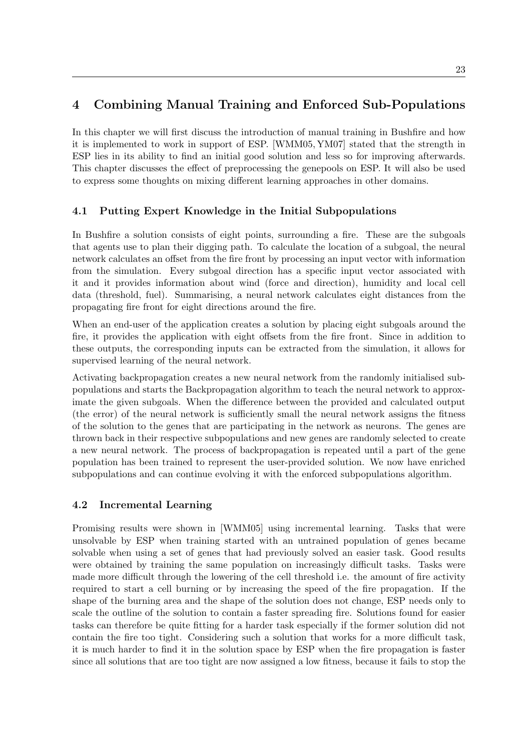# 4 Combining Manual Training and Enforced Sub-Populations

In this chapter we will first discuss the introduction of manual training in Bushfire and how it is implemented to work in support of ESP. [WMM05, YM07] stated that the strength in ESP lies in its ability to find an initial good solution and less so for improving afterwards. This chapter discusses the effect of preprocessing the genepools on ESP. It will also be used to express some thoughts on mixing different learning approaches in other domains.

## 4.1 Putting Expert Knowledge in the Initial Subpopulations

In Bushfire a solution consists of eight points, surrounding a fire. These are the subgoals that agents use to plan their digging path. To calculate the location of a subgoal, the neural network calculates an offset from the fire front by processing an input vector with information from the simulation. Every subgoal direction has a specific input vector associated with it and it provides information about wind (force and direction), humidity and local cell data (threshold, fuel). Summarising, a neural network calculates eight distances from the propagating fire front for eight directions around the fire.

When an end-user of the application creates a solution by placing eight subgoals around the fire, it provides the application with eight offsets from the fire front. Since in addition to these outputs, the corresponding inputs can be extracted from the simulation, it allows for supervised learning of the neural network.

Activating backpropagation creates a new neural network from the randomly initialised subpopulations and starts the Backpropagation algorithm to teach the neural network to approximate the given subgoals. When the difference between the provided and calculated output (the error) of the neural network is sufficiently small the neural network assigns the fitness of the solution to the genes that are participating in the network as neurons. The genes are thrown back in their respective subpopulations and new genes are randomly selected to create a new neural network. The process of backpropagation is repeated until a part of the gene population has been trained to represent the user-provided solution. We now have enriched subpopulations and can continue evolving it with the enforced subpopulations algorithm.

## 4.2 Incremental Learning

Promising results were shown in [WMM05] using incremental learning. Tasks that were unsolvable by ESP when training started with an untrained population of genes became solvable when using a set of genes that had previously solved an easier task. Good results were obtained by training the same population on increasingly difficult tasks. Tasks were made more difficult through the lowering of the cell threshold i.e. the amount of fire activity required to start a cell burning or by increasing the speed of the fire propagation. If the shape of the burning area and the shape of the solution does not change, ESP needs only to scale the outline of the solution to contain a faster spreading fire. Solutions found for easier tasks can therefore be quite fitting for a harder task especially if the former solution did not contain the fire too tight. Considering such a solution that works for a more difficult task, it is much harder to find it in the solution space by ESP when the fire propagation is faster since all solutions that are too tight are now assigned a low fitness, because it fails to stop the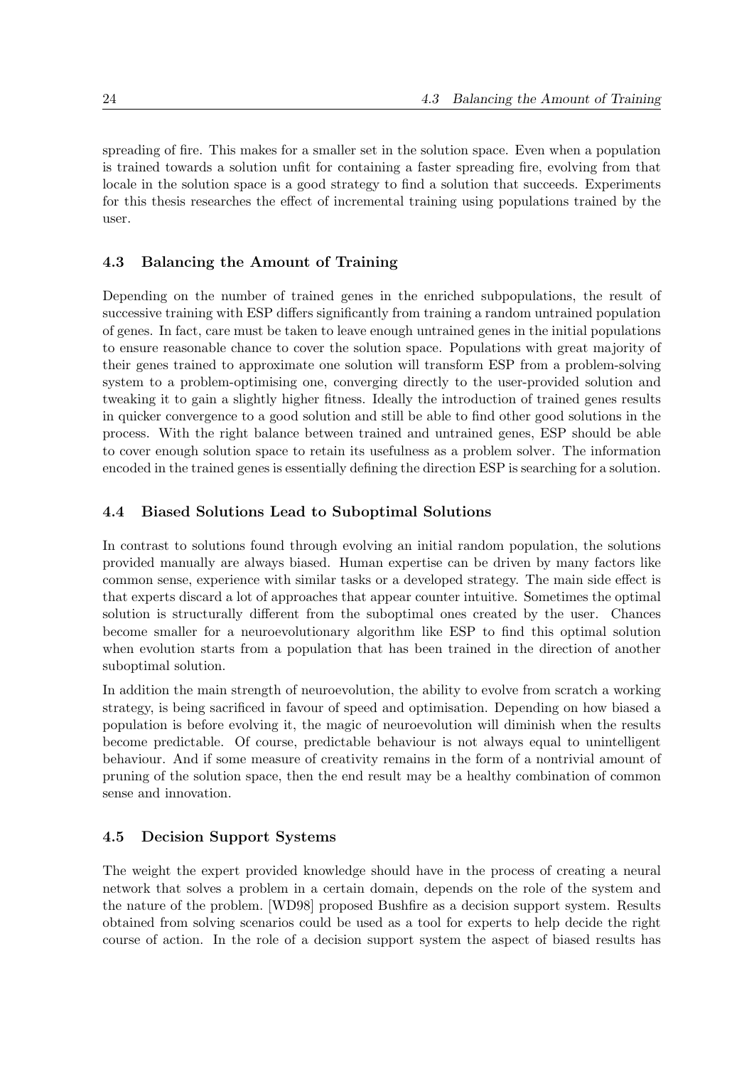spreading of fire. This makes for a smaller set in the solution space. Even when a population is trained towards a solution unfit for containing a faster spreading fire, evolving from that locale in the solution space is a good strategy to find a solution that succeeds. Experiments for this thesis researches the effect of incremental training using populations trained by the user.

### 4.3 Balancing the Amount of Training

Depending on the number of trained genes in the enriched subpopulations, the result of successive training with ESP differs significantly from training a random untrained population of genes. In fact, care must be taken to leave enough untrained genes in the initial populations to ensure reasonable chance to cover the solution space. Populations with great majority of their genes trained to approximate one solution will transform ESP from a problem-solving system to a problem-optimising one, converging directly to the user-provided solution and tweaking it to gain a slightly higher fitness. Ideally the introduction of trained genes results in quicker convergence to a good solution and still be able to find other good solutions in the process. With the right balance between trained and untrained genes, ESP should be able to cover enough solution space to retain its usefulness as a problem solver. The information encoded in the trained genes is essentially defining the direction ESP is searching for a solution.

### 4.4 Biased Solutions Lead to Suboptimal Solutions

In contrast to solutions found through evolving an initial random population, the solutions provided manually are always biased. Human expertise can be driven by many factors like common sense, experience with similar tasks or a developed strategy. The main side effect is that experts discard a lot of approaches that appear counter intuitive. Sometimes the optimal solution is structurally different from the suboptimal ones created by the user. Chances become smaller for a neuroevolutionary algorithm like ESP to find this optimal solution when evolution starts from a population that has been trained in the direction of another suboptimal solution.

In addition the main strength of neuroevolution, the ability to evolve from scratch a working strategy, is being sacrificed in favour of speed and optimisation. Depending on how biased a population is before evolving it, the magic of neuroevolution will diminish when the results become predictable. Of course, predictable behaviour is not always equal to unintelligent behaviour. And if some measure of creativity remains in the form of a nontrivial amount of pruning of the solution space, then the end result may be a healthy combination of common sense and innovation.

### 4.5 Decision Support Systems

The weight the expert provided knowledge should have in the process of creating a neural network that solves a problem in a certain domain, depends on the role of the system and the nature of the problem. [WD98] proposed Bushfire as a decision support system. Results obtained from solving scenarios could be used as a tool for experts to help decide the right course of action. In the role of a decision support system the aspect of biased results has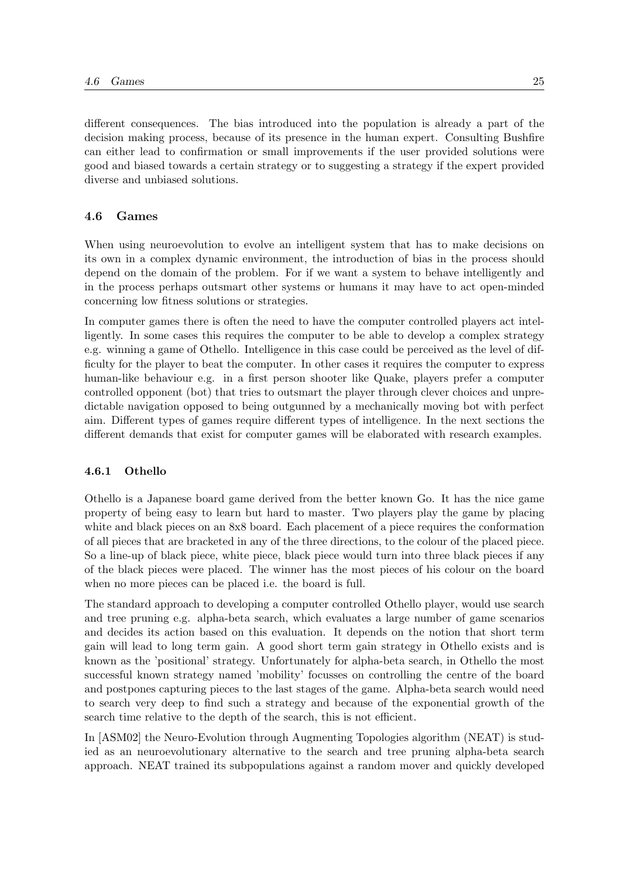different consequences. The bias introduced into the population is already a part of the decision making process, because of its presence in the human expert. Consulting Bushfire can either lead to confirmation or small improvements if the user provided solutions were good and biased towards a certain strategy or to suggesting a strategy if the expert provided diverse and unbiased solutions.

### 4.6 Games

When using neuroevolution to evolve an intelligent system that has to make decisions on its own in a complex dynamic environment, the introduction of bias in the process should depend on the domain of the problem. For if we want a system to behave intelligently and in the process perhaps outsmart other systems or humans it may have to act open-minded concerning low fitness solutions or strategies.

In computer games there is often the need to have the computer controlled players act intelligently. In some cases this requires the computer to be able to develop a complex strategy e.g. winning a game of Othello. Intelligence in this case could be perceived as the level of difficulty for the player to beat the computer. In other cases it requires the computer to express human-like behaviour e.g. in a first person shooter like Quake, players prefer a computer controlled opponent (bot) that tries to outsmart the player through clever choices and unpredictable navigation opposed to being outgunned by a mechanically moving bot with perfect aim. Different types of games require different types of intelligence. In the next sections the different demands that exist for computer games will be elaborated with research examples.

#### 4.6.1 Othello

Othello is a Japanese board game derived from the better known Go. It has the nice game property of being easy to learn but hard to master. Two players play the game by placing white and black pieces on an 8x8 board. Each placement of a piece requires the conformation of all pieces that are bracketed in any of the three directions, to the colour of the placed piece. So a line-up of black piece, white piece, black piece would turn into three black pieces if any of the black pieces were placed. The winner has the most pieces of his colour on the board when no more pieces can be placed i.e. the board is full.

The standard approach to developing a computer controlled Othello player, would use search and tree pruning e.g. alpha-beta search, which evaluates a large number of game scenarios and decides its action based on this evaluation. It depends on the notion that short term gain will lead to long term gain. A good short term gain strategy in Othello exists and is known as the 'positional' strategy. Unfortunately for alpha-beta search, in Othello the most successful known strategy named 'mobility' focusses on controlling the centre of the board and postpones capturing pieces to the last stages of the game. Alpha-beta search would need to search very deep to find such a strategy and because of the exponential growth of the search time relative to the depth of the search, this is not efficient.

In [ASM02] the Neuro-Evolution through Augmenting Topologies algorithm (NEAT) is studied as an neuroevolutionary alternative to the search and tree pruning alpha-beta search approach. NEAT trained its subpopulations against a random mover and quickly developed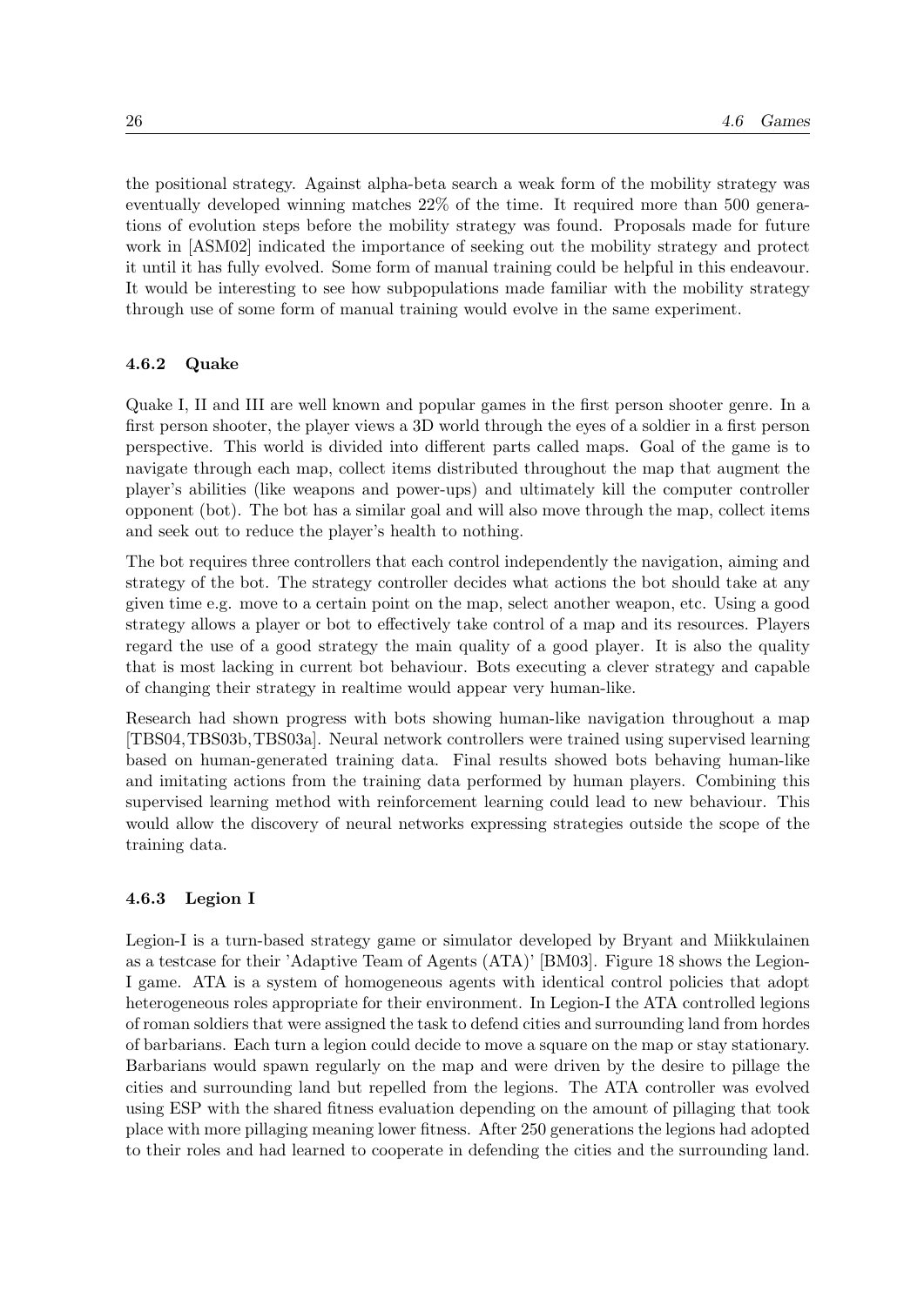the positional strategy. Against alpha-beta search a weak form of the mobility strategy was eventually developed winning matches 22% of the time. It required more than 500 generations of evolution steps before the mobility strategy was found. Proposals made for future work in [ASM02] indicated the importance of seeking out the mobility strategy and protect it until it has fully evolved. Some form of manual training could be helpful in this endeavour. It would be interesting to see how subpopulations made familiar with the mobility strategy through use of some form of manual training would evolve in the same experiment.

### 4.6.2 Quake

Quake I, II and III are well known and popular games in the first person shooter genre. In a first person shooter, the player views a 3D world through the eyes of a soldier in a first person perspective. This world is divided into different parts called maps. Goal of the game is to navigate through each map, collect items distributed throughout the map that augment the player's abilities (like weapons and power-ups) and ultimately kill the computer controller opponent (bot). The bot has a similar goal and will also move through the map, collect items and seek out to reduce the player's health to nothing.

The bot requires three controllers that each control independently the navigation, aiming and strategy of the bot. The strategy controller decides what actions the bot should take at any given time e.g. move to a certain point on the map, select another weapon, etc. Using a good strategy allows a player or bot to effectively take control of a map and its resources. Players regard the use of a good strategy the main quality of a good player. It is also the quality that is most lacking in current bot behaviour. Bots executing a clever strategy and capable of changing their strategy in realtime would appear very human-like.

Research had shown progress with bots showing human-like navigation throughout a map [TBS04, TBS03b, TBS03a]. Neural network controllers were trained using supervised learning based on human-generated training data. Final results showed bots behaving human-like and imitating actions from the training data performed by human players. Combining this supervised learning method with reinforcement learning could lead to new behaviour. This would allow the discovery of neural networks expressing strategies outside the scope of the training data.

### 4.6.3 Legion I

Legion-I is a turn-based strategy game or simulator developed by Bryant and Miikkulainen as a testcase for their 'Adaptive Team of Agents (ATA)' [BM03]. Figure 18 shows the Legion-I game. ATA is a system of homogeneous agents with identical control policies that adopt heterogeneous roles appropriate for their environment. In Legion-I the ATA controlled legions of roman soldiers that were assigned the task to defend cities and surrounding land from hordes of barbarians. Each turn a legion could decide to move a square on the map or stay stationary. Barbarians would spawn regularly on the map and were driven by the desire to pillage the cities and surrounding land but repelled from the legions. The ATA controller was evolved using ESP with the shared fitness evaluation depending on the amount of pillaging that took place with more pillaging meaning lower fitness. After 250 generations the legions had adopted to their roles and had learned to cooperate in defending the cities and the surrounding land.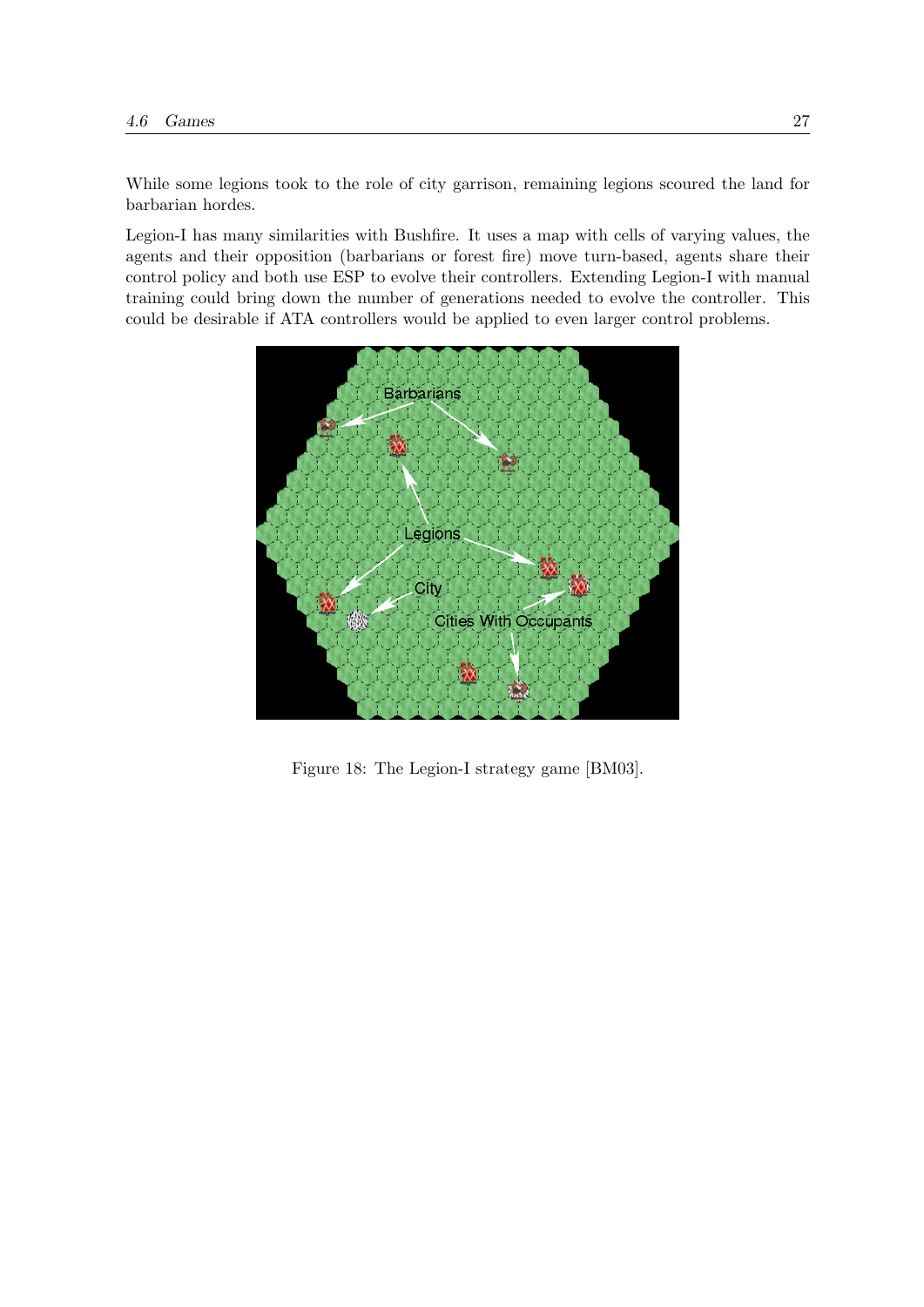While some legions took to the role of city garrison, remaining legions scoured the land for barbarian hordes.

Legion-I has many similarities with Bushfire. It uses a map with cells of varying values, the agents and their opposition (barbarians or forest fire) move turn-based, agents share their control policy and both use ESP to evolve their controllers. Extending Legion-I with manual training could bring down the number of generations needed to evolve the controller. This could be desirable if ATA controllers would be applied to even larger control problems.

Figure 18: The Legion-I strategy game [BM03].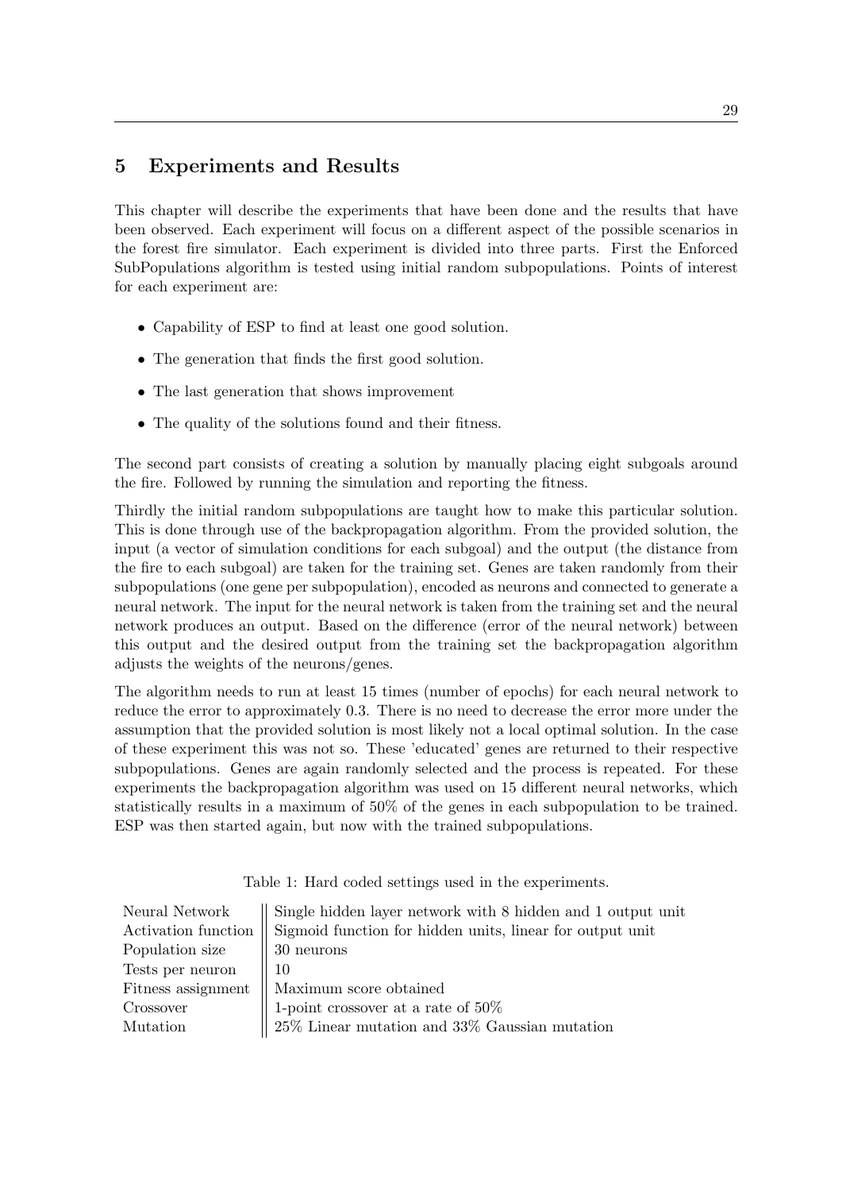## 5 Experiments and Results

This chapter will describe the experiments that have been done and the results that have been observed. Each experiment will focus on a different aspect of the possible scenarios in the forest fire simulator. Each experiment is divided into three parts. First the Enforced SubPopulations algorithm is tested using initial random subpopulations. Points of interest for each experiment are:

- Capability of ESP to find at least one good solution.
- The generation that finds the first good solution.
- The last generation that shows improvement
- The quality of the solutions found and their fitness.

The second part consists of creating a solution by manually placing eight subgoals around the fire. Followed by running the simulation and reporting the fitness.

Thirdly the initial random subpopulations are taught how to make this particular solution. This is done through use of the backpropagation algorithm. From the provided solution, the input (a vector of simulation conditions for each subgoal) and the output (the distance from the fire to each subgoal) are taken for the training set. Genes are taken randomly from their subpopulations (one gene per subpopulation), encoded as neurons and connected to generate a neural network. The input for the neural network is taken from the training set and the neural network produces an output. Based on the difference (error of the neural network) between this output and the desired output from the training set the backpropagation algorithm adjusts the weights of the neurons/genes.

The algorithm needs to run at least 15 times (number of epochs) for each neural network to reduce the error to approximately 0.3. There is no need to decrease the error more under the assumption that the provided solution is most likely not a local optimal solution. In the case of these experiment this was not so. These 'educated' genes are returned to their respective subpopulations. Genes are again randomly selected and the process is repeated. For these experiments the backpropagation algorithm was used on 15 different neural networks, which statistically results in a maximum of 50% of the genes in each subpopulation to be trained. ESP was then started again, but now with the trained subpopulations.

Table 1: Hard coded settings used in the experiments.

| | |
|---|---|
| Neural Network | Single hidden layer network with 8 hidden and 1 output unit |
| Activation function | Sigmoid function for hidden units, linear for output unit |
| Population size | 30 neurons |
| Tests per neuron | 10 |
| Fitness assignment | Maximum score obtained |
| Crossover | 1-point crossover at a rate of 50% |
| Mutation | 25% Linear mutation and 33% Gaussian mutation |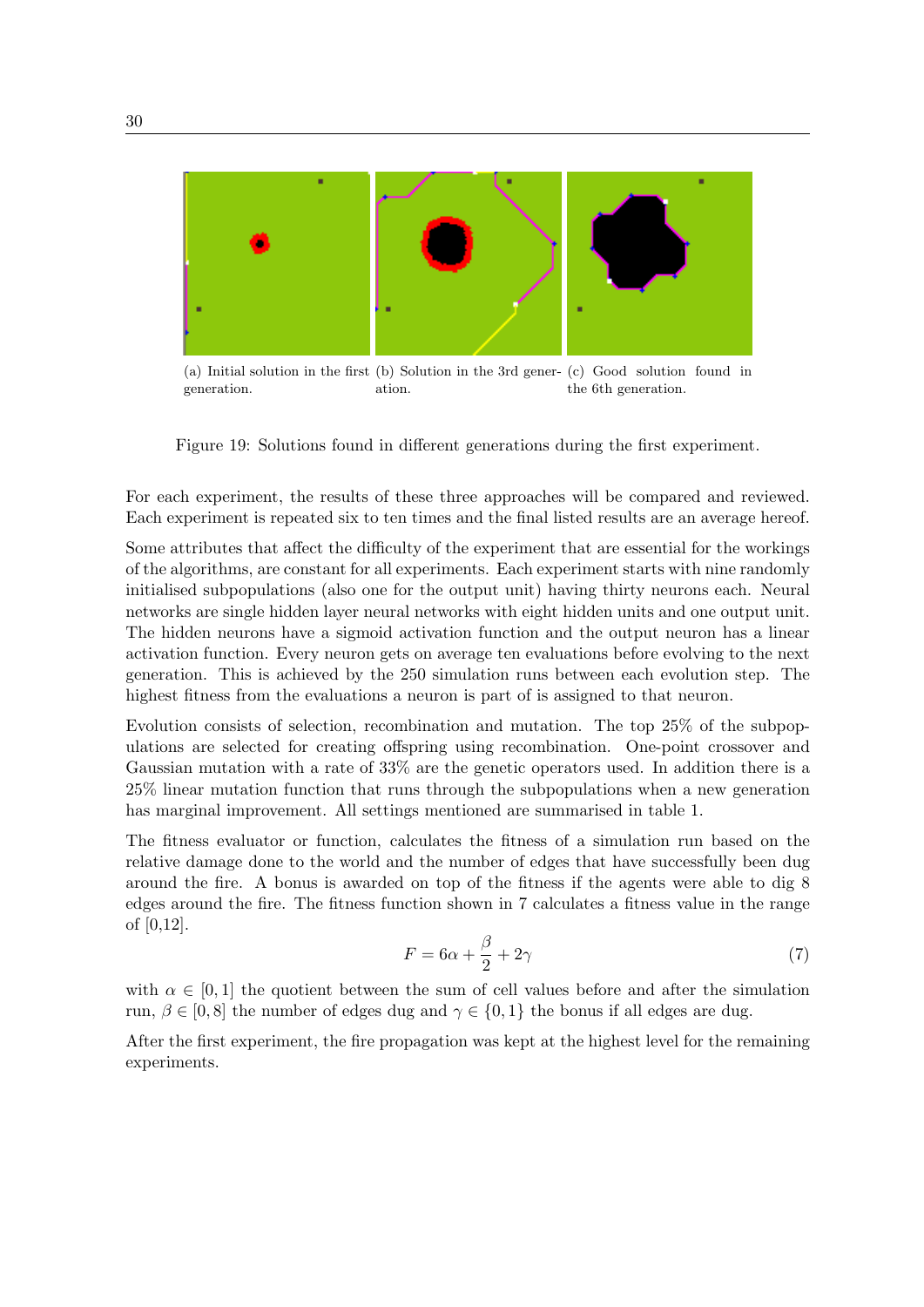(a) Initial solution in the first generation.

(b) Solution in the 3rd generation.

(c) Good solution found in the 6th generation.

Figure 19: Solutions found in different generations during the first experiment.

For each experiment, the results of these three approaches will be compared and reviewed. Each experiment is repeated six to ten times and the final listed results are an average hereof.

Some attributes that affect the difficulty of the experiment that are essential for the workings of the algorithms, are constant for all experiments. Each experiment starts with nine randomly initialised subpopulations (also one for the output unit) having thirty neurons each. Neural networks are single hidden layer neural networks with eight hidden units and one output unit. The hidden neurons have a sigmoid activation function and the output neuron has a linear activation function. Every neuron gets on average ten evaluations before evolving to the next generation. This is achieved by the 250 simulation runs between each evolution step. The highest fitness from the evaluations a neuron is part of is assigned to that neuron.

Evolution consists of selection, recombination and mutation. The top 25% of the subpopulations are selected for creating offspring using recombination. One-point crossover and Gaussian mutation with a rate of 33% are the genetic operators used. In addition there is a 25% linear mutation function that runs through the subpopulations when a new generation has marginal improvement. All settings mentioned are summarised in table 1.

The fitness evaluator or function, calculates the fitness of a simulation run based on the relative damage done to the world and the number of edges that have successfully been dug around the fire. A bonus is awarded on top of the fitness if the agents were able to dig 8 edges around the fire. The fitness function shown in 7 calculates a fitness value in the range of [0,12].

$$F = 6\alpha + \frac{\beta}{2} + 2\gamma \tag{7}$$

with $\alpha \in [0, 1]$ the quotient between the sum of cell values before and after the simulation run, $\beta \in [0, 8]$ the number of edges dug and $\gamma \in \{0, 1\}$ the bonus if all edges are dug.

After the first experiment, the fire propagation was kept at the highest level for the remaining experiments.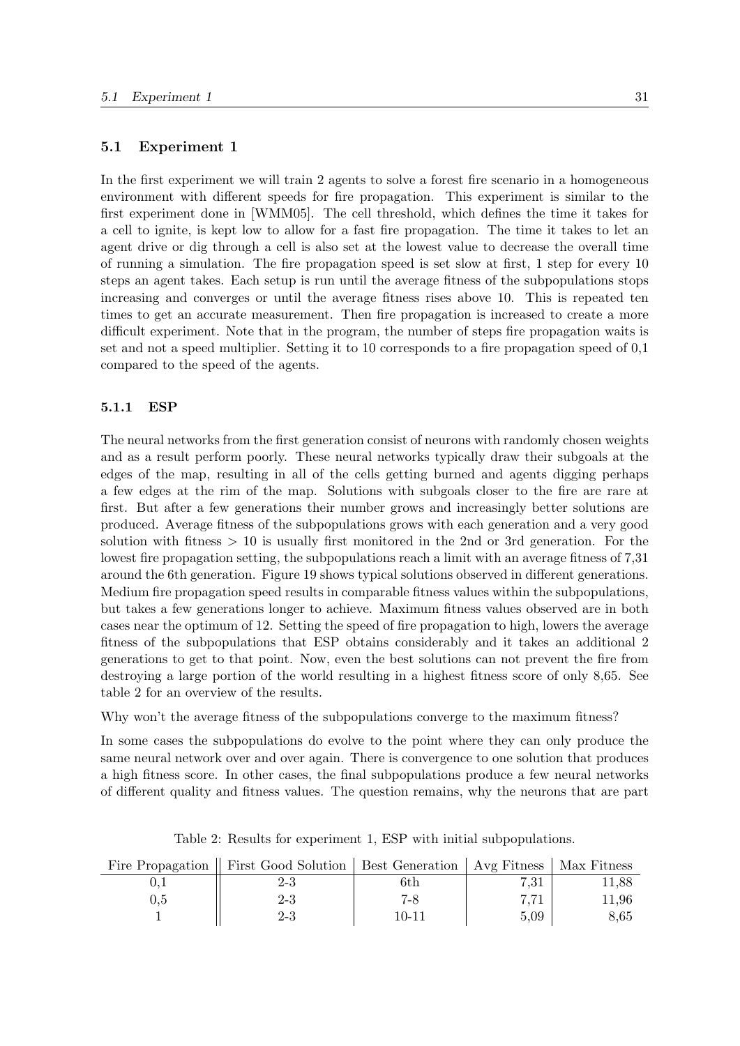## 5.1 Experiment 1

In the first experiment we will train 2 agents to solve a forest fire scenario in a homogeneous environment with different speeds for fire propagation. This experiment is similar to the first experiment done in [WMM05]. The cell threshold, which defines the time it takes for a cell to ignite, is kept low to allow for a fast fire propagation. The time it takes to let an agent drive or dig through a cell is also set at the lowest value to decrease the overall time of running a simulation. The fire propagation speed is set slow at first, 1 step for every 10 steps an agent takes. Each setup is run until the average fitness of the subpopulations stops increasing and converges or until the average fitness rises above 10. This is repeated ten times to get an accurate measurement. Then fire propagation is increased to create a more difficult experiment. Note that in the program, the number of steps fire propagation waits is set and not a speed multiplier. Setting it to 10 corresponds to a fire propagation speed of 0,1 compared to the speed of the agents.

### 5.1.1 ESP

The neural networks from the first generation consist of neurons with randomly chosen weights and as a result perform poorly. These neural networks typically draw their subgoals at the edges of the map, resulting in all of the cells getting burned and agents digging perhaps a few edges at the rim of the map. Solutions with subgoals closer to the fire are rare at first. But after a few generations their number grows and increasingly better solutions are produced. Average fitness of the subpopulations grows with each generation and a very good solution with fitness $> 10$ is usually first monitored in the 2nd or 3rd generation. For the lowest fire propagation setting, the subpopulations reach a limit with an average fitness of 7,31 around the 6th generation. Figure 19 shows typical solutions observed in different generations. Medium fire propagation speed results in comparable fitness values within the subpopulations, but takes a few generations longer to achieve. Maximum fitness values observed are in both cases near the optimum of 12. Setting the speed of fire propagation to high, lowers the average fitness of the subpopulations that ESP obtains considerably and it takes an additional 2 generations to get to that point. Now, even the best solutions can not prevent the fire from destroying a large portion of the world resulting in a highest fitness score of only 8,65. See table 2 for an overview of the results.

Why won't the average fitness of the subpopulations converge to the maximum fitness?

In some cases the subpopulations do evolve to the point where they can only produce the same neural network over and over again. There is convergence to one solution that produces a high fitness score. In other cases, the final subpopulations produce a few neural networks of different quality and fitness values. The question remains, why the neurons that are part

Table 2: Results for experiment 1, ESP with initial subpopulations.

| Fire Propagation | First Good Solution | Best Generation | Avg Fitness | Max Fitness |
|---|---|---|---|---|
| 0,1 | 2-3 | 6th | 7,31 | 11,88 |
| 0,5 | 2-3 | 7-8 | 7,71 | 11,96 |
| 1 | 2-3 | 10-11 | 5,09 | 8,65 |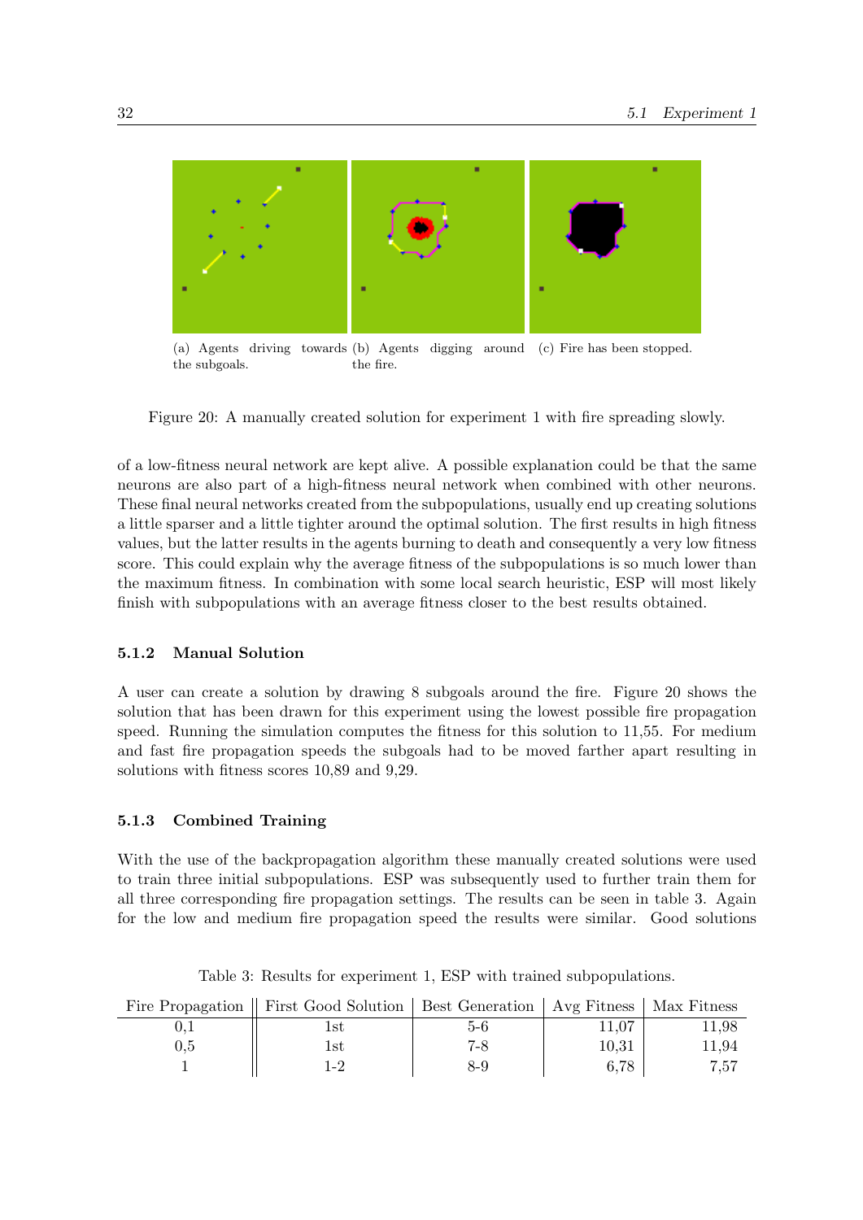(a) Agents driving towards the subgoals.

(b) Agents digging around the fire.

(c) Fire has been stopped.

Figure 20: A manually created solution for experiment 1 with fire spreading slowly.

of a low-fitness neural network are kept alive. A possible explanation could be that the same neurons are also part of a high-fitness neural network when combined with other neurons. These final neural networks created from the subpopulations, usually end up creating solutions a little sparser and a little tighter around the optimal solution. The first results in high fitness values, but the latter results in the agents burning to death and consequently a very low fitness score. This could explain why the average fitness of the subpopulations is so much lower than the maximum fitness. In combination with some local search heuristic, ESP will most likely finish with subpopulations with an average fitness closer to the best results obtained.

### 5.1.2 Manual Solution

A user can create a solution by drawing 8 subgoals around the fire. Figure 20 shows the solution that has been drawn for this experiment using the lowest possible fire propagation speed. Running the simulation computes the fitness for this solution to 11,55. For medium and fast fire propagation speeds the subgoals had to be moved farther apart resulting in solutions with fitness scores 10,89 and 9,29.

### 5.1.3 Combined Training

With the use of the backpropagation algorithm these manually created solutions were used to train three initial subpopulations. ESP was subsequently used to further train them for all three corresponding fire propagation settings. The results can be seen in table 3. Again for the low and medium fire propagation speed the results were similar. Good solutions

Table 3: Results for experiment 1, ESP with trained subpopulations.

| Fire Propagation | First Good Solution | Best Generation | Avg Fitness | Max Fitness |
|---|---|---|---|---|
| 0,1 | 1st | 5-6 | 11,07 | 11,98 |
| 0,5 | 1st | 7-8 | 10,31 | 11,94 |
| 1 | 1-2 | 8-9 | 6,78 | 7,57 |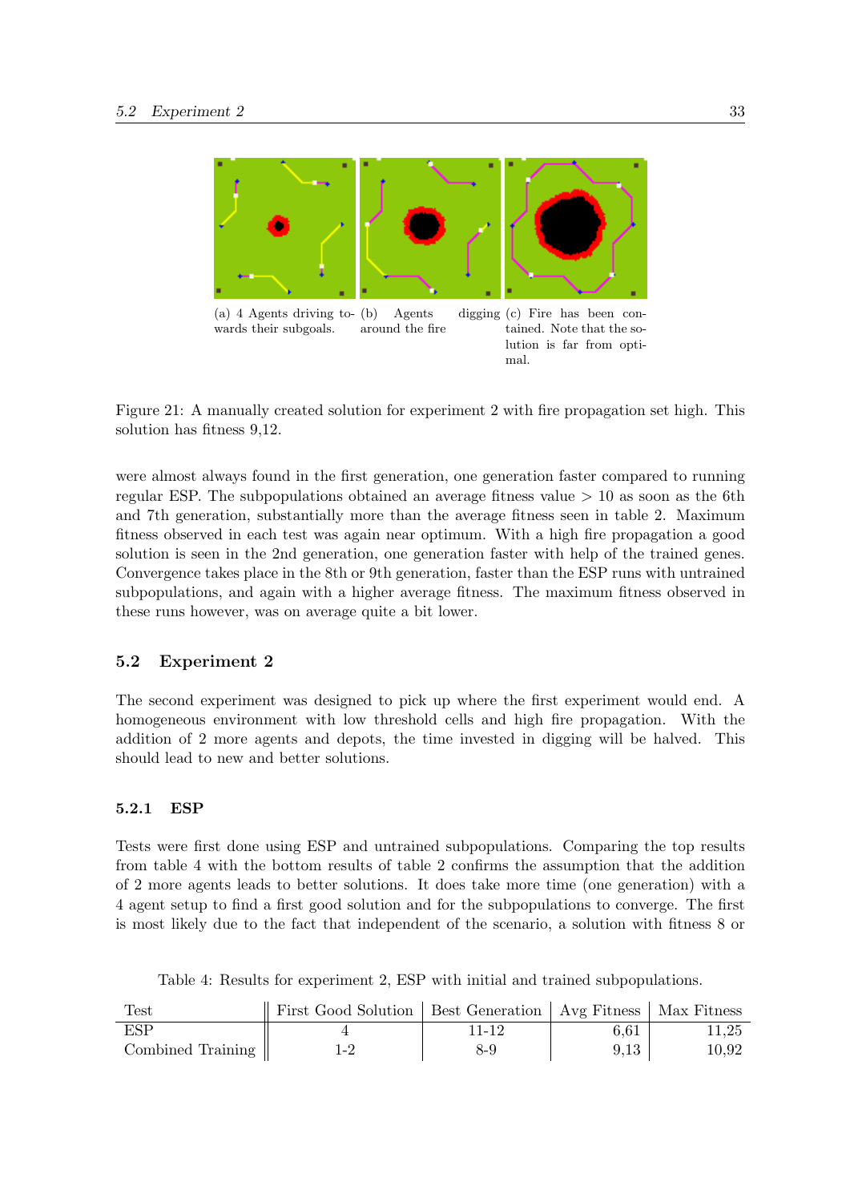(a) 4 Agents driving towards their subgoals.

(b) Agents digging around the fire

(c) Fire has been contained. Note that the solution is far from optimal.

Figure 21: A manually created solution for experiment 2 with fire propagation set high. This solution has fitness 9,12.

were almost always found in the first generation, one generation faster compared to running regular ESP. The subpopulations obtained an average fitness value > 10 as soon as the 6th and 7th generation, substantially more than the average fitness seen in table 2. Maximum fitness observed in each test was again near optimum. With a high fire propagation a good solution is seen in the 2nd generation, one generation faster with help of the trained genes. Convergence takes place in the 8th or 9th generation, faster than the ESP runs with untrained subpopulations, and again with a higher average fitness. The maximum fitness observed in these runs however, was on average quite a bit lower.

## 5.2 Experiment 2

The second experiment was designed to pick up where the first experiment would end. A homogeneous environment with low threshold cells and high fire propagation. With the addition of 2 more agents and depots, the time invested in digging will be halved. This should lead to new and better solutions.

### 5.2.1 ESP

Tests were first done using ESP and untrained subpopulations. Comparing the top results from table 4 with the bottom results of table 2 confirms the assumption that the addition of 2 more agents leads to better solutions. It does take more time (one generation) with a 4 agent setup to find a first good solution and for the subpopulations to converge. The first is most likely due to the fact that independent of the scenario, a solution with fitness 8 or

Table 4: Results for experiment 2, ESP with initial and trained subpopulations.

| Test | First Good Solution | Best Generation | Avg Fitness | Max Fitness |
|---|---|---|---|---|
| ESP | 4 | 11-12 | 6,61 | 11,25 |
| Combined Training | 1-2 | 8-9 | 9,13 | 10,92 |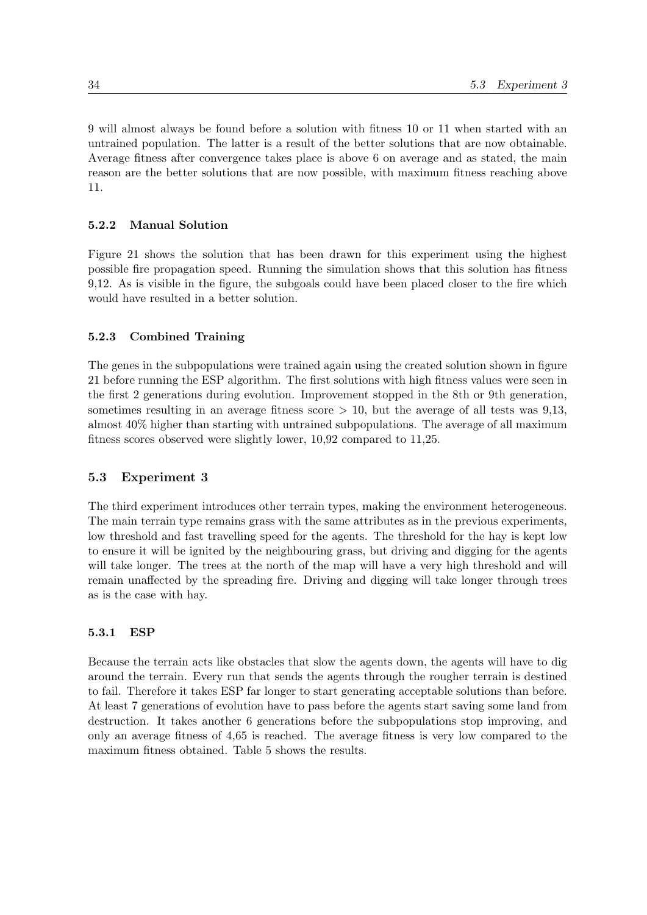9 will almost always be found before a solution with fitness 10 or 11 when started with an untrained population. The latter is a result of the better solutions that are now obtainable. Average fitness after convergence takes place is above 6 on average and as stated, the main reason are the better solutions that are now possible, with maximum fitness reaching above 11.

### 5.2.2 Manual Solution

Figure 21 shows the solution that has been drawn for this experiment using the highest possible fire propagation speed. Running the simulation shows that this solution has fitness 9,12. As is visible in the figure, the subgoals could have been placed closer to the fire which would have resulted in a better solution.

### 5.2.3 Combined Training

The genes in the subpopulations were trained again using the created solution shown in figure 21 before running the ESP algorithm. The first solutions with high fitness values were seen in the first 2 generations during evolution. Improvement stopped in the 8th or 9th generation, sometimes resulting in an average fitness score $> 10$, but the average of all tests was 9,13, almost 40% higher than starting with untrained subpopulations. The average of all maximum fitness scores observed were slightly lower, 10,92 compared to 11,25.

## 5.3 Experiment 3

The third experiment introduces other terrain types, making the environment heterogeneous. The main terrain type remains grass with the same attributes as in the previous experiments, low threshold and fast travelling speed for the agents. The threshold for the hay is kept low to ensure it will be ignited by the neighbouring grass, but driving and digging for the agents will take longer. The trees at the north of the map will have a very high threshold and will remain unaffected by the spreading fire. Driving and digging will take longer through trees as is the case with hay.

### 5.3.1 ESP

Because the terrain acts like obstacles that slow the agents down, the agents will have to dig around the terrain. Every run that sends the agents through the rougher terrain is destined to fail. Therefore it takes ESP far longer to start generating acceptable solutions than before. At least 7 generations of evolution have to pass before the agents start saving some land from destruction. It takes another 6 generations before the subpopulations stop improving, and only an average fitness of 4,65 is reached. The average fitness is very low compared to the maximum fitness obtained. Table 5 shows the results.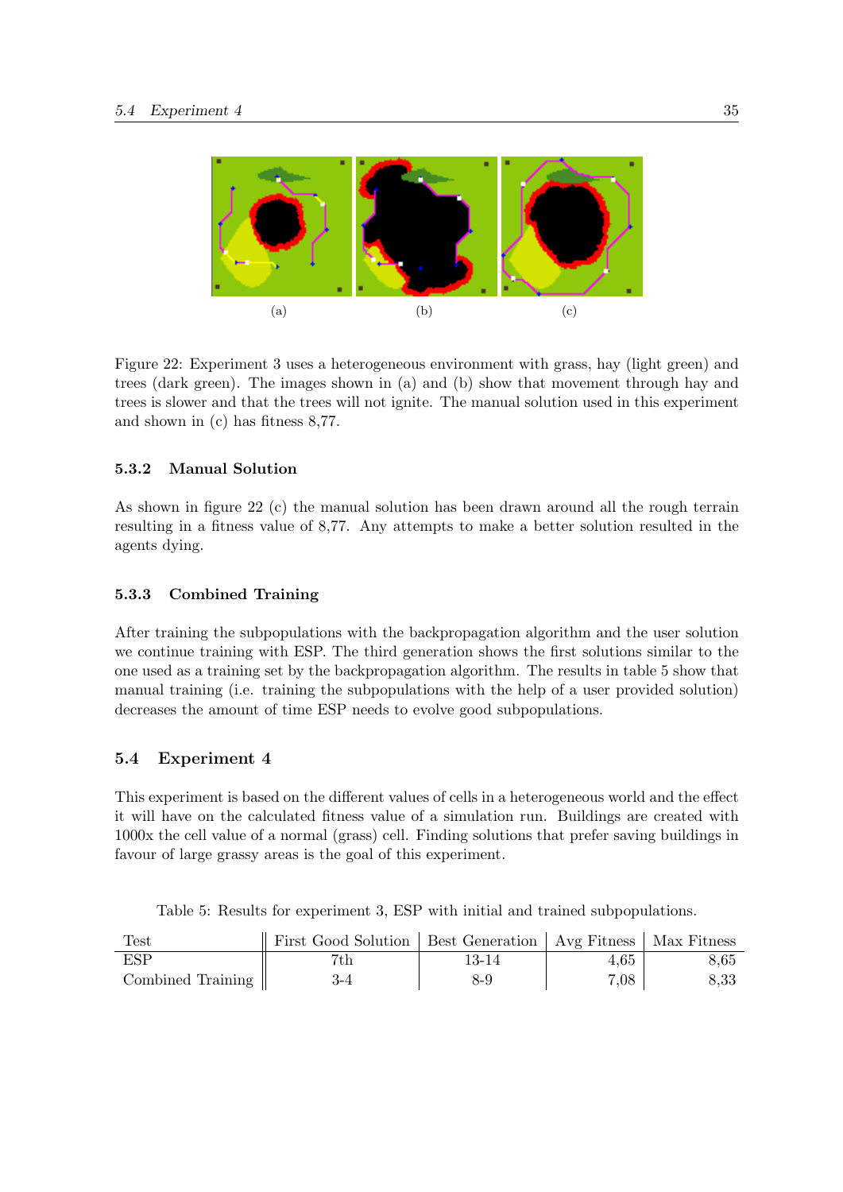(a) (b) (c)

Figure 22: Experiment 3 uses a heterogeneous environment with grass, hay (light green) and trees (dark green). The images shown in (a) and (b) show that movement through hay and trees is slower and that the trees will not ignite. The manual solution used in this experiment and shown in (c) has fitness 8,77.

### 5.3.2 Manual Solution

As shown in figure 22 (c) the manual solution has been drawn around all the rough terrain resulting in a fitness value of 8,77. Any attempts to make a better solution resulted in the agents dying.

### 5.3.3 Combined Training

After training the subpopulations with the backpropagation algorithm and the user solution we continue training with ESP. The third generation shows the first solutions similar to the one used as a training set by the backpropagation algorithm. The results in table 5 show that manual training (i.e. training the subpopulations with the help of a user provided solution) decreases the amount of time ESP needs to evolve good subpopulations.

## 5.4 Experiment 4

This experiment is based on the different values of cells in a heterogeneous world and the effect it will have on the calculated fitness value of a simulation run. Buildings are created with 1000x the cell value of a normal (grass) cell. Finding solutions that prefer saving buildings in favour of large grassy areas is the goal of this experiment.

Table 5: Results for experiment 3, ESP with initial and trained subpopulations.

| Test | First Good Solution | Best Generation | Avg Fitness | Max Fitness |
|---|---|---|---|---|
| ESP | 7th | 13-14 | 4,65 | 8,65 |
| Combined Training | 3-4 | 8-9 | 7,08 | 8,33 |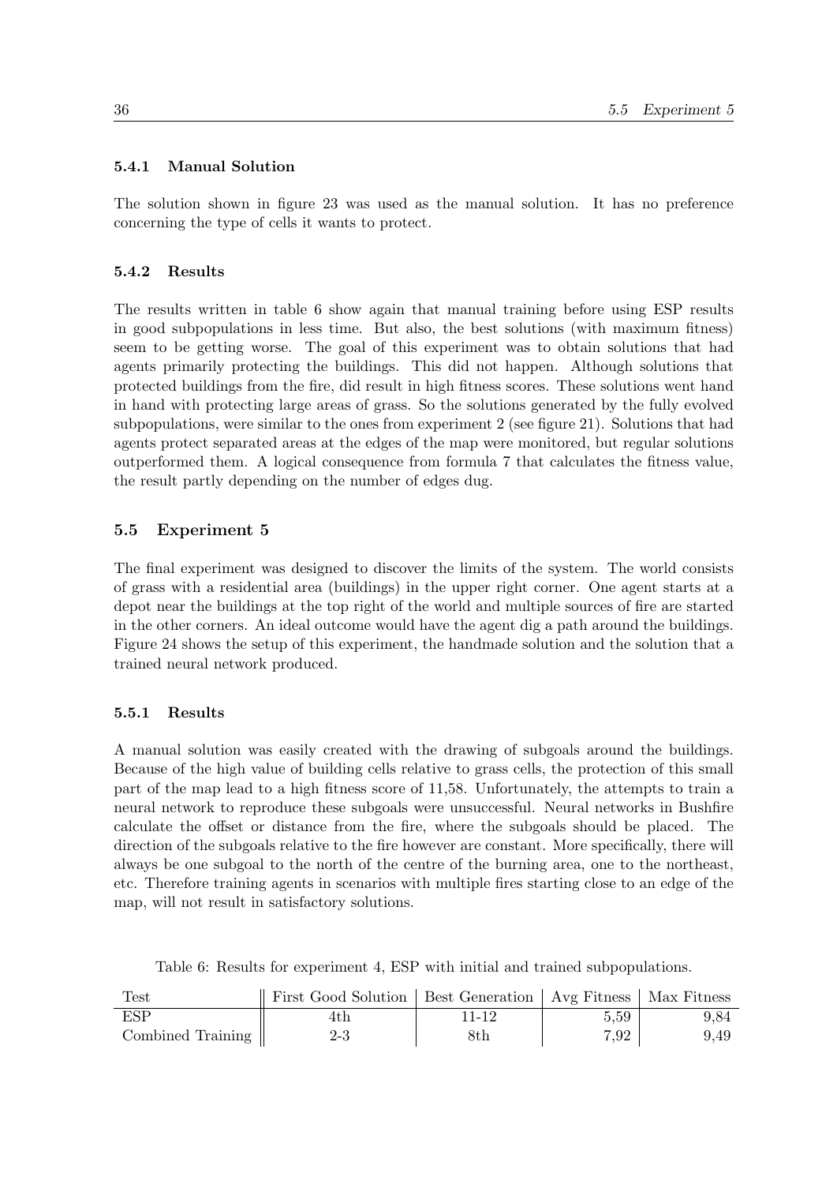### 5.4.1 Manual Solution

The solution shown in figure 23 was used as the manual solution. It has no preference concerning the type of cells it wants to protect.

### 5.4.2 Results

The results written in table 6 show again that manual training before using ESP results in good subpopulations in less time. But also, the best solutions (with maximum fitness) seem to be getting worse. The goal of this experiment was to obtain solutions that had agents primarily protecting the buildings. This did not happen. Although solutions that protected buildings from the fire, did result in high fitness scores. These solutions went hand in hand with protecting large areas of grass. So the solutions generated by the fully evolved subpopulations, were similar to the ones from experiment 2 (see figure 21). Solutions that had agents protect separated areas at the edges of the map were monitored, but regular solutions outperformed them. A logical consequence from formula 7 that calculates the fitness value, the result partly depending on the number of edges dug.

## 5.5 Experiment 5

The final experiment was designed to discover the limits of the system. The world consists of grass with a residential area (buildings) in the upper right corner. One agent starts at a depot near the buildings at the top right of the world and multiple sources of fire are started in the other corners. An ideal outcome would have the agent dig a path around the buildings. Figure 24 shows the setup of this experiment, the handmade solution and the solution that a trained neural network produced.

### 5.5.1 Results

A manual solution was easily created with the drawing of subgoals around the buildings. Because of the high value of building cells relative to grass cells, the protection of this small part of the map lead to a high fitness score of 11,58. Unfortunately, the attempts to train a neural network to reproduce these subgoals were unsuccessful. Neural networks in Bushfire calculate the offset or distance from the fire, where the subgoals should be placed. The direction of the subgoals relative to the fire however are constant. More specifically, there will always be one subgoal to the north of the centre of the burning area, one to the northeast, etc. Therefore training agents in scenarios with multiple fires starting close to an edge of the map, will not result in satisfactory solutions.

Table 6: Results for experiment 4, ESP with initial and trained subpopulations.

| Test | First Good Solution | Best Generation | Avg Fitness | Max Fitness |
|---|---|---|---|---|
| ESP | 4th | 11-12 | 5,59 | 9,84 |
| Combined Training | 2-3 | 8th | 7,92 | 9,49 |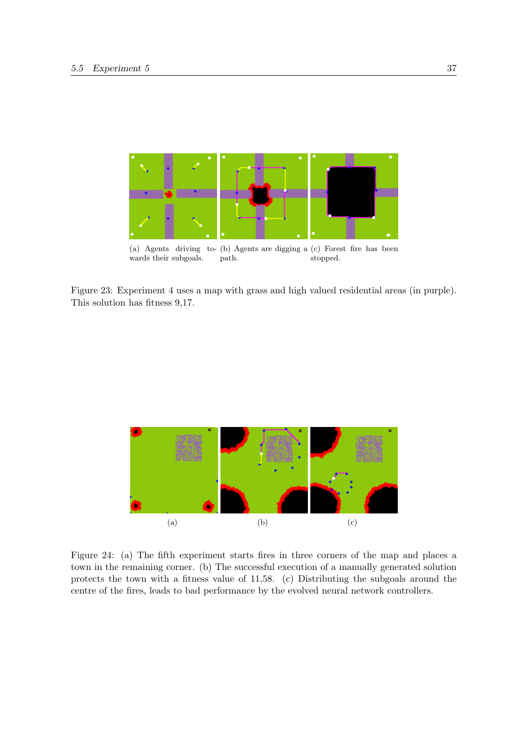(a) Agents driving towards their subgoals.

(b) Agents are digging a path.

(c) Forest fire has been stopped.

Figure 23: Experiment 4 uses a map with grass and high valued residential areas (in purple). This solution has fitness 9,17.

(a)

(b)

(c)

Figure 24: (a) The fifth experiment starts fires in three corners of the map and places a town in the remaining corner. (b) The successful execution of a manually generated solution protects the town with a fitness value of 11,58. (c) Distributing the subgoals around the centre of the fires, leads to bad performance by the evolved neural network controllers.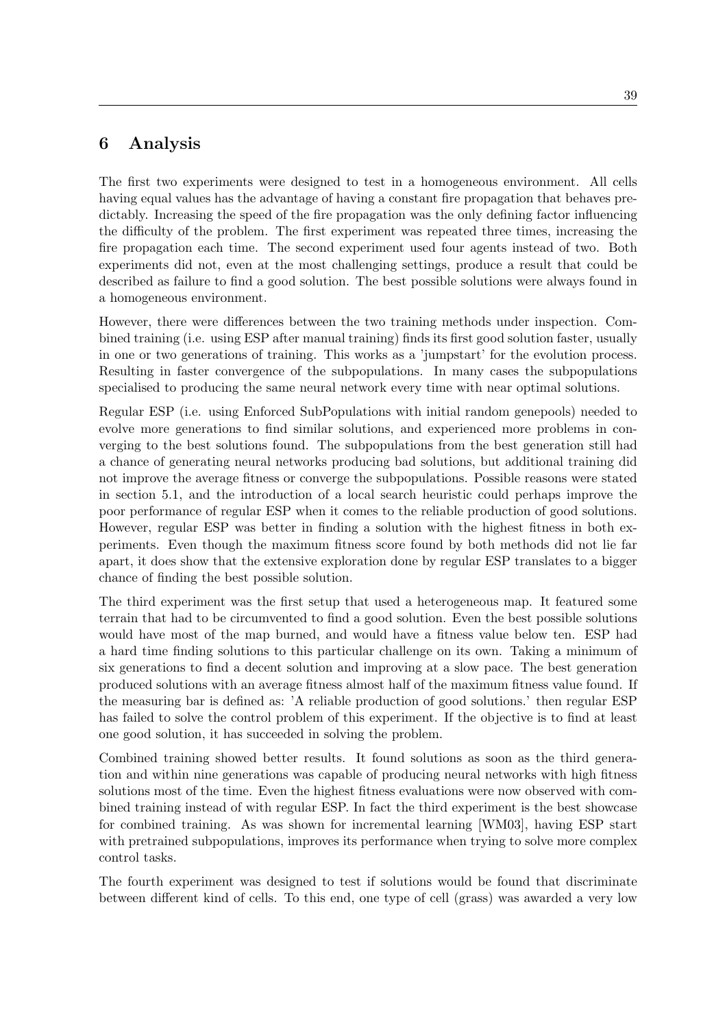# 6 Analysis

The first two experiments were designed to test in a homogeneous environment. All cells having equal values has the advantage of having a constant fire propagation that behaves predictably. Increasing the speed of the fire propagation was the only defining factor influencing the difficulty of the problem. The first experiment was repeated three times, increasing the fire propagation each time. The second experiment used four agents instead of two. Both experiments did not, even at the most challenging settings, produce a result that could be described as failure to find a good solution. The best possible solutions were always found in a homogeneous environment.

However, there were differences between the two training methods under inspection. Combined training (i.e. using ESP after manual training) finds its first good solution faster, usually in one or two generations of training. This works as a 'jumpstart' for the evolution process. Resulting in faster convergence of the subpopulations. In many cases the subpopulations specialised to producing the same neural network every time with near optimal solutions.

Regular ESP (i.e. using Enforced SubPopulations with initial random genepools) needed to evolve more generations to find similar solutions, and experienced more problems in converging to the best solutions found. The subpopulations from the best generation still had a chance of generating neural networks producing bad solutions, but additional training did not improve the average fitness or converge the subpopulations. Possible reasons were stated in section 5.1, and the introduction of a local search heuristic could perhaps improve the poor performance of regular ESP when it comes to the reliable production of good solutions. However, regular ESP was better in finding a solution with the highest fitness in both experiments. Even though the maximum fitness score found by both methods did not lie far apart, it does show that the extensive exploration done by regular ESP translates to a bigger chance of finding the best possible solution.

The third experiment was the first setup that used a heterogeneous map. It featured some terrain that had to be circumvented to find a good solution. Even the best possible solutions would have most of the map burned, and would have a fitness value below ten. ESP had a hard time finding solutions to this particular challenge on its own. Taking a minimum of six generations to find a decent solution and improving at a slow pace. The best generation produced solutions with an average fitness almost half of the maximum fitness value found. If the measuring bar is defined as: 'A reliable production of good solutions.' then regular ESP has failed to solve the control problem of this experiment. If the objective is to find at least one good solution, it has succeeded in solving the problem.

Combined training showed better results. It found solutions as soon as the third generation and within nine generations was capable of producing neural networks with high fitness solutions most of the time. Even the highest fitness evaluations were now observed with combined training instead of with regular ESP. In fact the third experiment is the best showcase for combined training. As was shown for incremental learning [WM03], having ESP start with pretrained subpopulations, improves its performance when trying to solve more complex control tasks.

The fourth experiment was designed to test if solutions would be found that discriminate between different kind of cells. To this end, one type of cell (grass) was awarded a very low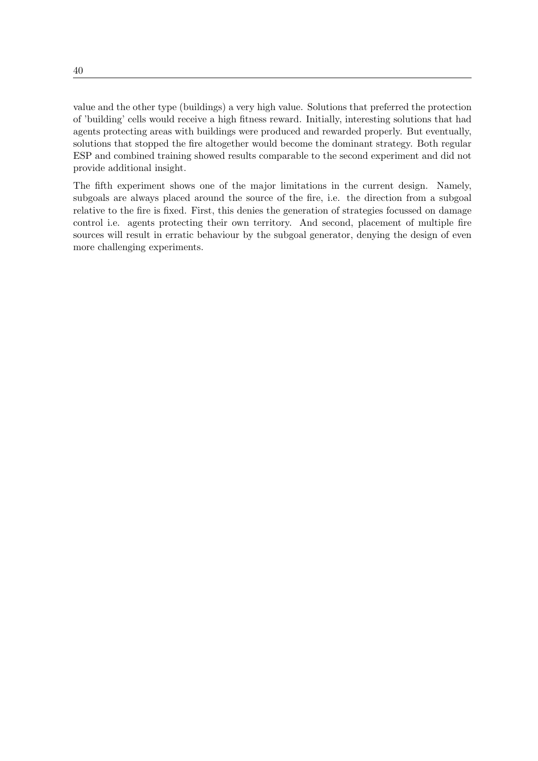value and the other type (buildings) a very high value. Solutions that preferred the protection of 'building' cells would receive a high fitness reward. Initially, interesting solutions that had agents protecting areas with buildings were produced and rewarded properly. But eventually, solutions that stopped the fire altogether would become the dominant strategy. Both regular ESP and combined training showed results comparable to the second experiment and did not provide additional insight.

The fifth experiment shows one of the major limitations in the current design. Namely, subgoals are always placed around the source of the fire, i.e. the direction from a subgoal relative to the fire is fixed. First, this denies the generation of strategies focussed on damage control i.e. agents protecting their own territory. And second, placement of multiple fire sources will result in erratic behaviour by the subgoal generator, denying the design of even more challenging experiments.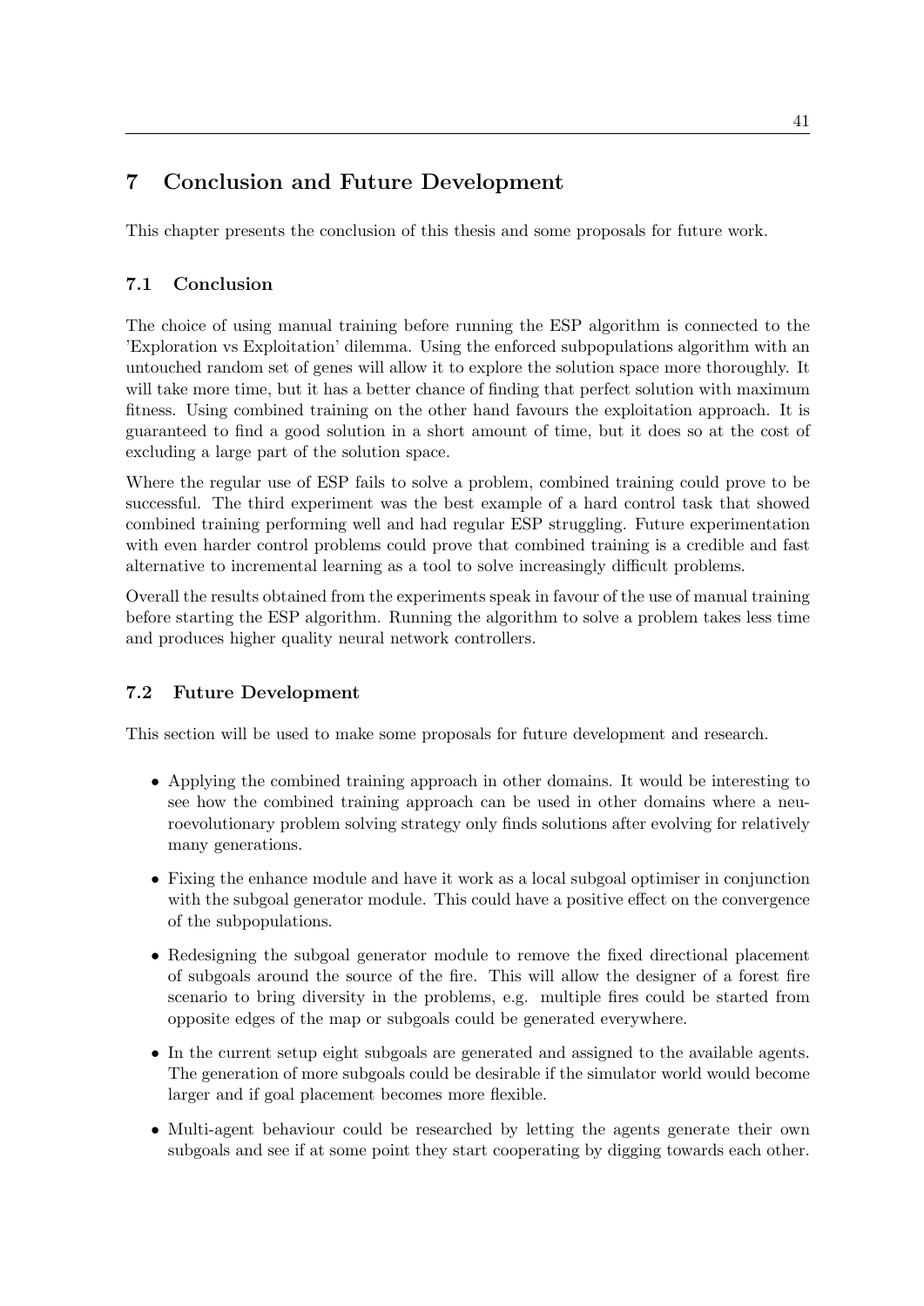# 7 Conclusion and Future Development

This chapter presents the conclusion of this thesis and some proposals for future work.

## 7.1 Conclusion

The choice of using manual training before running the ESP algorithm is connected to the 'Exploration vs Exploitation' dilemma. Using the enforced subpopulations algorithm with an untouched random set of genes will allow it to explore the solution space more thoroughly. It will take more time, but it has a better chance of finding that perfect solution with maximum fitness. Using combined training on the other hand favours the exploitation approach. It is guaranteed to find a good solution in a short amount of time, but it does so at the cost of excluding a large part of the solution space.

Where the regular use of ESP fails to solve a problem, combined training could prove to be successful. The third experiment was the best example of a hard control task that showed combined training performing well and had regular ESP struggling. Future experimentation with even harder control problems could prove that combined training is a credible and fast alternative to incremental learning as a tool to solve increasingly difficult problems.

Overall the results obtained from the experiments speak in favour of the use of manual training before starting the ESP algorithm. Running the algorithm to solve a problem takes less time and produces higher quality neural network controllers.

## 7.2 Future Development

This section will be used to make some proposals for future development and research.

- Applying the combined training approach in other domains. It would be interesting to see how the combined training approach can be used in other domains where a neuroevolutionary problem solving strategy only finds solutions after evolving for relatively many generations.
- Fixing the enhance module and have it work as a local subgoal optimiser in conjunction with the subgoal generator module. This could have a positive effect on the convergence of the subpopulations.
- Redesigning the subgoal generator module to remove the fixed directional placement of subgoals around the source of the fire. This will allow the designer of a forest fire scenario to bring diversity in the problems, e.g. multiple fires could be started from opposite edges of the map or subgoals could be generated everywhere.
- In the current setup eight subgoals are generated and assigned to the available agents. The generation of more subgoals could be desirable if the simulator world would become larger and if goal placement becomes more flexible.
- Multi-agent behaviour could be researched by letting the agents generate their own subgoals and see if at some point they start cooperating by digging towards each other.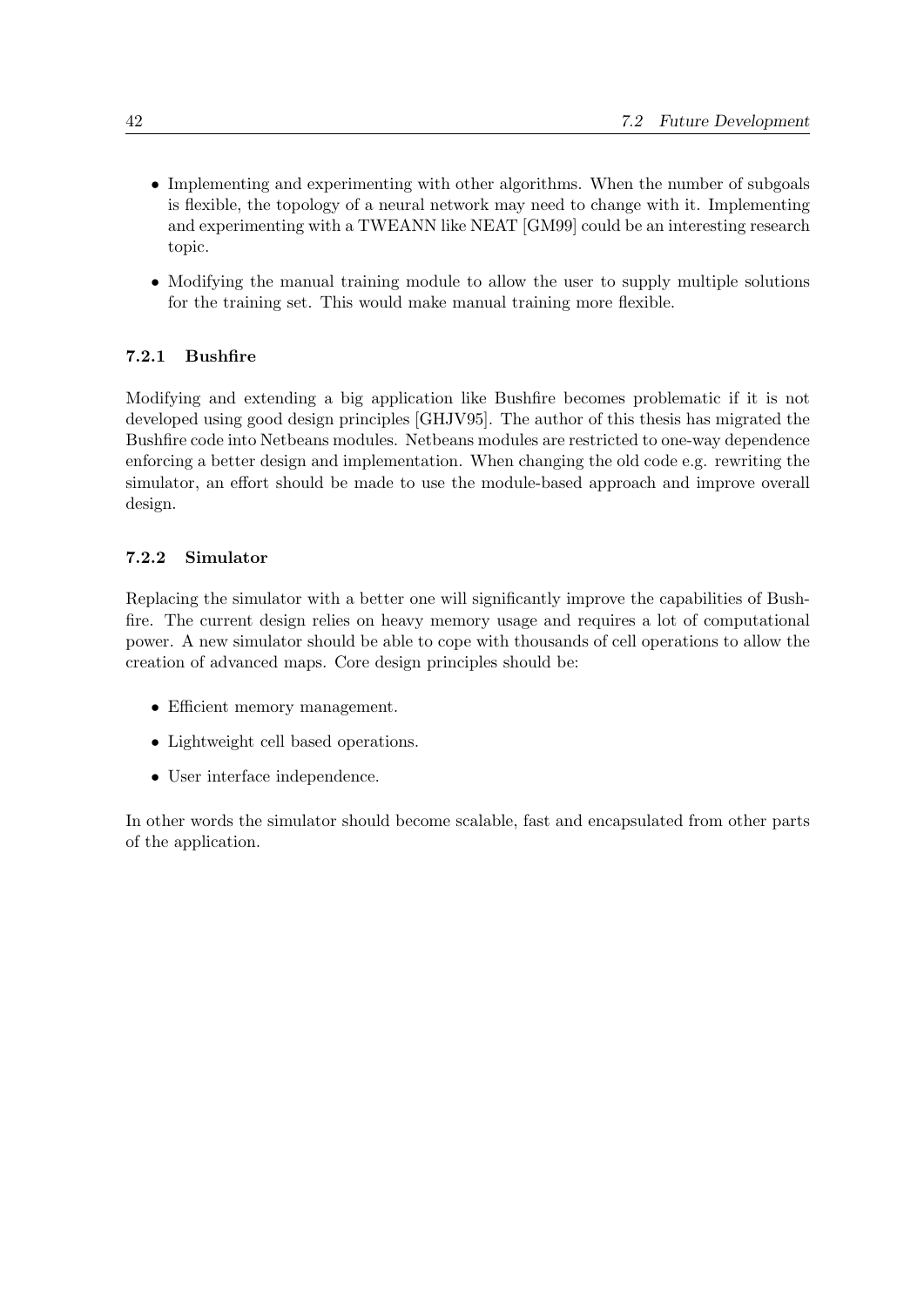- Implementing and experimenting with other algorithms. When the number of subgoals is flexible, the topology of a neural network may need to change with it. Implementing and experimenting with a TWEANN like NEAT [GM99] could be an interesting research topic.

- Modifying the manual training module to allow the user to supply multiple solutions for the training set. This would make manual training more flexible.

### 7.2.1 Bushfire

Modifying and extending a big application like Bushfire becomes problematic if it is not developed using good design principles [GHJV95]. The author of this thesis has migrated the Bushfire code into Netbeans modules. Netbeans modules are restricted to one-way dependence enforcing a better design and implementation. When changing the old code e.g. rewriting the simulator, an effort should be made to use the module-based approach and improve overall design.

### 7.2.2 Simulator

Replacing the simulator with a better one will significantly improve the capabilities of Bushfire. The current design relies on heavy memory usage and requires a lot of computational power. A new simulator should be able to cope with thousands of cell operations to allow the creation of advanced maps. Core design principles should be:

- Efficient memory management.
- Lightweight cell based operations.
- User interface independence.

In other words the simulator should become scalable, fast and encapsulated from other parts of the application.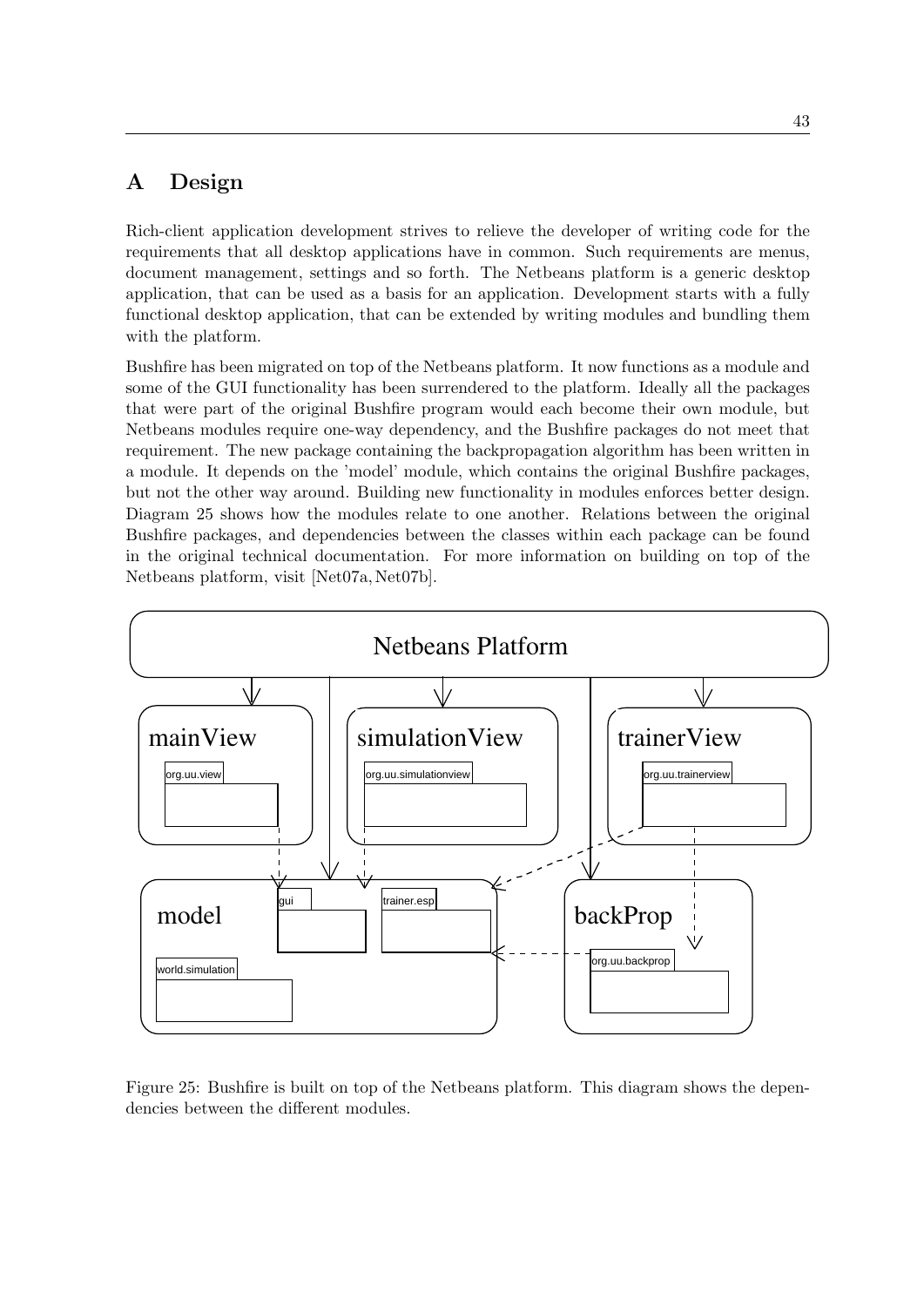# A Design

Rich-client application development strives to relieve the developer of writing code for the requirements that all desktop applications have in common. Such requirements are menus, document management, settings and so forth. The Netbeans platform is a generic desktop application, that can be used as a basis for an application. Development starts with a fully functional desktop application, that can be extended by writing modules and bundling them with the platform.

Bushfire has been migrated on top of the Netbeans platform. It now functions as a module and some of the GUI functionality has been surrendered to the platform. Ideally all the packages that were part of the original Bushfire program would each become their own module, but Netbeans modules require one-way dependency, and the Bushfire packages do not meet that requirement. The new package containing the backpropagation algorithm has been written in a module. It depends on the 'model' module, which contains the original Bushfire packages, but not the other way around. Building new functionality in modules enforces better design. Diagram 25 shows how the modules relate to one another. Relations between the original Bushfire packages, and dependencies between the classes within each package can be found in the original technical documentation. For more information on building on top of the Netbeans platform, visit [Net07a, Net07b].

Figure 25: Bushfire is built on top of the Netbeans platform. This diagram shows the dependencies between the different modules.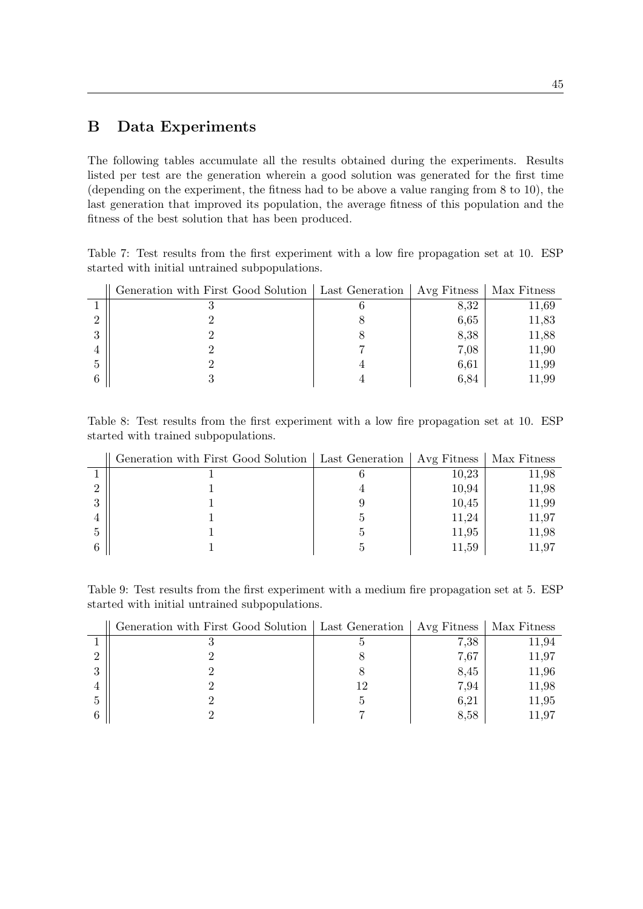# B Data Experiments

The following tables accumulate all the results obtained during the experiments. Results listed per test are the generation wherein a good solution was generated for the first time (depending on the experiment, the fitness had to be above a value ranging from 8 to 10), the last generation that improved its population, the average fitness of this population and the fitness of the best solution that has been produced.

Table 7: Test results from the first experiment with a low fire propagation set at 10. ESP started with initial untrained subpopulations.

| | Generation with First Good Solution | Last Generation | Avg Fitness | Max Fitness |
|---|---|---|---|---|
| 1 | 3 | 6 | 8,32 | 11,69 |
| 2 | 2 | 8 | 6,65 | 11,83 |
| 3 | 2 | 8 | 8,38 | 11,88 |
| 4 | 2 | 7 | 7,08 | 11,90 |
| 5 | 2 | 4 | 6,61 | 11,99 |
| 6 | 3 | 4 | 6,84 | 11,99 |

Table 8: Test results from the first experiment with a low fire propagation set at 10. ESP started with trained subpopulations.

| | Generation with First Good Solution | Last Generation | Avg Fitness | Max Fitness |
|---|---|---|---|---|
| 1 | 1 | 6 | 10,23 | 11,98 |
| 2 | 1 | 4 | 10,94 | 11,98 |
| 3 | 1 | 9 | 10,45 | 11,99 |
| 4 | 1 | 5 | 11,24 | 11,97 |
| 5 | 1 | 5 | 11,95 | 11,98 |
| 6 | 1 | 5 | 11,59 | 11,97 |

Table 9: Test results from the first experiment with a medium fire propagation set at 5. ESP started with initial untrained subpopulations.

| | Generation with First Good Solution | Last Generation | Avg Fitness | Max Fitness |
|---|---|---|---|---|
| 1 | 3 | 5 | 7,38 | 11,94 |
| 2 | 2 | 8 | 7,67 | 11,97 |
| 3 | 2 | 8 | 8,45 | 11,96 |
| 4 | 2 | 12 | 7,94 | 11,98 |
| 5 | 2 | 5 | 6,21 | 11,95 |
| 6 | 2 | 7 | 8,58 | 11,97 |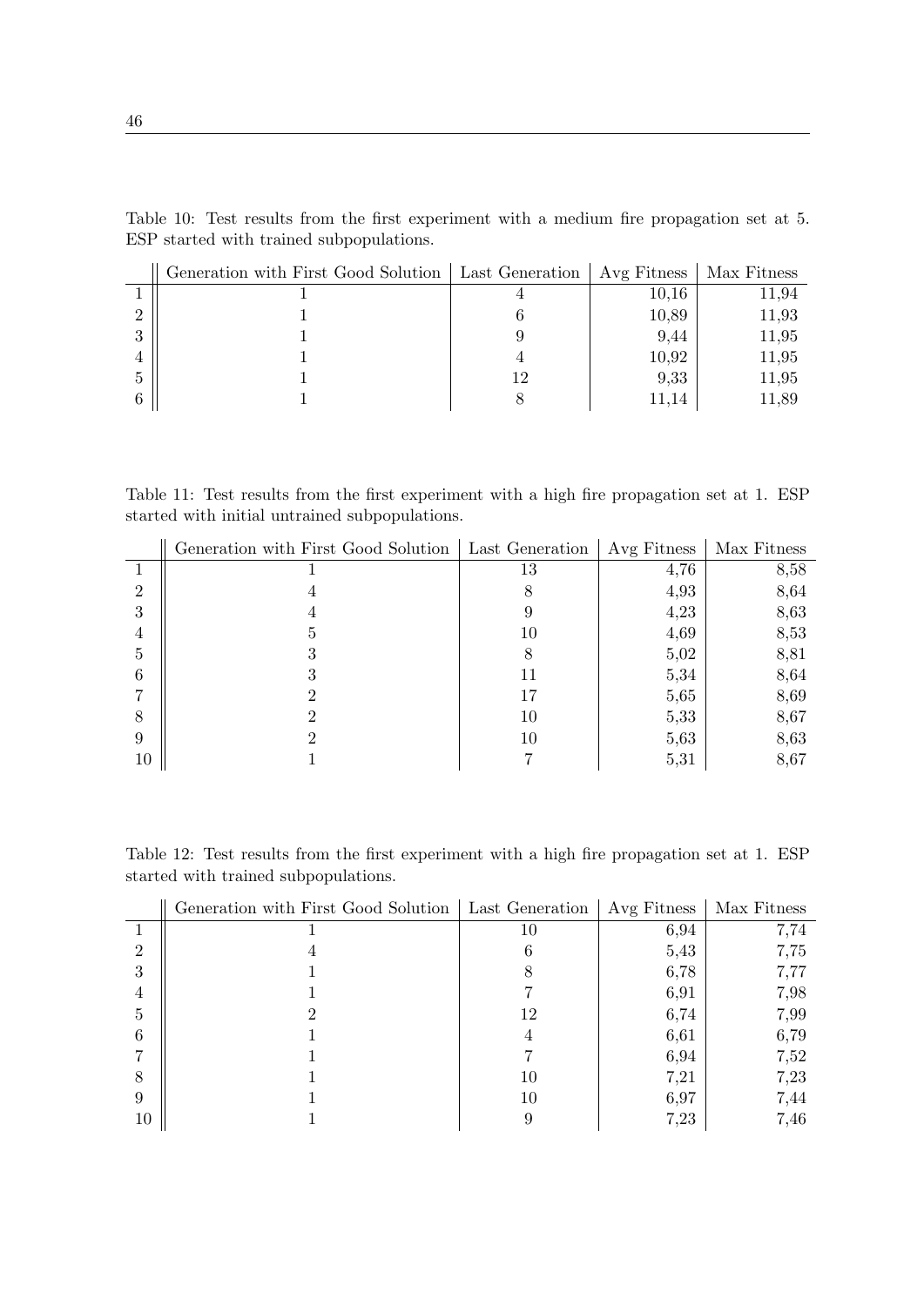Table 10: Test results from the first experiment with a medium fire propagation set at 5. ESP started with trained subpopulations.

| | Generation with First Good Solution | Last Generation | Avg Fitness | Max Fitness |
|---|---|---|---|---|
| 1 | 1 | 4 | 10,16 | 11,94 |
| 2 | 1 | 6 | 10,89 | 11,93 |
| 3 | 1 | 9 | 9,44 | 11,95 |
| 4 | 1 | 4 | 10,92 | 11,95 |
| 5 | 1 | 12 | 9,33 | 11,95 |
| 6 | 1 | 8 | 11,14 | 11,89 |

Table 11: Test results from the first experiment with a high fire propagation set at 1. ESP started with initial untrained subpopulations.

| | Generation with First Good Solution | Last Generation | Avg Fitness | Max Fitness |
|---|---|---|---|---|
| 1 | 1 | 13 | 4,76 | 8,58 |
| 2 | 4 | 8 | 4,93 | 8,64 |
| 3 | 4 | 9 | 4,23 | 8,63 |
| 4 | 5 | 10 | 4,69 | 8,53 |
| 5 | 3 | 8 | 5,02 | 8,81 |
| 6 | 3 | 11 | 5,34 | 8,64 |
| 7 | 2 | 17 | 5,65 | 8,69 |
| 8 | 2 | 10 | 5,33 | 8,67 |
| 9 | 2 | 10 | 5,63 | 8,63 |
| 10 | 1 | 7 | 5,31 | 8,67 |

Table 12: Test results from the first experiment with a high fire propagation set at 1. ESP started with trained subpopulations.

| | Generation with First Good Solution | Last Generation | Avg Fitness | Max Fitness |
|---|---|---|---|---|
| 1 | 1 | 10 | 6,94 | 7,74 |
| 2 | 4 | 6 | 5,43 | 7,75 |
| 3 | 1 | 8 | 6,78 | 7,77 |
| 4 | 1 | 7 | 6,91 | 7,98 |
| 5 | 2 | 12 | 6,74 | 7,99 |
| 6 | 1 | 4 | 6,61 | 6,79 |
| 7 | 1 | 7 | 6,94 | 7,52 |
| 8 | 1 | 10 | 7,21 | 7,23 |
| 9 | 1 | 10 | 6,97 | 7,44 |
| 10 | 1 | 9 | 7,23 | 7,46 |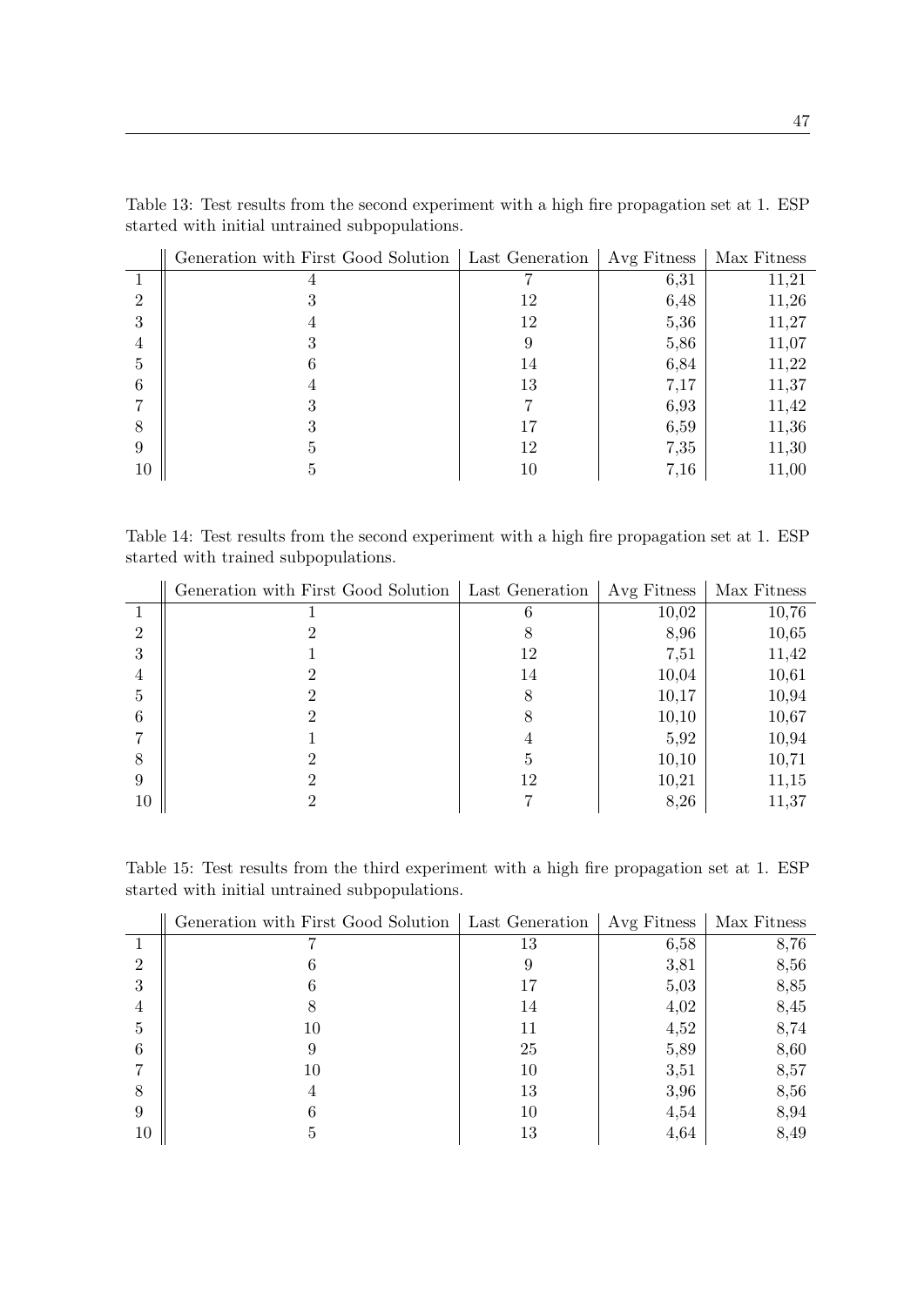Table 13: Test results from the second experiment with a high fire propagation set at 1. ESP started with initial untrained subpopulations.

| | Generation with First Good Solution | Last Generation | Avg Fitness | Max Fitness |
|---|---|---|---|---|
| 1 | 4 | 7 | 6,31 | 11,21 |
| 2 | 3 | 12 | 6,48 | 11,26 |
| 3 | 4 | 12 | 5,36 | 11,27 |
| 4 | 3 | 9 | 5,86 | 11,07 |
| 5 | 6 | 14 | 6,84 | 11,22 |
| 6 | 4 | 13 | 7,17 | 11,37 |
| 7 | 3 | 7 | 6,93 | 11,42 |
| 8 | 3 | 17 | 6,59 | 11,36 |
| 9 | 5 | 12 | 7,35 | 11,30 |
| 10 | 5 | 10 | 7,16 | 11,00 |

Table 14: Test results from the second experiment with a high fire propagation set at 1. ESP started with trained subpopulations.

| | Generation with First Good Solution | Last Generation | Avg Fitness | Max Fitness |
|---|---|---|---|---|
| 1 | 1 | 6 | 10,02 | 10,76 |
| 2 | 2 | 8 | 8,96 | 10,65 |
| 3 | 1 | 12 | 7,51 | 11,42 |
| 4 | 2 | 14 | 10,04 | 10,61 |
| 5 | 2 | 8 | 10,17 | 10,94 |
| 6 | 2 | 8 | 10,10 | 10,67 |
| 7 | 1 | 4 | 5,92 | 10,94 |
| 8 | 2 | 5 | 10,10 | 10,71 |
| 9 | 2 | 12 | 10,21 | 11,15 |
| 10 | 2 | 7 | 8,26 | 11,37 |

Table 15: Test results from the third experiment with a high fire propagation set at 1. ESP started with initial untrained subpopulations.

| | Generation with First Good Solution | Last Generation | Avg Fitness | Max Fitness |
|---|---|---|---|---|
| 1 | 7 | 13 | 6,58 | 8,76 |
| 2 | 6 | 9 | 3,81 | 8,56 |
| 3 | 6 | 17 | 5,03 | 8,85 |
| 4 | 8 | 14 | 4,02 | 8,45 |
| 5 | 10 | 11 | 4,52 | 8,74 |
| 6 | 9 | 25 | 5,89 | 8,60 |
| 7 | 10 | 10 | 3,51 | 8,57 |
| 8 | 4 | 13 | 3,96 | 8,56 |
| 9 | 6 | 10 | 4,54 | 8,94 |
| 10 | 5 | 13 | 4,64 | 8,49 |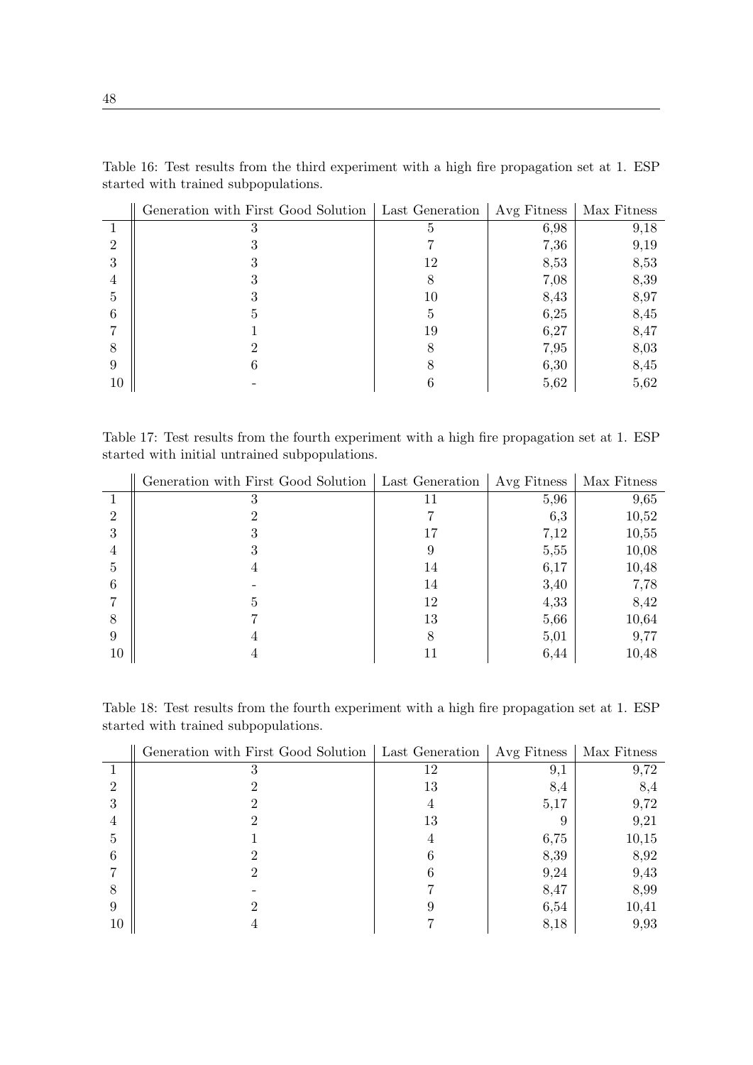Table 16: Test results from the third experiment with a high fire propagation set at 1. ESP started with trained subpopulations.

| | Generation with First Good Solution | Last Generation | Avg Fitness | Max Fitness |
|---|---|---|---|---|
| 1 | 3 | 5 | 6,98 | 9,18 |
| 2 | 3 | 7 | 7,36 | 9,19 |
| 3 | 3 | 12 | 8,53 | 8,53 |
| 4 | 3 | 8 | 7,08 | 8,39 |
| 5 | 3 | 10 | 8,43 | 8,97 |
| 6 | 5 | 5 | 6,25 | 8,45 |
| 7 | 1 | 19 | 6,27 | 8,47 |
| 8 | 2 | 8 | 7,95 | 8,03 |
| 9 | 6 | 8 | 6,30 | 8,45 |
| 10 | - | 6 | 5,62 | 5,62 |

Table 17: Test results from the fourth experiment with a high fire propagation set at 1. ESP started with initial untrained subpopulations.

| | Generation with First Good Solution | Last Generation | Avg Fitness | Max Fitness |
|---|---|---|---|---|
| 1 | 3 | 11 | 5,96 | 9,65 |
| 2 | 2 | 7 | 6,3 | 10,52 |
| 3 | 3 | 17 | 7,12 | 10,55 |
| 4 | 3 | 9 | 5,55 | 10,08 |
| 5 | 4 | 14 | 6,17 | 10,48 |
| 6 | - | 14 | 3,40 | 7,78 |
| 7 | 5 | 12 | 4,33 | 8,42 |
| 8 | 7 | 13 | 5,66 | 10,64 |
| 9 | 4 | 8 | 5,01 | 9,77 |
| 10 | 4 | 11 | 6,44 | 10,48 |

Table 18: Test results from the fourth experiment with a high fire propagation set at 1. ESP started with trained subpopulations.

| | Generation with First Good Solution | Last Generation | Avg Fitness | Max Fitness |
|---|---|---|---|---|
| 1 | 3 | 12 | 9,1 | 9,72 |
| 2 | 2 | 13 | 8,4 | 8,4 |
| 3 | 2 | 4 | 5,17 | 9,72 |
| 4 | 2 | 13 | 9 | 9,21 |
| 5 | 1 | 4 | 6,75 | 10,15 |
| 6 | 2 | 6 | 8,39 | 8,92 |
| 7 | 2 | 6 | 9,24 | 9,43 |
| 8 | - | 7 | 8,47 | 8,99 |
| 9 | 2 | 9 | 6,54 | 10,41 |
| 10 | 4 | 7 | 8,18 | 9,93 |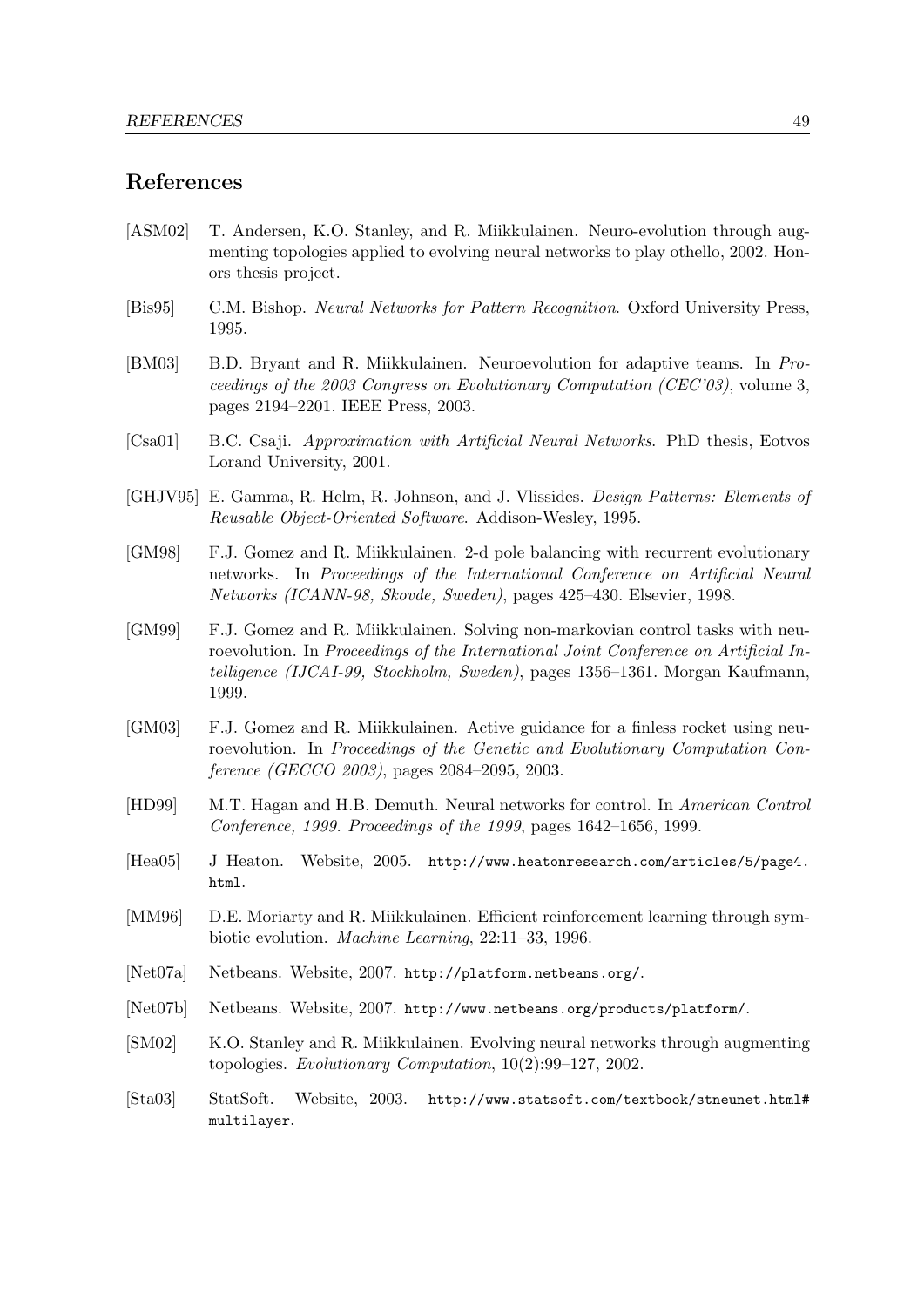## References

[ASM02] T. Andersen, K.O. Stanley, and R. Miikkulainen. Neuro-evolution through augmenting topologies applied to evolving neural networks to play othello, 2002. Honors thesis project.

[Bis95] C.M. Bishop. *Neural Networks for Pattern Recognition*. Oxford University Press, 1995.

[BM03] B.D. Bryant and R. Miikkulainen. Neuroevolution for adaptive teams. In *Proceedings of the 2003 Congress on Evolutionary Computation (CEC'03)*, volume 3, pages 2194–2201. IEEE Press, 2003.

[Csa01] B.C. Csaji. *Approximation with Artificial Neural Networks*. PhD thesis, Eotvos Lorand University, 2001.

[GHJV95] E. Gamma, R. Helm, R. Johnson, and J. Vlissides. *Design Patterns: Elements of Reusable Object-Oriented Software*. Addison-Wesley, 1995.

[GM98] F.J. Gomez and R. Miikkulainen. 2-d pole balancing with recurrent evolutionary networks. In *Proceedings of the International Conference on Artificial Neural Networks (ICANN-98, Skovde, Sweden)*, pages 425–430. Elsevier, 1998.

[GM99] F.J. Gomez and R. Miikkulainen. Solving non-markovian control tasks with neuroevolution. In *Proceedings of the International Joint Conference on Artificial Intelligence (IJCAI-99, Stockholm, Sweden)*, pages 1356–1361. Morgan Kaufmann, 1999.

[GM03] F.J. Gomez and R. Miikkulainen. Active guidance for a finless rocket using neuroevolution. In *Proceedings of the Genetic and Evolutionary Computation Conference (GECCO 2003)*, pages 2084–2095, 2003.

[HD99] M.T. Hagan and H.B. Demuth. Neural networks for control. In *American Control Conference, 1999. Proceedings of the 1999*, pages 1642–1656, 1999.

[Hea05] J Heaton. Website, 2005. `http://www.heatonresearch.com/articles/5/page4.html`.

[MM96] D.E. Moriarty and R. Miikkulainen. Efficient reinforcement learning through symbiotic evolution. *Machine Learning*, 22:11–33, 1996.

[Net07a] Netbeans. Website, 2007. `http://platform.netbeans.org/`.

[Net07b] Netbeans. Website, 2007. `http://www.netbeans.org/products/platform/`.

[SM02] K.O. Stanley and R. Miikkulainen. Evolving neural networks through augmenting topologies. *Evolutionary Computation*, 10(2):99–127, 2002.

[Sta03] StatSoft. Website, 2003. `http://www.statsoft.com/textbook/stneunet.html#multilayer`.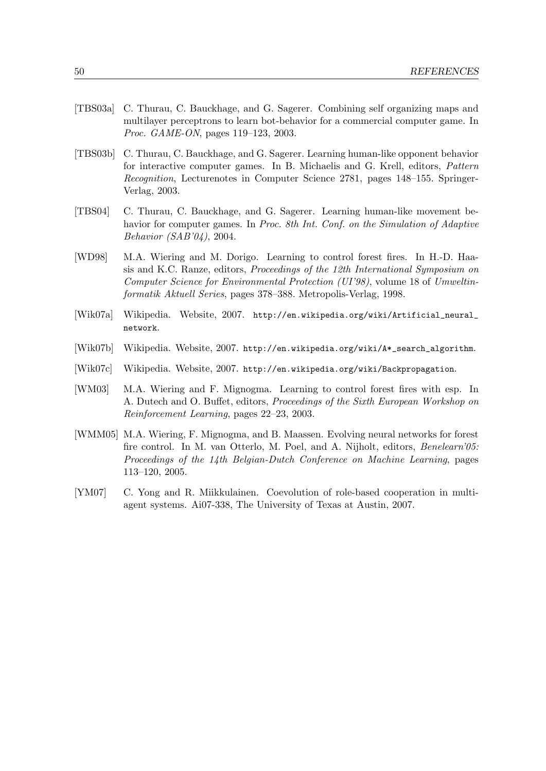[TBS03a] C. Thurau, C. Bauckhage, and G. Sagerer. Combining self organizing maps and multilayer perceptrons to learn bot-behavior for a commercial computer game. In *Proc. GAME-ON*, pages 119–123, 2003.

[TBS03b] C. Thurau, C. Bauckhage, and G. Sagerer. Learning human-like opponent behavior for interactive computer games. In B. Michaelis and G. Krell, editors, *Pattern Recognition*, Lecturenotes in Computer Science 2781, pages 148–155. Springer-Verlag, 2003.

[TBS04] C. Thurau, C. Bauckhage, and G. Sagerer. Learning human-like movement behavior for computer games. In *Proc. 8th Int. Conf. on the Simulation of Adaptive Behavior (SAB'04)*, 2004.

[WD98] M.A. Wiering and M. Dorigo. Learning to control forest fires. In H.-D. Haasis and K.C. Ranze, editors, *Proceedings of the 12th International Symposium on Computer Science for Environmental Protection (UI'98)*, volume 18 of *Umweltinformatik Aktuell Series*, pages 378–388. Metropolis-Verlag, 1998.

[Wik07a] Wikipedia. Website, 2007. http://en.wikipedia.org/wiki/Artificial_neural_network.

[Wik07b] Wikipedia. Website, 2007. http://en.wikipedia.org/wiki/A*_search_algorithm.

[Wik07c] Wikipedia. Website, 2007. http://en.wikipedia.org/wiki/Backpropagation.

[WM03] M.A. Wiering and F. Mignogma. Learning to control forest fires with esp. In A. Dutech and O. Buffet, editors, *Proceedings of the Sixth European Workshop on Reinforcement Learning*, pages 22–23, 2003.

[WMM05] M.A. Wiering, F. Mignogma, and B. Maassen. Evolving neural networks for forest fire control. In M. van Otterlo, M. Poel, and A. Nijholt, editors, *Benelearn'05: Proceedings of the 14th Belgian-Dutch Conference on Machine Learning*, pages 113–120, 2005.

[YM07] C. Yong and R. Miikkulainen. Coevolution of role-based cooperation in multiagent systems. Ai07-338, The University of Texas at Austin, 2007.